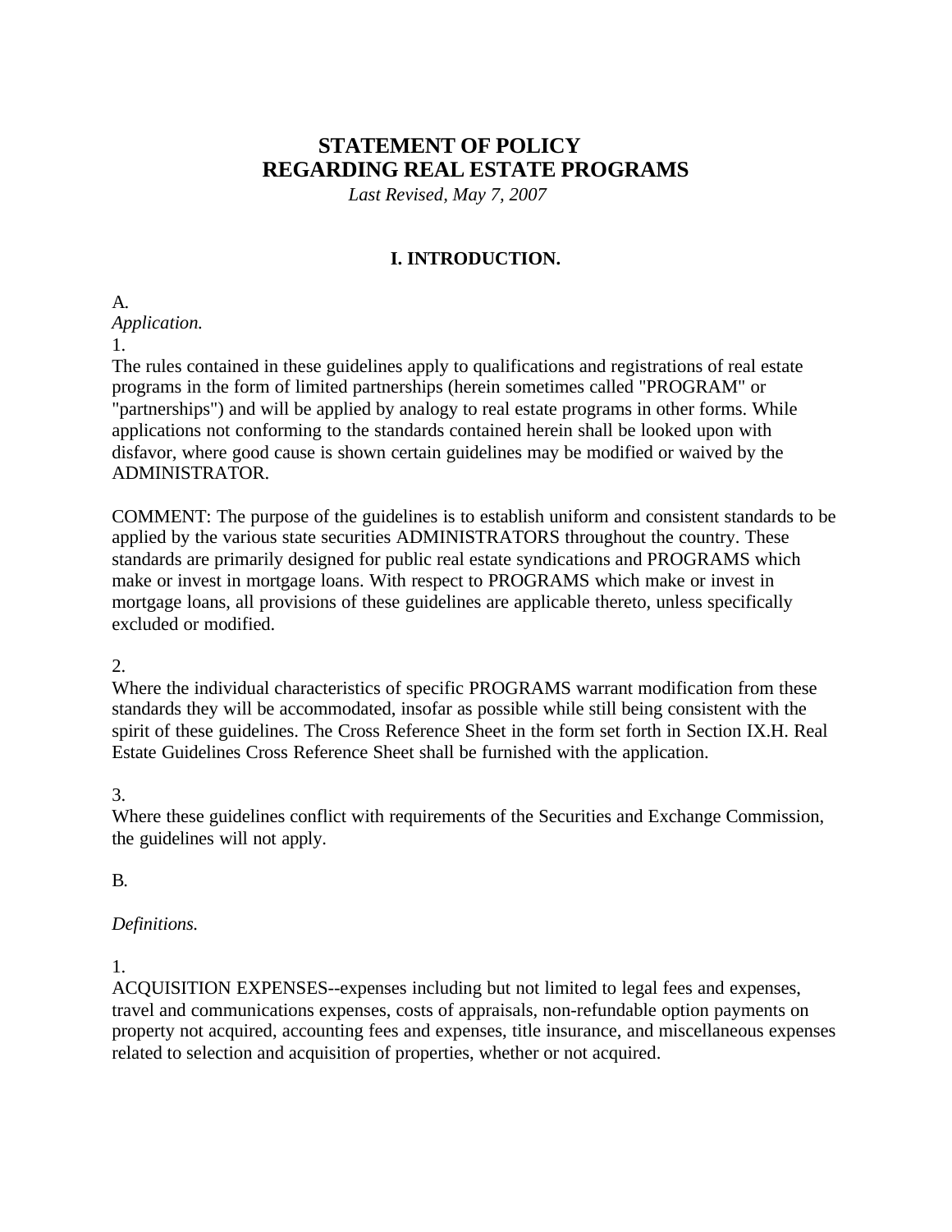# STATEMENT OF POLICY
# REGARDING REAL ESTATE PROGRAMS

*Last Revised, May 7, 2007*

## I. INTRODUCTION.

A.
*Application.*

1.
The rules contained in these guidelines apply to qualifications and registrations of real estate programs in the form of limited partnerships (herein sometimes called "PROGRAM" or "partnerships") and will be applied by analogy to real estate programs in other forms. While applications not conforming to the standards contained herein shall be looked upon with disfavor, where good cause is shown certain guidelines may be modified or waived by the ADMINISTRATOR.

COMMENT: The purpose of the guidelines is to establish uniform and consistent standards to be applied by the various state securities ADMINISTRATORS throughout the country. These standards are primarily designed for public real estate syndications and PROGRAMS which make or invest in mortgage loans. With respect to PROGRAMS which make or invest in mortgage loans, all provisions of these guidelines are applicable thereto, unless specifically excluded or modified.

2.
Where the individual characteristics of specific PROGRAMS warrant modification from these standards they will be accommodated, insofar as possible while still being consistent with the spirit of these guidelines. The Cross Reference Sheet in the form set forth in Section IX.H. Real Estate Guidelines Cross Reference Sheet shall be furnished with the application.

3.
Where these guidelines conflict with requirements of the Securities and Exchange Commission, the guidelines will not apply.

B.

*Definitions.*

1.
ACQUISITION EXPENSES--expenses including but not limited to legal fees and expenses, travel and communications expenses, costs of appraisals, non-refundable option payments on property not acquired, accounting fees and expenses, title insurance, and miscellaneous expenses related to selection and acquisition of properties, whether or not acquired.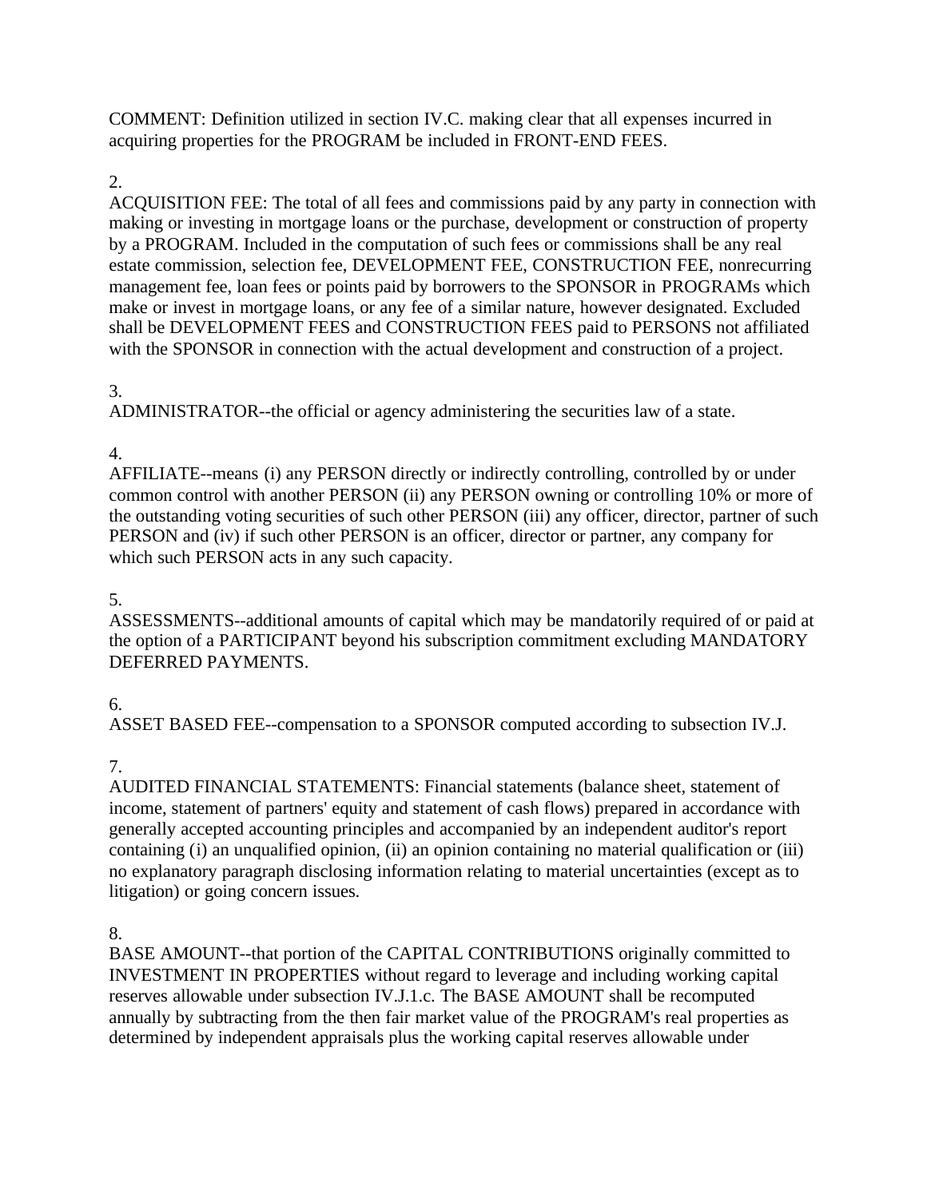COMMENT: Definition utilized in section IV.C. making clear that all expenses incurred in acquiring properties for the PROGRAM be included in FRONT-END FEES.

2.
ACQUISITION FEE: The total of all fees and commissions paid by any party in connection with making or investing in mortgage loans or the purchase, development or construction of property by a PROGRAM. Included in the computation of such fees or commissions shall be any real estate commission, selection fee, DEVELOPMENT FEE, CONSTRUCTION FEE, nonrecurring management fee, loan fees or points paid by borrowers to the SPONSOR in PROGRAMs which make or invest in mortgage loans, or any fee of a similar nature, however designated. Excluded shall be DEVELOPMENT FEES and CONSTRUCTION FEES paid to PERSONS not affiliated with the SPONSOR in connection with the actual development and construction of a project.

3.
ADMINISTRATOR--the official or agency administering the securities law of a state.

4.
AFFILIATE--means (i) any PERSON directly or indirectly controlling, controlled by or under common control with another PERSON (ii) any PERSON owning or controlling 10% or more of the outstanding voting securities of such other PERSON (iii) any officer, director, partner of such PERSON and (iv) if such other PERSON is an officer, director or partner, any company for which such PERSON acts in any such capacity.

5.
ASSESSMENTS--additional amounts of capital which may be mandatorily required of or paid at the option of a PARTICIPANT beyond his subscription commitment excluding MANDATORY DEFERRED PAYMENTS.

6.
ASSET BASED FEE--compensation to a SPONSOR computed according to subsection IV.J.

7.
AUDITED FINANCIAL STATEMENTS: Financial statements (balance sheet, statement of income, statement of partners' equity and statement of cash flows) prepared in accordance with generally accepted accounting principles and accompanied by an independent auditor's report containing (i) an unqualified opinion, (ii) an opinion containing no material qualification or (iii) no explanatory paragraph disclosing information relating to material uncertainties (except as to litigation) or going concern issues.

8.
BASE AMOUNT--that portion of the CAPITAL CONTRIBUTIONS originally committed to INVESTMENT IN PROPERTIES without regard to leverage and including working capital reserves allowable under subsection IV.J.1.c. The BASE AMOUNT shall be recomputed annually by subtracting from the then fair market value of the PROGRAM's real properties as determined by independent appraisals plus the working capital reserves allowable under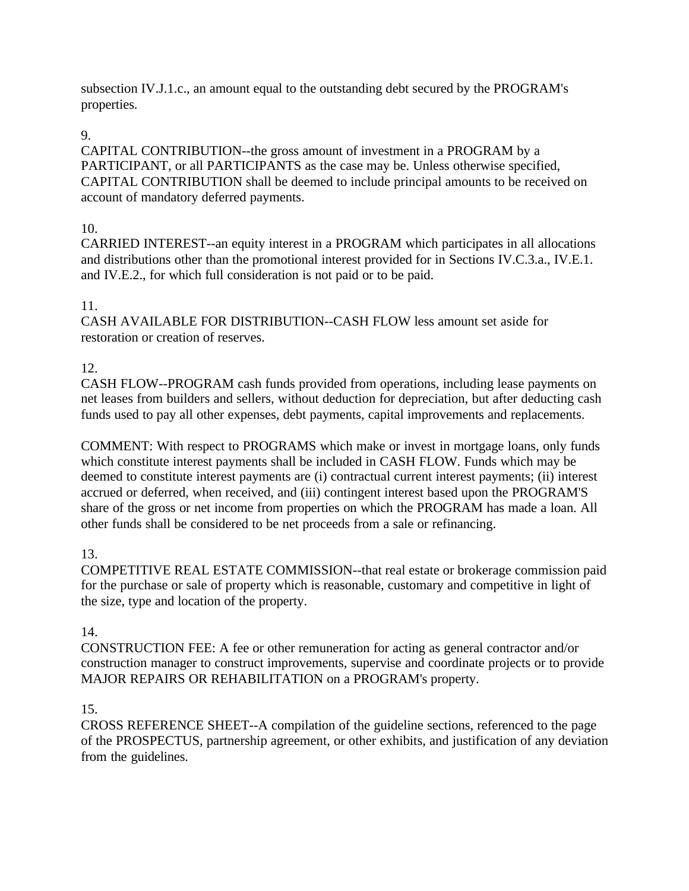subsection IV.J.1.c., an amount equal to the outstanding debt secured by the PROGRAM's properties.

9.
CAPITAL CONTRIBUTION--the gross amount of investment in a PROGRAM by a PARTICIPANT, or all PARTICIPANTS as the case may be. Unless otherwise specified, CAPITAL CONTRIBUTION shall be deemed to include principal amounts to be received on account of mandatory deferred payments.

10.
CARRIED INTEREST--an equity interest in a PROGRAM which participates in all allocations and distributions other than the promotional interest provided for in Sections IV.C.3.a., IV.E.1. and IV.E.2., for which full consideration is not paid or to be paid.

11.
CASH AVAILABLE FOR DISTRIBUTION--CASH FLOW less amount set aside for restoration or creation of reserves.

12.
CASH FLOW--PROGRAM cash funds provided from operations, including lease payments on net leases from builders and sellers, without deduction for depreciation, but after deducting cash funds used to pay all other expenses, debt payments, capital improvements and replacements.

COMMENT: With respect to PROGRAMS which make or invest in mortgage loans, only funds which constitute interest payments shall be included in CASH FLOW. Funds which may be deemed to constitute interest payments are (i) contractual current interest payments; (ii) interest accrued or deferred, when received, and (iii) contingent interest based upon the PROGRAM'S share of the gross or net income from properties on which the PROGRAM has made a loan. All other funds shall be considered to be net proceeds from a sale or refinancing.

13.
COMPETITIVE REAL ESTATE COMMISSION--that real estate or brokerage commission paid for the purchase or sale of property which is reasonable, customary and competitive in light of the size, type and location of the property.

14.
CONSTRUCTION FEE: A fee or other remuneration for acting as general contractor and/or construction manager to construct improvements, supervise and coordinate projects or to provide MAJOR REPAIRS OR REHABILITATION on a PROGRAM's property.

15.
CROSS REFERENCE SHEET--A compilation of the guideline sections, referenced to the page of the PROSPECTUS, partnership agreement, or other exhibits, and justification of any deviation from the guidelines.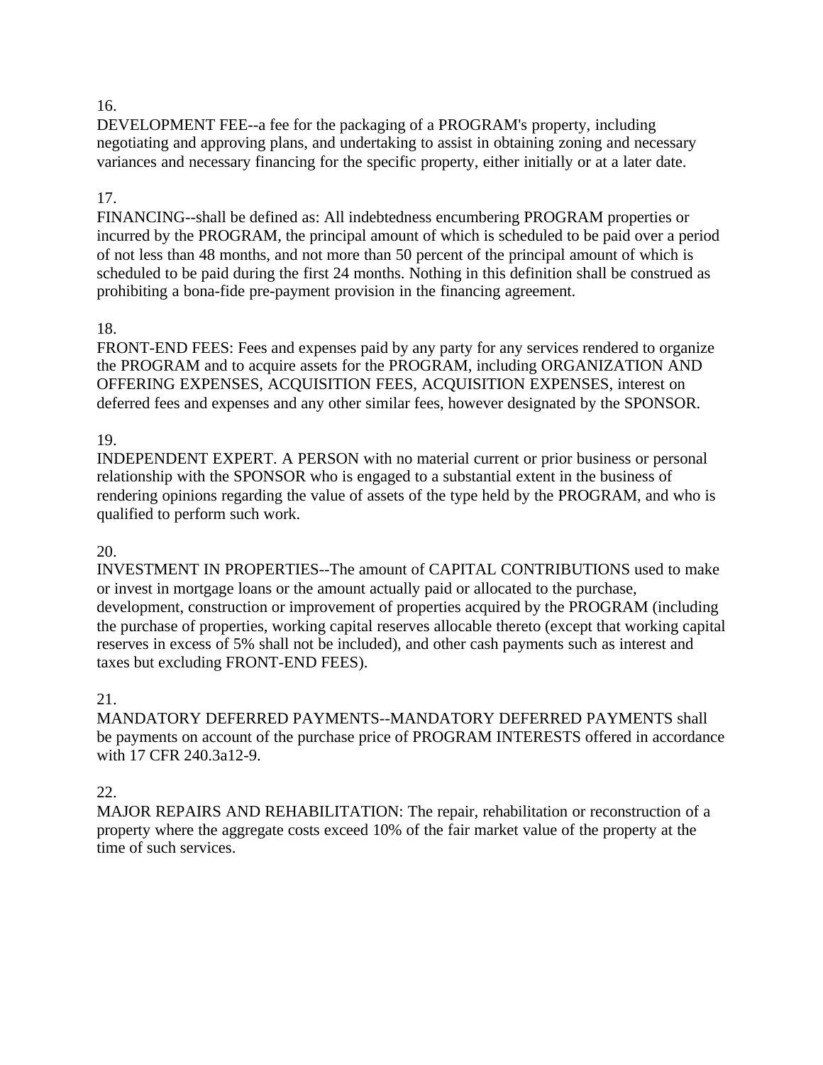16.
DEVELOPMENT FEE--a fee for the packaging of a PROGRAM's property, including negotiating and approving plans, and undertaking to assist in obtaining zoning and necessary variances and necessary financing for the specific property, either initially or at a later date.

17.
FINANCING--shall be defined as: All indebtedness encumbering PROGRAM properties or incurred by the PROGRAM, the principal amount of which is scheduled to be paid over a period of not less than 48 months, and not more than 50 percent of the principal amount of which is scheduled to be paid during the first 24 months. Nothing in this definition shall be construed as prohibiting a bona-fide pre-payment provision in the financing agreement.

18.
FRONT-END FEES: Fees and expenses paid by any party for any services rendered to organize the PROGRAM and to acquire assets for the PROGRAM, including ORGANIZATION AND OFFERING EXPENSES, ACQUISITION FEES, ACQUISITION EXPENSES, interest on deferred fees and expenses and any other similar fees, however designated by the SPONSOR.

19.
INDEPENDENT EXPERT. A PERSON with no material current or prior business or personal relationship with the SPONSOR who is engaged to a substantial extent in the business of rendering opinions regarding the value of assets of the type held by the PROGRAM, and who is qualified to perform such work.

20.
INVESTMENT IN PROPERTIES--The amount of CAPITAL CONTRIBUTIONS used to make or invest in mortgage loans or the amount actually paid or allocated to the purchase, development, construction or improvement of properties acquired by the PROGRAM (including the purchase of properties, working capital reserves allocable thereto (except that working capital reserves in excess of 5% shall not be included), and other cash payments such as interest and taxes but excluding FRONT-END FEES).

21.
MANDATORY DEFERRED PAYMENTS--MANDATORY DEFERRED PAYMENTS shall be payments on account of the purchase price of PROGRAM INTERESTS offered in accordance with 17 CFR 240.3a12-9.

22.
MAJOR REPAIRS AND REHABILITATION: The repair, rehabilitation or reconstruction of a property where the aggregate costs exceed 10% of the fair market value of the property at the time of such services.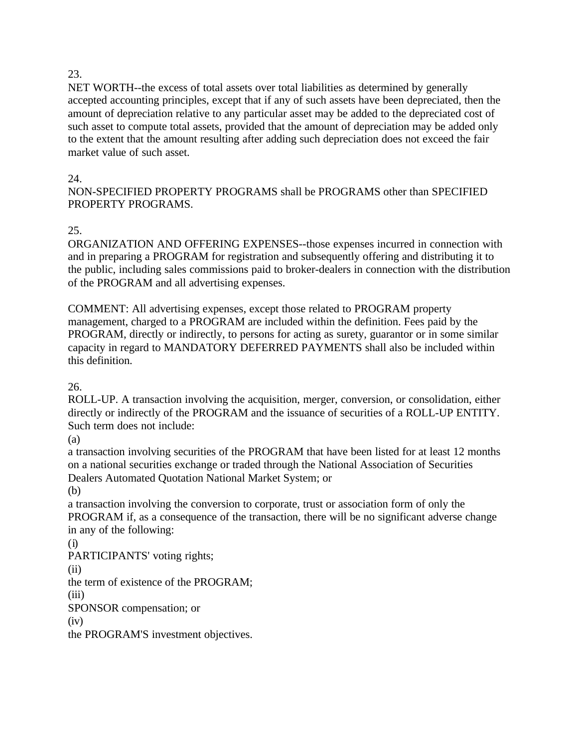23.
NET WORTH--the excess of total assets over total liabilities as determined by generally accepted accounting principles, except that if any of such assets have been depreciated, then the amount of depreciation relative to any particular asset may be added to the depreciated cost of such asset to compute total assets, provided that the amount of depreciation may be added only to the extent that the amount resulting after adding such depreciation does not exceed the fair market value of such asset.

24.
NON-SPECIFIED PROPERTY PROGRAMS shall be PROGRAMS other than SPECIFIED PROPERTY PROGRAMS.

25.
ORGANIZATION AND OFFERING EXPENSES--those expenses incurred in connection with and in preparing a PROGRAM for registration and subsequently offering and distributing it to the public, including sales commissions paid to broker-dealers in connection with the distribution of the PROGRAM and all advertising expenses.

COMMENT: All advertising expenses, except those related to PROGRAM property management, charged to a PROGRAM are included within the definition. Fees paid by the PROGRAM, directly or indirectly, to persons for acting as surety, guarantor or in some similar capacity in regard to MANDATORY DEFERRED PAYMENTS shall also be included within this definition.

26.
ROLL-UP. A transaction involving the acquisition, merger, conversion, or consolidation, either directly or indirectly of the PROGRAM and the issuance of securities of a ROLL-UP ENTITY. Such term does not include:

(a)
a transaction involving securities of the PROGRAM that have been listed for at least 12 months on a national securities exchange or traded through the National Association of Securities Dealers Automated Quotation National Market System; or

(b)
a transaction involving the conversion to corporate, trust or association form of only the PROGRAM if, as a consequence of the transaction, there will be no significant adverse change in any of the following:

(i)
PARTICIPANTS' voting rights;

(ii)
the term of existence of the PROGRAM;

(iii)
SPONSOR compensation; or

(iv)
the PROGRAM'S investment objectives.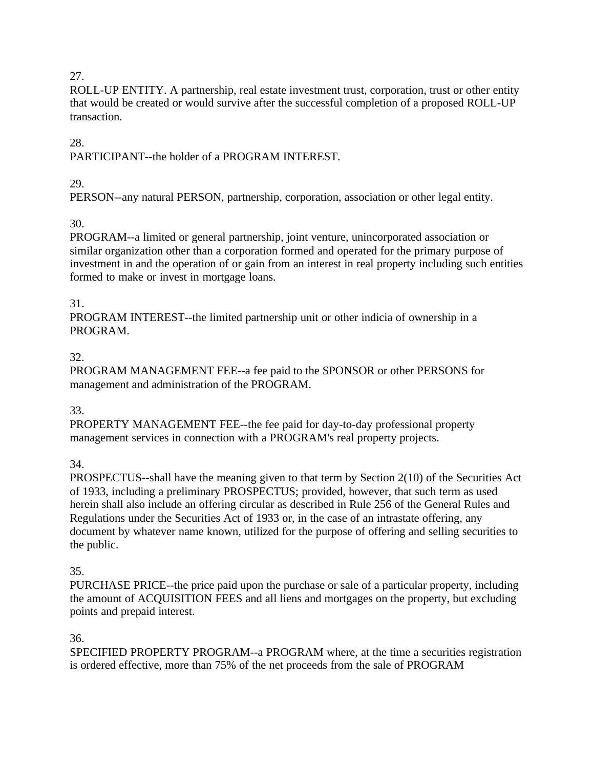27.

ROLL-UP ENTITY. A partnership, real estate investment trust, corporation, trust or other entity that would be created or would survive after the successful completion of a proposed ROLL-UP transaction.

28.

PARTICIPANT--the holder of a PROGRAM INTEREST.

29.

PERSON--any natural PERSON, partnership, corporation, association or other legal entity.

30.

PROGRAM--a limited or general partnership, joint venture, unincorporated association or similar organization other than a corporation formed and operated for the primary purpose of investment in and the operation of or gain from an interest in real property including such entities formed to make or invest in mortgage loans.

31.

PROGRAM INTEREST--the limited partnership unit or other indicia of ownership in a PROGRAM.

32.

PROGRAM MANAGEMENT FEE--a fee paid to the SPONSOR or other PERSONS for management and administration of the PROGRAM.

33.

PROPERTY MANAGEMENT FEE--the fee paid for day-to-day professional property management services in connection with a PROGRAM's real property projects.

34.

PROSPECTUS--shall have the meaning given to that term by Section 2(10) of the Securities Act of 1933, including a preliminary PROSPECTUS; provided, however, that such term as used herein shall also include an offering circular as described in Rule 256 of the General Rules and Regulations under the Securities Act of 1933 or, in the case of an intrastate offering, any document by whatever name known, utilized for the purpose of offering and selling securities to the public.

35.

PURCHASE PRICE--the price paid upon the purchase or sale of a particular property, including the amount of ACQUISITION FEES and all liens and mortgages on the property, but excluding points and prepaid interest.

36.

SPECIFIED PROPERTY PROGRAM--a PROGRAM where, at the time a securities registration is ordered effective, more than 75% of the net proceeds from the sale of PROGRAM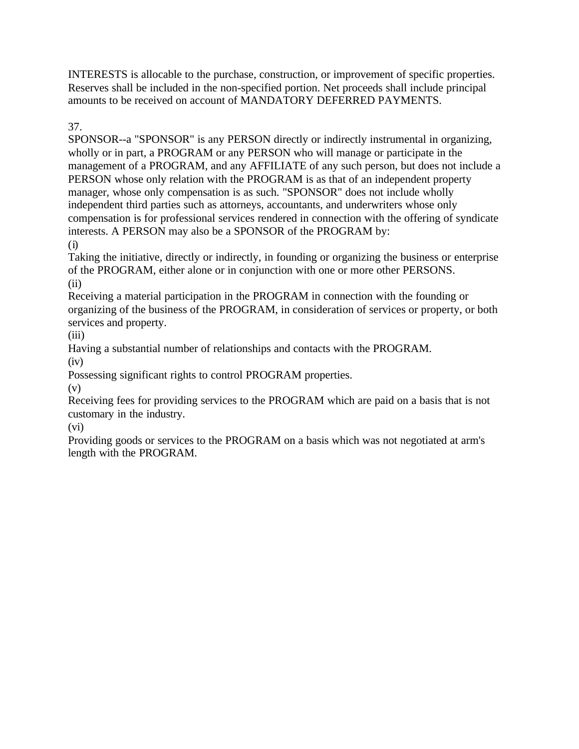INTERESTS is allocable to the purchase, construction, or improvement of specific properties. Reserves shall be included in the non-specified portion. Net proceeds shall include principal amounts to be received on account of MANDATORY DEFERRED PAYMENTS.

37.

SPONSOR--a "SPONSOR" is any PERSON directly or indirectly instrumental in organizing, wholly or in part, a PROGRAM or any PERSON who will manage or participate in the management of a PROGRAM, and any AFFILIATE of any such person, but does not include a PERSON whose only relation with the PROGRAM is as that of an independent property manager, whose only compensation is as such. "SPONSOR" does not include wholly independent third parties such as attorneys, accountants, and underwriters whose only compensation is for professional services rendered in connection with the offering of syndicate interests. A PERSON may also be a SPONSOR of the PROGRAM by:

(i)

Taking the initiative, directly or indirectly, in founding or organizing the business or enterprise of the PROGRAM, either alone or in conjunction with one or more other PERSONS.

(ii)

Receiving a material participation in the PROGRAM in connection with the founding or organizing of the business of the PROGRAM, in consideration of services or property, or both services and property.

(iii)

Having a substantial number of relationships and contacts with the PROGRAM.

(iv)

Possessing significant rights to control PROGRAM properties.

(v)

Receiving fees for providing services to the PROGRAM which are paid on a basis that is not customary in the industry.

(vi)

Providing goods or services to the PROGRAM on a basis which was not negotiated at arm's length with the PROGRAM.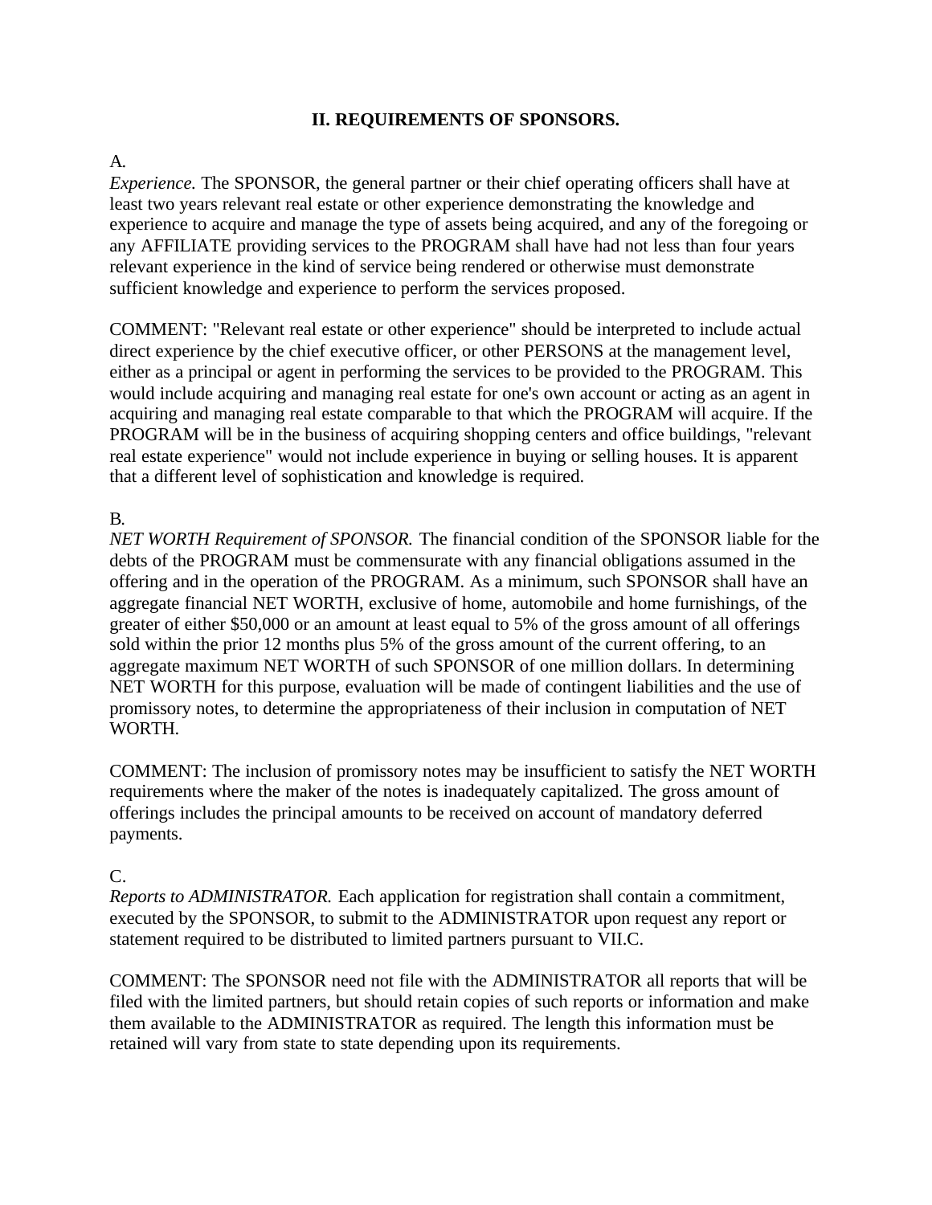## II. REQUIREMENTS OF SPONSORS.

A.

*Experience.* The SPONSOR, the general partner or their chief operating officers shall have at least two years relevant real estate or other experience demonstrating the knowledge and experience to acquire and manage the type of assets being acquired, and any of the foregoing or any AFFILIATE providing services to the PROGRAM shall have had not less than four years relevant experience in the kind of service being rendered or otherwise must demonstrate sufficient knowledge and experience to perform the services proposed.

COMMENT: "Relevant real estate or other experience" should be interpreted to include actual direct experience by the chief executive officer, or other PERSONS at the management level, either as a principal or agent in performing the services to be provided to the PROGRAM. This would include acquiring and managing real estate for one's own account or acting as an agent in acquiring and managing real estate comparable to that which the PROGRAM will acquire. If the PROGRAM will be in the business of acquiring shopping centers and office buildings, "relevant real estate experience" would not include experience in buying or selling houses. It is apparent that a different level of sophistication and knowledge is required.

B.

*NET WORTH Requirement of SPONSOR.* The financial condition of the SPONSOR liable for the debts of the PROGRAM must be commensurate with any financial obligations assumed in the offering and in the operation of the PROGRAM. As a minimum, such SPONSOR shall have an aggregate financial NET WORTH, exclusive of home, automobile and home furnishings, of the greater of either $50,000 or an amount at least equal to 5% of the gross amount of all offerings sold within the prior 12 months plus 5% of the gross amount of the current offering, to an aggregate maximum NET WORTH of such SPONSOR of one million dollars. In determining NET WORTH for this purpose, evaluation will be made of contingent liabilities and the use of promissory notes, to determine the appropriateness of their inclusion in computation of NET WORTH.

COMMENT: The inclusion of promissory notes may be insufficient to satisfy the NET WORTH requirements where the maker of the notes is inadequately capitalized. The gross amount of offerings includes the principal amounts to be received on account of mandatory deferred payments.

C.

*Reports to ADMINISTRATOR.* Each application for registration shall contain a commitment, executed by the SPONSOR, to submit to the ADMINISTRATOR upon request any report or statement required to be distributed to limited partners pursuant to VII.C.

COMMENT: The SPONSOR need not file with the ADMINISTRATOR all reports that will be filed with the limited partners, but should retain copies of such reports or information and make them available to the ADMINISTRATOR as required. The length this information must be retained will vary from state to state depending upon its requirements.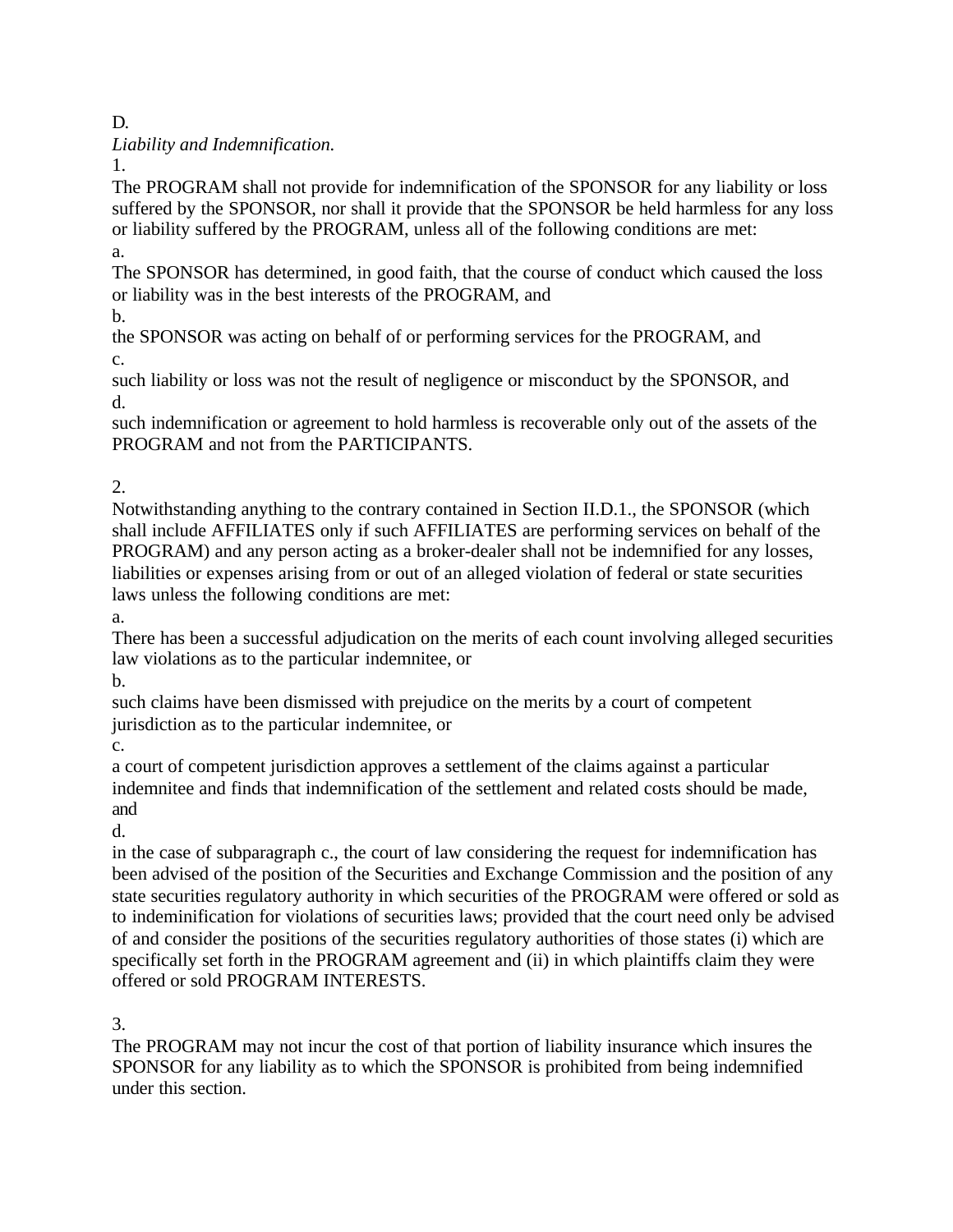D.

*Liability and Indemnification.*

1.

The PROGRAM shall not provide for indemnification of the SPONSOR for any liability or loss suffered by the SPONSOR, nor shall it provide that the SPONSOR be held harmless for any loss or liability suffered by the PROGRAM, unless all of the following conditions are met:

a.

The SPONSOR has determined, in good faith, that the course of conduct which caused the loss or liability was in the best interests of the PROGRAM, and

b.

the SPONSOR was acting on behalf of or performing services for the PROGRAM, and

c.

such liability or loss was not the result of negligence or misconduct by the SPONSOR, and

d.

such indemnification or agreement to hold harmless is recoverable only out of the assets of the PROGRAM and not from the PARTICIPANTS.

2.

Notwithstanding anything to the contrary contained in Section II.D.1., the SPONSOR (which shall include AFFILIATES only if such AFFILIATES are performing services on behalf of the PROGRAM) and any person acting as a broker-dealer shall not be indemnified for any losses, liabilities or expenses arising from or out of an alleged violation of federal or state securities laws unless the following conditions are met:

a.

There has been a successful adjudication on the merits of each count involving alleged securities law violations as to the particular indemnitee, or

b.

such claims have been dismissed with prejudice on the merits by a court of competent jurisdiction as to the particular indemnitee, or

c.

a court of competent jurisdiction approves a settlement of the claims against a particular indemnitee and finds that indemnification of the settlement and related costs should be made, and

d.

in the case of subparagraph c., the court of law considering the request for indemnification has been advised of the position of the Securities and Exchange Commission and the position of any state securities regulatory authority in which securities of the PROGRAM were offered or sold as to indeminification for violations of securities laws; provided that the court need only be advised of and consider the positions of the securities regulatory authorities of those states (i) which are specifically set forth in the PROGRAM agreement and (ii) in which plaintiffs claim they were offered or sold PROGRAM INTERESTS.

3.

The PROGRAM may not incur the cost of that portion of liability insurance which insures the SPONSOR for any liability as to which the SPONSOR is prohibited from being indemnified under this section.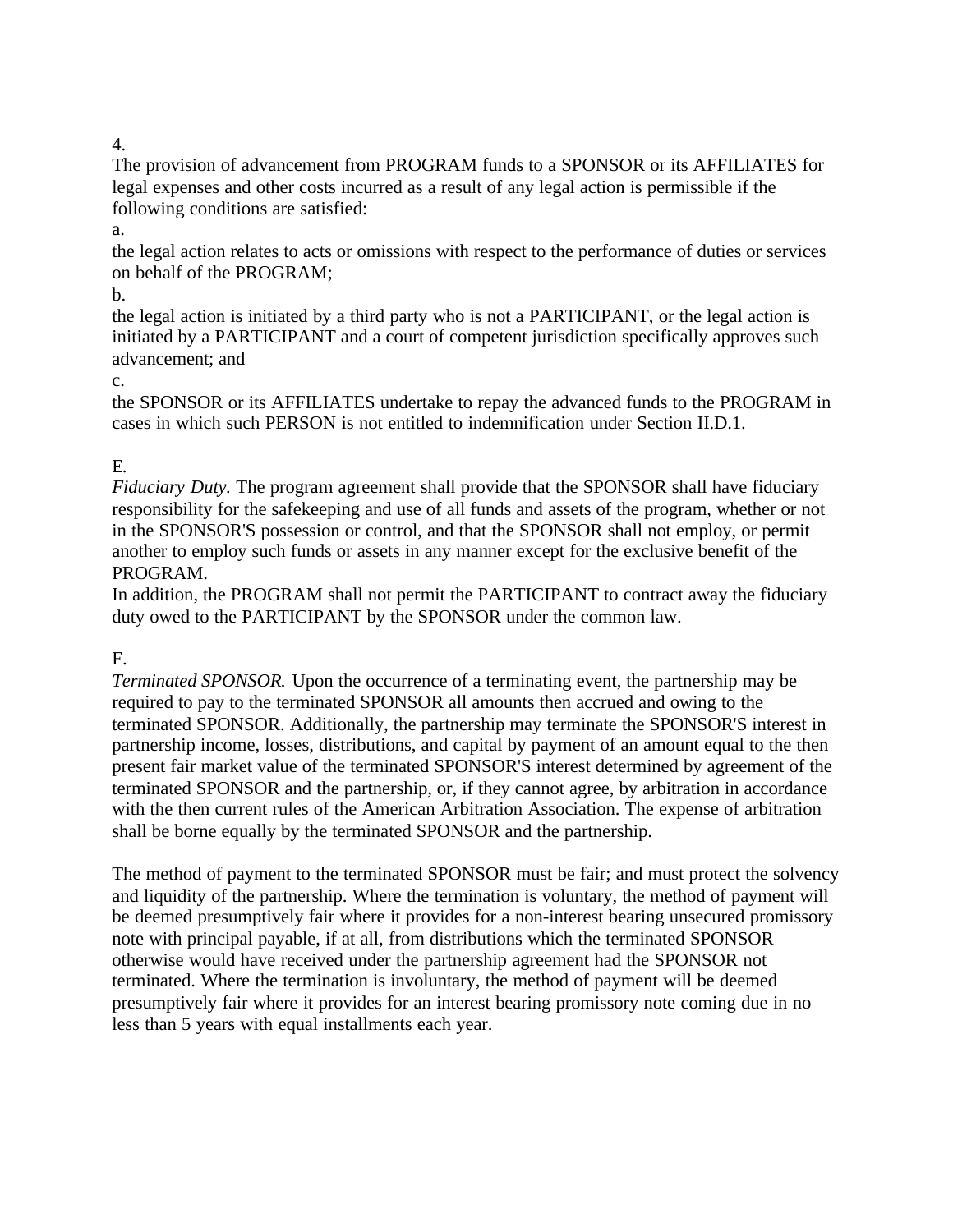4.

The provision of advancement from PROGRAM funds to a SPONSOR or its AFFILIATES for legal expenses and other costs incurred as a result of any legal action is permissible if the following conditions are satisfied:

a.

the legal action relates to acts or omissions with respect to the performance of duties or services on behalf of the PROGRAM;

b.

the legal action is initiated by a third party who is not a PARTICIPANT, or the legal action is initiated by a PARTICIPANT and a court of competent jurisdiction specifically approves such advancement; and

c.

the SPONSOR or its AFFILIATES undertake to repay the advanced funds to the PROGRAM in cases in which such PERSON is not entitled to indemnification under Section II.D.1.

E.

*Fiduciary Duty.* The program agreement shall provide that the SPONSOR shall have fiduciary responsibility for the safekeeping and use of all funds and assets of the program, whether or not in the SPONSOR'S possession or control, and that the SPONSOR shall not employ, or permit another to employ such funds or assets in any manner except for the exclusive benefit of the PROGRAM.

In addition, the PROGRAM shall not permit the PARTICIPANT to contract away the fiduciary duty owed to the PARTICIPANT by the SPONSOR under the common law.

F.

*Terminated SPONSOR.* Upon the occurrence of a terminating event, the partnership may be required to pay to the terminated SPONSOR all amounts then accrued and owing to the terminated SPONSOR. Additionally, the partnership may terminate the SPONSOR'S interest in partnership income, losses, distributions, and capital by payment of an amount equal to the then present fair market value of the terminated SPONSOR'S interest determined by agreement of the terminated SPONSOR and the partnership, or, if they cannot agree, by arbitration in accordance with the then current rules of the American Arbitration Association. The expense of arbitration shall be borne equally by the terminated SPONSOR and the partnership.

The method of payment to the terminated SPONSOR must be fair; and must protect the solvency and liquidity of the partnership. Where the termination is voluntary, the method of payment will be deemed presumptively fair where it provides for a non-interest bearing unsecured promissory note with principal payable, if at all, from distributions which the terminated SPONSOR otherwise would have received under the partnership agreement had the SPONSOR not terminated. Where the termination is involuntary, the method of payment will be deemed presumptively fair where it provides for an interest bearing promissory note coming due in no less than 5 years with equal installments each year.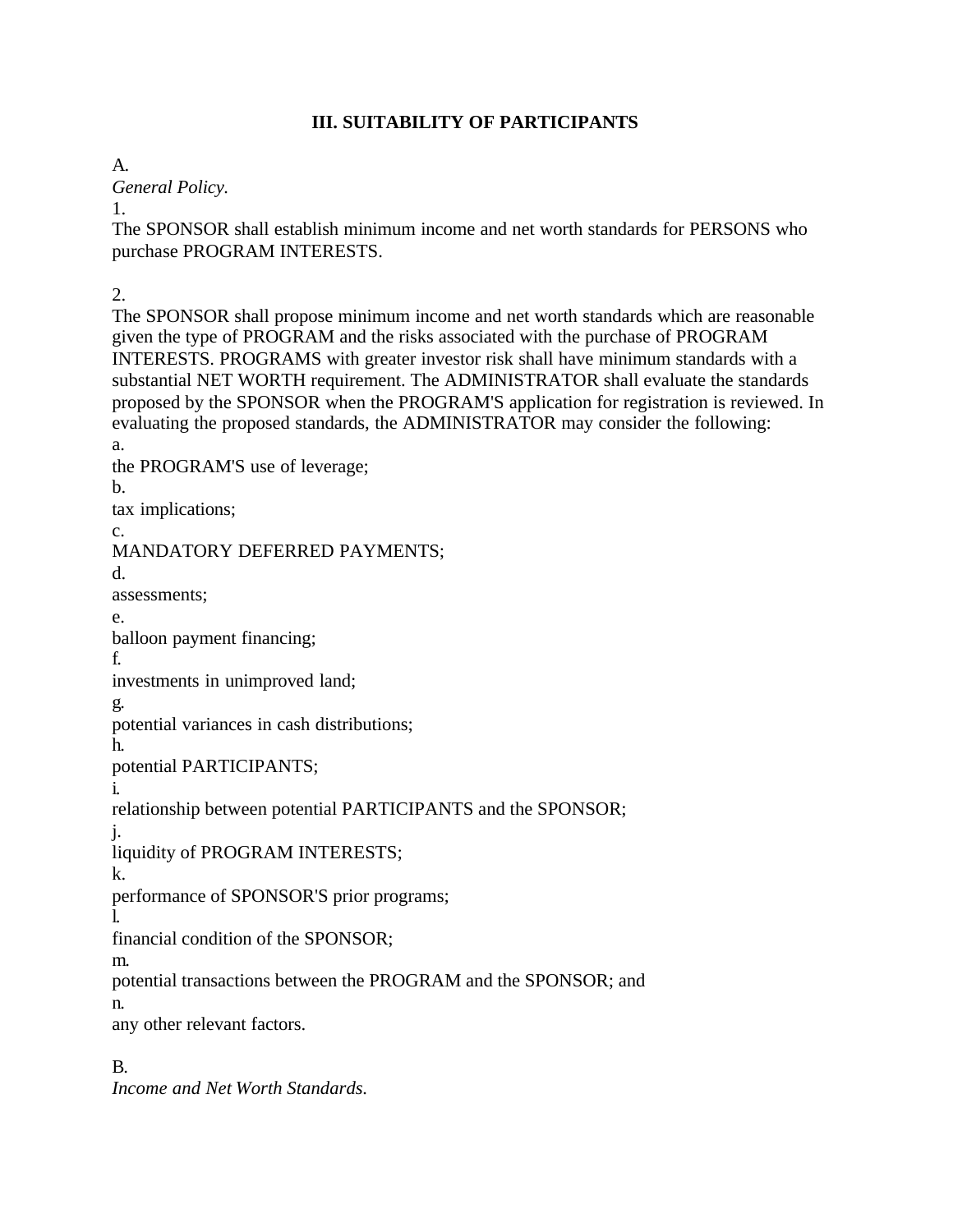## III. SUITABILITY OF PARTICIPANTS

A.
*General Policy.*

1.
The SPONSOR shall establish minimum income and net worth standards for PERSONS who purchase PROGRAM INTERESTS.

2.
The SPONSOR shall propose minimum income and net worth standards which are reasonable given the type of PROGRAM and the risks associated with the purchase of PROGRAM INTERESTS. PROGRAMS with greater investor risk shall have minimum standards with a substantial NET WORTH requirement. The ADMINISTRATOR shall evaluate the standards proposed by the SPONSOR when the PROGRAM'S application for registration is reviewed. In evaluating the proposed standards, the ADMINISTRATOR may consider the following:

a.
the PROGRAM'S use of leverage;

b.
tax implications;

c.
MANDATORY DEFERRED PAYMENTS;

d.
assessments;

e.
balloon payment financing;

f.
investments in unimproved land;

g.
potential variances in cash distributions;

h.
potential PARTICIPANTS;

i.
relationship between potential PARTICIPANTS and the SPONSOR;

j.
liquidity of PROGRAM INTERESTS;

k.
performance of SPONSOR'S prior programs;

l.
financial condition of the SPONSOR;

m.
potential transactions between the PROGRAM and the SPONSOR; and

n.
any other relevant factors.

B.
*Income and Net Worth Standards.*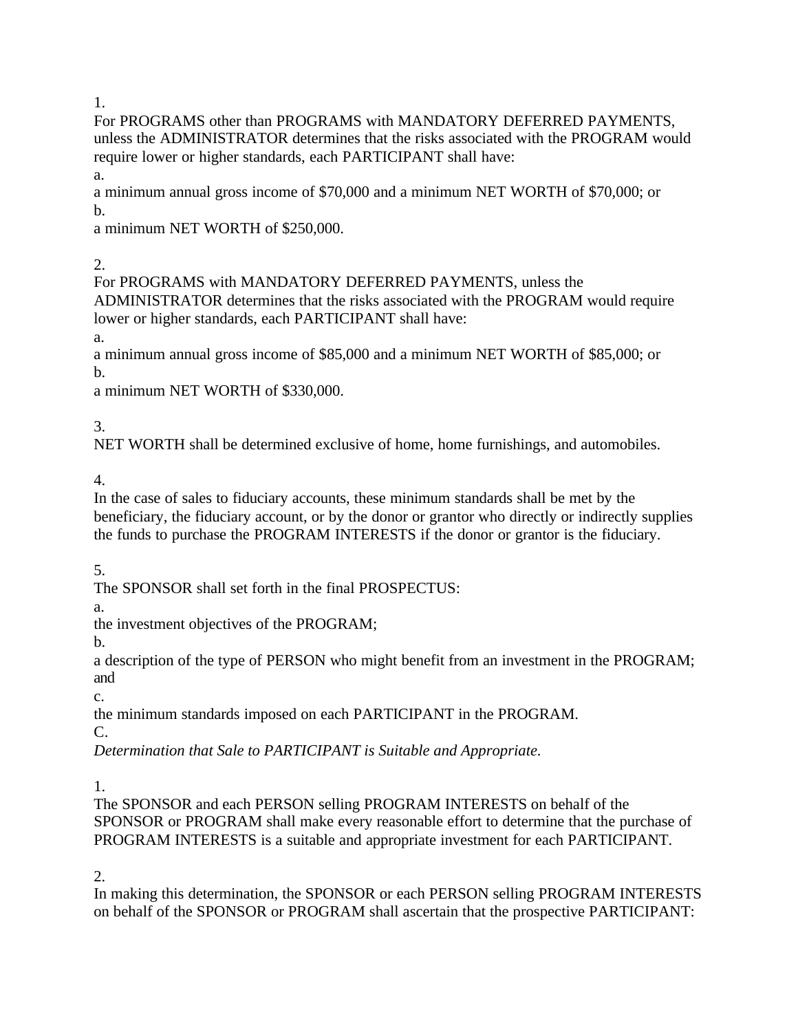1.
For PROGRAMS other than PROGRAMS with MANDATORY DEFERRED PAYMENTS, unless the ADMINISTRATOR determines that the risks associated with the PROGRAM would require lower or higher standards, each PARTICIPANT shall have:

a.
a minimum annual gross income of $70,000 and a minimum NET WORTH of $70,000; or

b.
a minimum NET WORTH of $250,000.

2.
For PROGRAMS with MANDATORY DEFERRED PAYMENTS, unless the ADMINISTRATOR determines that the risks associated with the PROGRAM would require lower or higher standards, each PARTICIPANT shall have:

a.
a minimum annual gross income of $85,000 and a minimum NET WORTH of $85,000; or

b.
a minimum NET WORTH of $330,000.

3.
NET WORTH shall be determined exclusive of home, home furnishings, and automobiles.

4.
In the case of sales to fiduciary accounts, these minimum standards shall be met by the beneficiary, the fiduciary account, or by the donor or grantor who directly or indirectly supplies the funds to purchase the PROGRAM INTERESTS if the donor or grantor is the fiduciary.

5.
The SPONSOR shall set forth in the final PROSPECTUS:

a.
the investment objectives of the PROGRAM;

b.
a description of the type of PERSON who might benefit from an investment in the PROGRAM; and

c.
the minimum standards imposed on each PARTICIPANT in the PROGRAM.

C.
*Determination that Sale to PARTICIPANT is Suitable and Appropriate.*

1.
The SPONSOR and each PERSON selling PROGRAM INTERESTS on behalf of the SPONSOR or PROGRAM shall make every reasonable effort to determine that the purchase of PROGRAM INTERESTS is a suitable and appropriate investment for each PARTICIPANT.

2.
In making this determination, the SPONSOR or each PERSON selling PROGRAM INTERESTS on behalf of the SPONSOR or PROGRAM shall ascertain that the prospective PARTICIPANT: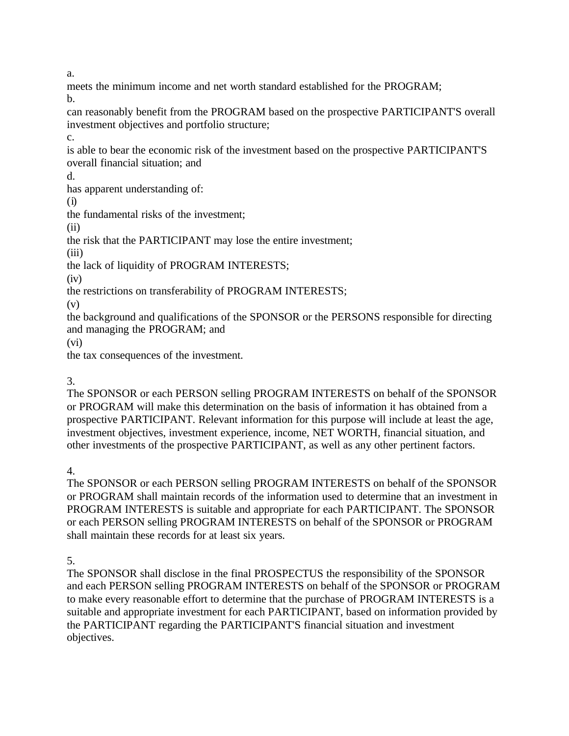a.
meets the minimum income and net worth standard established for the PROGRAM;
b.
can reasonably benefit from the PROGRAM based on the prospective PARTICIPANT'S overall investment objectives and portfolio structure;
c.
is able to bear the economic risk of the investment based on the prospective PARTICIPANT'S overall financial situation; and
d.
has apparent understanding of:
(i)
the fundamental risks of the investment;
(ii)
the risk that the PARTICIPANT may lose the entire investment;
(iii)
the lack of liquidity of PROGRAM INTERESTS;
(iv)
the restrictions on transferability of PROGRAM INTERESTS;
(v)
the background and qualifications of the SPONSOR or the PERSONS responsible for directing and managing the PROGRAM; and
(vi)
the tax consequences of the investment.

3.
The SPONSOR or each PERSON selling PROGRAM INTERESTS on behalf of the SPONSOR or PROGRAM will make this determination on the basis of information it has obtained from a prospective PARTICIPANT. Relevant information for this purpose will include at least the age, investment objectives, investment experience, income, NET WORTH, financial situation, and other investments of the prospective PARTICIPANT, as well as any other pertinent factors.

4.
The SPONSOR or each PERSON selling PROGRAM INTERESTS on behalf of the SPONSOR or PROGRAM shall maintain records of the information used to determine that an investment in PROGRAM INTERESTS is suitable and appropriate for each PARTICIPANT. The SPONSOR or each PERSON selling PROGRAM INTERESTS on behalf of the SPONSOR or PROGRAM shall maintain these records for at least six years.

5.
The SPONSOR shall disclose in the final PROSPECTUS the responsibility of the SPONSOR and each PERSON selling PROGRAM INTERESTS on behalf of the SPONSOR or PROGRAM to make every reasonable effort to determine that the purchase of PROGRAM INTERESTS is a suitable and appropriate investment for each PARTICIPANT, based on information provided by the PARTICIPANT regarding the PARTICIPANT'S financial situation and investment objectives.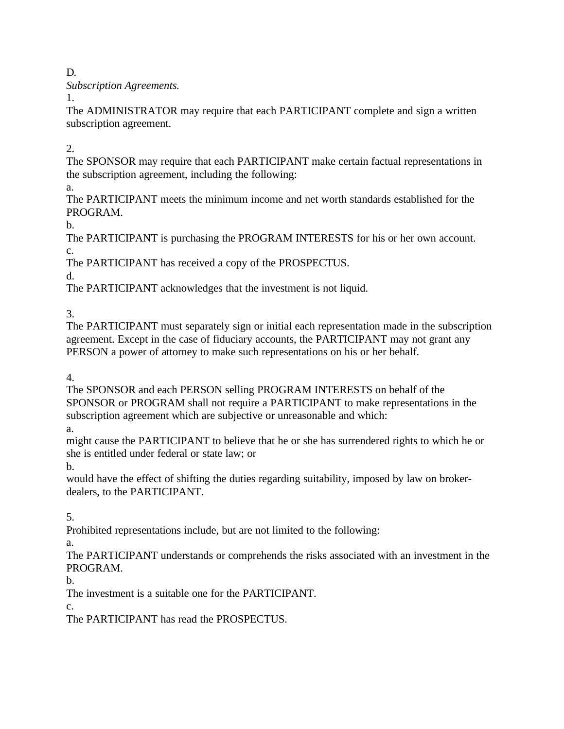D.

*Subscription Agreements.*

1.

The ADMINISTRATOR may require that each PARTICIPANT complete and sign a written subscription agreement.

2.

The SPONSOR may require that each PARTICIPANT make certain factual representations in the subscription agreement, including the following:

a.

The PARTICIPANT meets the minimum income and net worth standards established for the PROGRAM.

b.

The PARTICIPANT is purchasing the PROGRAM INTERESTS for his or her own account.

c.

The PARTICIPANT has received a copy of the PROSPECTUS.

d.

The PARTICIPANT acknowledges that the investment is not liquid.

3.

The PARTICIPANT must separately sign or initial each representation made in the subscription agreement. Except in the case of fiduciary accounts, the PARTICIPANT may not grant any PERSON a power of attorney to make such representations on his or her behalf.

4.

The SPONSOR and each PERSON selling PROGRAM INTERESTS on behalf of the SPONSOR or PROGRAM shall not require a PARTICIPANT to make representations in the subscription agreement which are subjective or unreasonable and which:

a.

might cause the PARTICIPANT to believe that he or she has surrendered rights to which he or she is entitled under federal or state law; or

b.

would have the effect of shifting the duties regarding suitability, imposed by law on broker-dealers, to the PARTICIPANT.

5.

Prohibited representations include, but are not limited to the following:

a.

The PARTICIPANT understands or comprehends the risks associated with an investment in the PROGRAM.

b.

The investment is a suitable one for the PARTICIPANT.

c.

The PARTICIPANT has read the PROSPECTUS.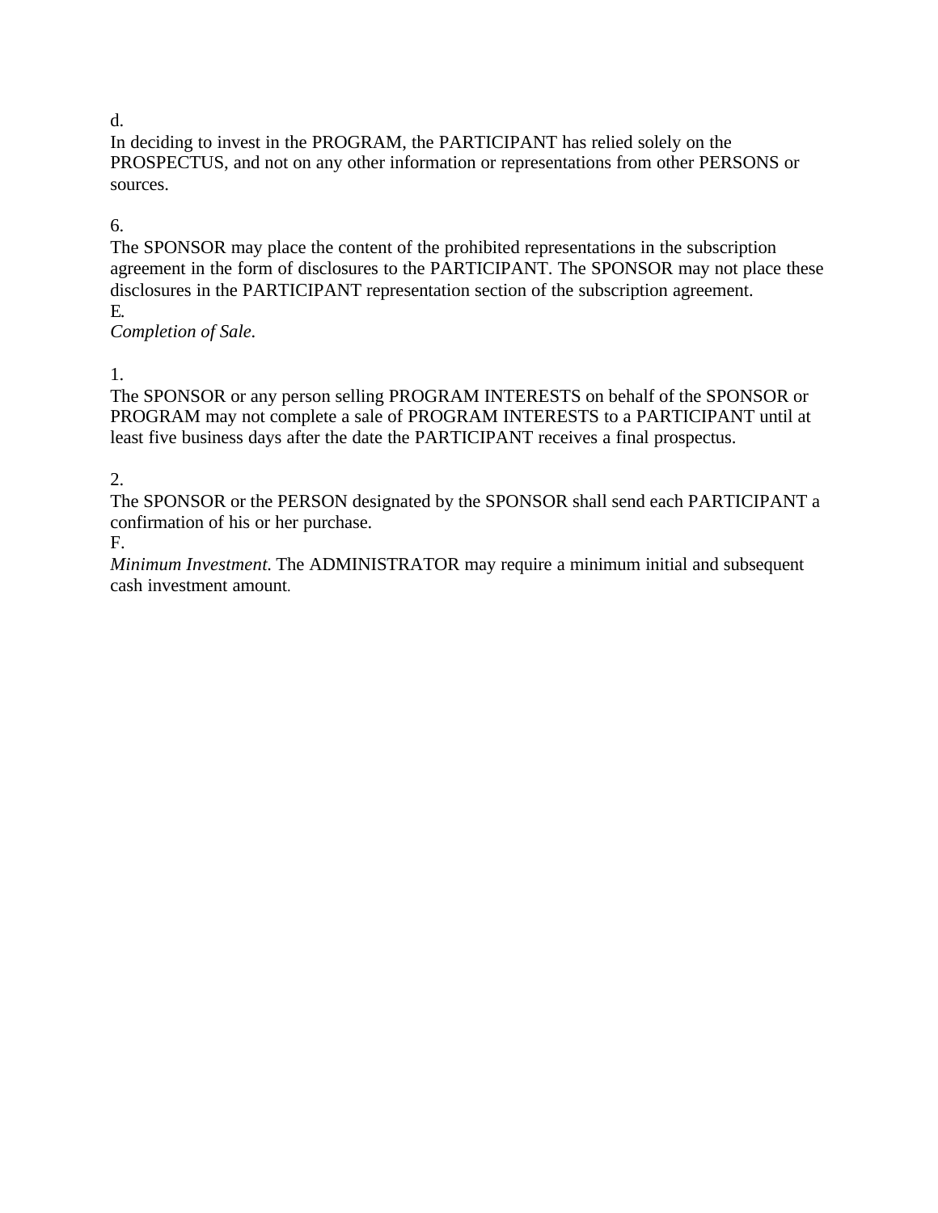d.
In deciding to invest in the PROGRAM, the PARTICIPANT has relied solely on the PROSPECTUS, and not on any other information or representations from other PERSONS or sources.

6.
The SPONSOR may place the content of the prohibited representations in the subscription agreement in the form of disclosures to the PARTICIPANT. The SPONSOR may not place these disclosures in the PARTICIPANT representation section of the subscription agreement.

E.
*Completion of Sale.*

1.
The SPONSOR or any person selling PROGRAM INTERESTS on behalf of the SPONSOR or PROGRAM may not complete a sale of PROGRAM INTERESTS to a PARTICIPANT until at least five business days after the date the PARTICIPANT receives a final prospectus.

2.
The SPONSOR or the PERSON designated by the SPONSOR shall send each PARTICIPANT a confirmation of his or her purchase.

F.
*Minimum Investment.* The ADMINISTRATOR may require a minimum initial and subsequent cash investment amount.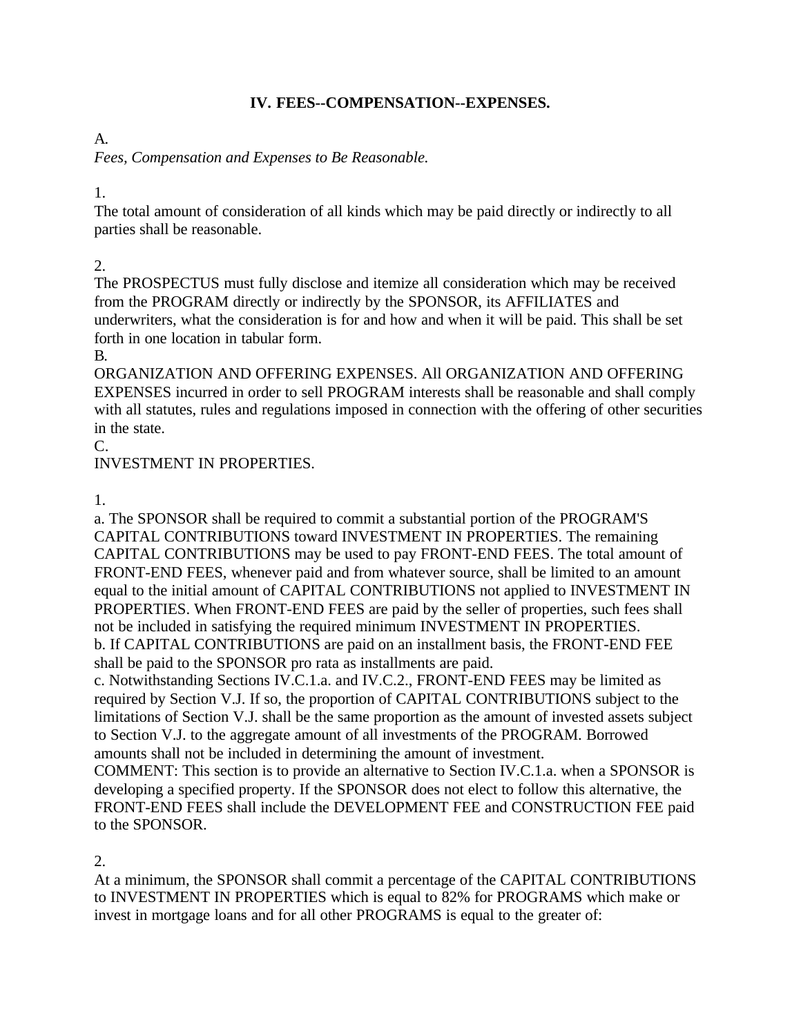## IV. FEES--COMPENSATION--EXPENSES.

A.

*Fees, Compensation and Expenses to Be Reasonable.*

1.

The total amount of consideration of all kinds which may be paid directly or indirectly to all parties shall be reasonable.

2.

The PROSPECTUS must fully disclose and itemize all consideration which may be received from the PROGRAM directly or indirectly by the SPONSOR, its AFFILIATES and underwriters, what the consideration is for and how and when it will be paid. This shall be set forth in one location in tabular form.

B.

ORGANIZATION AND OFFERING EXPENSES. All ORGANIZATION AND OFFERING EXPENSES incurred in order to sell PROGRAM interests shall be reasonable and shall comply with all statutes, rules and regulations imposed in connection with the offering of other securities in the state.

C.

INVESTMENT IN PROPERTIES.

1.

a. The SPONSOR shall be required to commit a substantial portion of the PROGRAM'S CAPITAL CONTRIBUTIONS toward INVESTMENT IN PROPERTIES. The remaining CAPITAL CONTRIBUTIONS may be used to pay FRONT-END FEES. The total amount of FRONT-END FEES, whenever paid and from whatever source, shall be limited to an amount equal to the initial amount of CAPITAL CONTRIBUTIONS not applied to INVESTMENT IN PROPERTIES. When FRONT-END FEES are paid by the seller of properties, such fees shall not be included in satisfying the required minimum INVESTMENT IN PROPERTIES.

b. If CAPITAL CONTRIBUTIONS are paid on an installment basis, the FRONT-END FEE shall be paid to the SPONSOR pro rata as installments are paid.

c. Notwithstanding Sections IV.C.1.a. and IV.C.2., FRONT-END FEES may be limited as required by Section V.J. If so, the proportion of CAPITAL CONTRIBUTIONS subject to the limitations of Section V.J. shall be the same proportion as the amount of invested assets subject to Section V.J. to the aggregate amount of all investments of the PROGRAM. Borrowed amounts shall not be included in determining the amount of investment.

COMMENT: This section is to provide an alternative to Section IV.C.1.a. when a SPONSOR is developing a specified property. If the SPONSOR does not elect to follow this alternative, the FRONT-END FEES shall include the DEVELOPMENT FEE and CONSTRUCTION FEE paid to the SPONSOR.

2.

At a minimum, the SPONSOR shall commit a percentage of the CAPITAL CONTRIBUTIONS to INVESTMENT IN PROPERTIES which is equal to 82% for PROGRAMS which make or invest in mortgage loans and for all other PROGRAMS is equal to the greater of: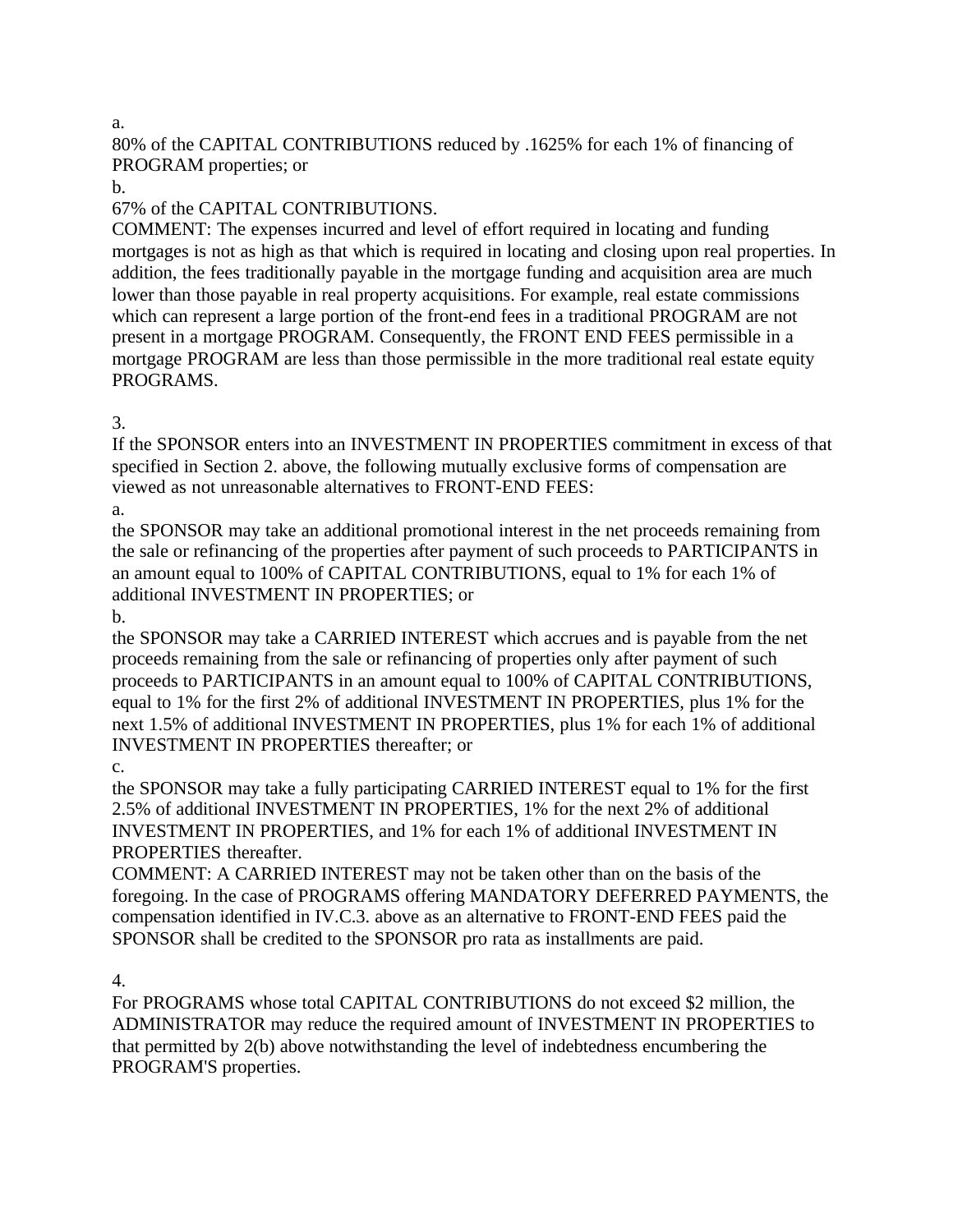a.

80% of the CAPITAL CONTRIBUTIONS reduced by .1625% for each 1% of financing of PROGRAM properties; or

b.

67% of the CAPITAL CONTRIBUTIONS.

COMMENT: The expenses incurred and level of effort required in locating and funding mortgages is not as high as that which is required in locating and closing upon real properties. In addition, the fees traditionally payable in the mortgage funding and acquisition area are much lower than those payable in real property acquisitions. For example, real estate commissions which can represent a large portion of the front-end fees in a traditional PROGRAM are not present in a mortgage PROGRAM. Consequently, the FRONT END FEES permissible in a mortgage PROGRAM are less than those permissible in the more traditional real estate equity PROGRAMS.

3.

If the SPONSOR enters into an INVESTMENT IN PROPERTIES commitment in excess of that specified in Section 2. above, the following mutually exclusive forms of compensation are viewed as not unreasonable alternatives to FRONT-END FEES:

a.

the SPONSOR may take an additional promotional interest in the net proceeds remaining from the sale or refinancing of the properties after payment of such proceeds to PARTICIPANTS in an amount equal to 100% of CAPITAL CONTRIBUTIONS, equal to 1% for each 1% of additional INVESTMENT IN PROPERTIES; or

b.

the SPONSOR may take a CARRIED INTEREST which accrues and is payable from the net proceeds remaining from the sale or refinancing of properties only after payment of such proceeds to PARTICIPANTS in an amount equal to 100% of CAPITAL CONTRIBUTIONS, equal to 1% for the first 2% of additional INVESTMENT IN PROPERTIES, plus 1% for the next 1.5% of additional INVESTMENT IN PROPERTIES, plus 1% for each 1% of additional INVESTMENT IN PROPERTIES thereafter; or

c.

the SPONSOR may take a fully participating CARRIED INTEREST equal to 1% for the first 2.5% of additional INVESTMENT IN PROPERTIES, 1% for the next 2% of additional INVESTMENT IN PROPERTIES, and 1% for each 1% of additional INVESTMENT IN PROPERTIES thereafter.

COMMENT: A CARRIED INTEREST may not be taken other than on the basis of the foregoing. In the case of PROGRAMS offering MANDATORY DEFERRED PAYMENTS, the compensation identified in IV.C.3. above as an alternative to FRONT-END FEES paid the SPONSOR shall be credited to the SPONSOR pro rata as installments are paid.

4.

For PROGRAMS whose total CAPITAL CONTRIBUTIONS do not exceed $2 million, the ADMINISTRATOR may reduce the required amount of INVESTMENT IN PROPERTIES to that permitted by 2(b) above notwithstanding the level of indebtedness encumbering the PROGRAM'S properties.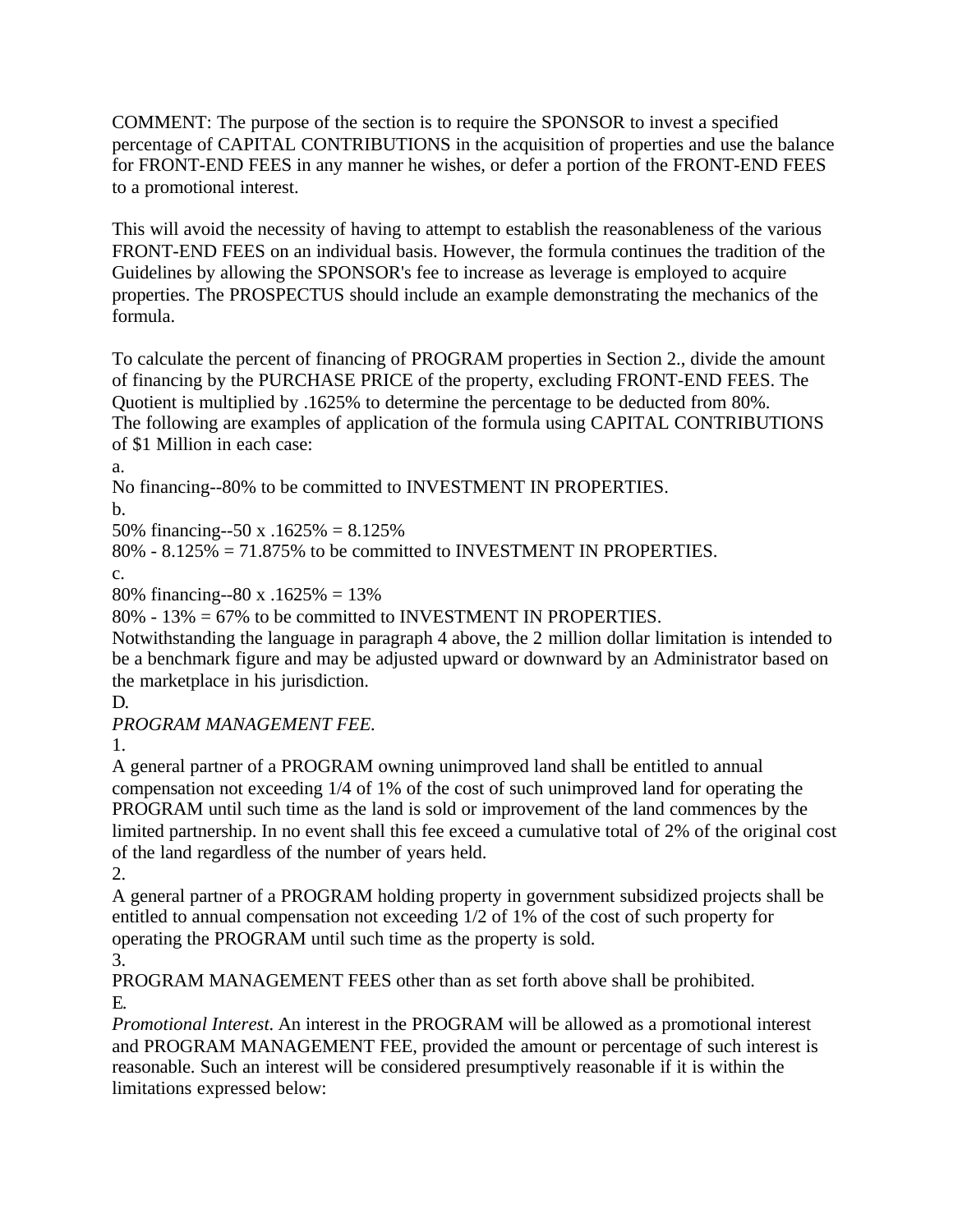COMMENT: The purpose of the section is to require the SPONSOR to invest a specified percentage of CAPITAL CONTRIBUTIONS in the acquisition of properties and use the balance for FRONT-END FEES in any manner he wishes, or defer a portion of the FRONT-END FEES to a promotional interest.

This will avoid the necessity of having to attempt to establish the reasonableness of the various FRONT-END FEES on an individual basis. However, the formula continues the tradition of the Guidelines by allowing the SPONSOR's fee to increase as leverage is employed to acquire properties. The PROSPECTUS should include an example demonstrating the mechanics of the formula.

To calculate the percent of financing of PROGRAM properties in Section 2., divide the amount of financing by the PURCHASE PRICE of the property, excluding FRONT-END FEES. The Quotient is multiplied by .1625% to determine the percentage to be deducted from 80%.
The following are examples of application of the formula using CAPITAL CONTRIBUTIONS of $1 Million in each case:

a.
No financing--80% to be committed to INVESTMENT IN PROPERTIES.

b.
50% financing--50 x .1625% = 8.125%
80% - 8.125% = 71.875% to be committed to INVESTMENT IN PROPERTIES.

c.
80% financing--80 x .1625% = 13%
80% - 13% = 67% to be committed to INVESTMENT IN PROPERTIES.

Notwithstanding the language in paragraph 4 above, the 2 million dollar limitation is intended to be a benchmark figure and may be adjusted upward or downward by an Administrator based on the marketplace in his jurisdiction.

D.
*PROGRAM MANAGEMENT FEE.*

1.
A general partner of a PROGRAM owning unimproved land shall be entitled to annual compensation not exceeding 1/4 of 1% of the cost of such unimproved land for operating the PROGRAM until such time as the land is sold or improvement of the land commences by the limited partnership. In no event shall this fee exceed a cumulative total of 2% of the original cost of the land regardless of the number of years held.

2.
A general partner of a PROGRAM holding property in government subsidized projects shall be entitled to annual compensation not exceeding 1/2 of 1% of the cost of such property for operating the PROGRAM until such time as the property is sold.

3.
PROGRAM MANAGEMENT FEES other than as set forth above shall be prohibited.

E.
*Promotional Interest.* An interest in the PROGRAM will be allowed as a promotional interest and PROGRAM MANAGEMENT FEE, provided the amount or percentage of such interest is reasonable. Such an interest will be considered presumptively reasonable if it is within the limitations expressed below: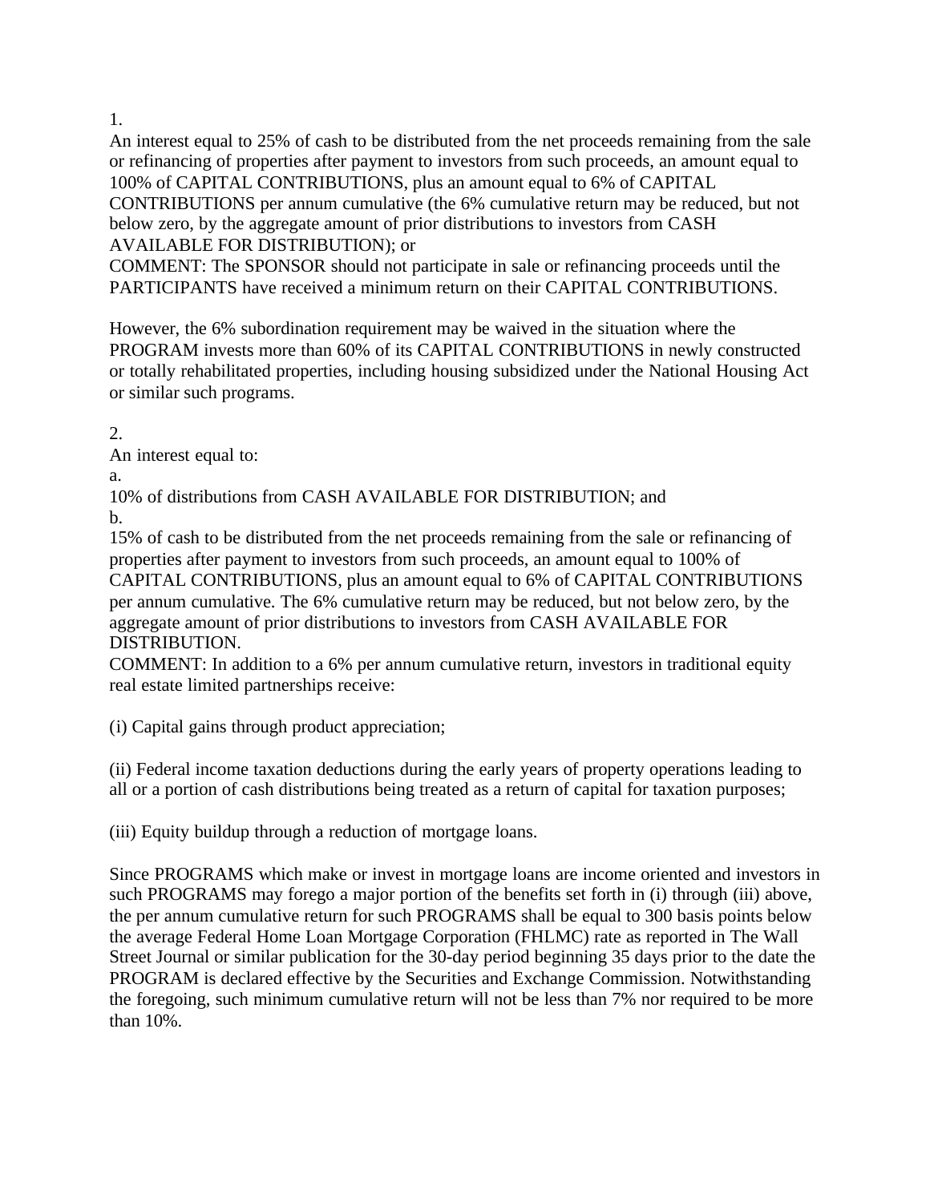1.

An interest equal to 25% of cash to be distributed from the net proceeds remaining from the sale or refinancing of properties after payment to investors from such proceeds, an amount equal to 100% of CAPITAL CONTRIBUTIONS, plus an amount equal to 6% of CAPITAL CONTRIBUTIONS per annum cumulative (the 6% cumulative return may be reduced, but not below zero, by the aggregate amount of prior distributions to investors from CASH AVAILABLE FOR DISTRIBUTION); or

COMMENT: The SPONSOR should not participate in sale or refinancing proceeds until the PARTICIPANTS have received a minimum return on their CAPITAL CONTRIBUTIONS.

However, the 6% subordination requirement may be waived in the situation where the PROGRAM invests more than 60% of its CAPITAL CONTRIBUTIONS in newly constructed or totally rehabilitated properties, including housing subsidized under the National Housing Act or similar such programs.

2.

An interest equal to:

a.

10% of distributions from CASH AVAILABLE FOR DISTRIBUTION; and

b.

15% of cash to be distributed from the net proceeds remaining from the sale or refinancing of properties after payment to investors from such proceeds, an amount equal to 100% of CAPITAL CONTRIBUTIONS, plus an amount equal to 6% of CAPITAL CONTRIBUTIONS per annum cumulative. The 6% cumulative return may be reduced, but not below zero, by the aggregate amount of prior distributions to investors from CASH AVAILABLE FOR DISTRIBUTION.

COMMENT: In addition to a 6% per annum cumulative return, investors in traditional equity real estate limited partnerships receive:

(i) Capital gains through product appreciation;

(ii) Federal income taxation deductions during the early years of property operations leading to all or a portion of cash distributions being treated as a return of capital for taxation purposes;

(iii) Equity buildup through a reduction of mortgage loans.

Since PROGRAMS which make or invest in mortgage loans are income oriented and investors in such PROGRAMS may forego a major portion of the benefits set forth in (i) through (iii) above, the per annum cumulative return for such PROGRAMS shall be equal to 300 basis points below the average Federal Home Loan Mortgage Corporation (FHLMC) rate as reported in The Wall Street Journal or similar publication for the 30-day period beginning 35 days prior to the date the PROGRAM is declared effective by the Securities and Exchange Commission. Notwithstanding the foregoing, such minimum cumulative return will not be less than 7% nor required to be more than 10%.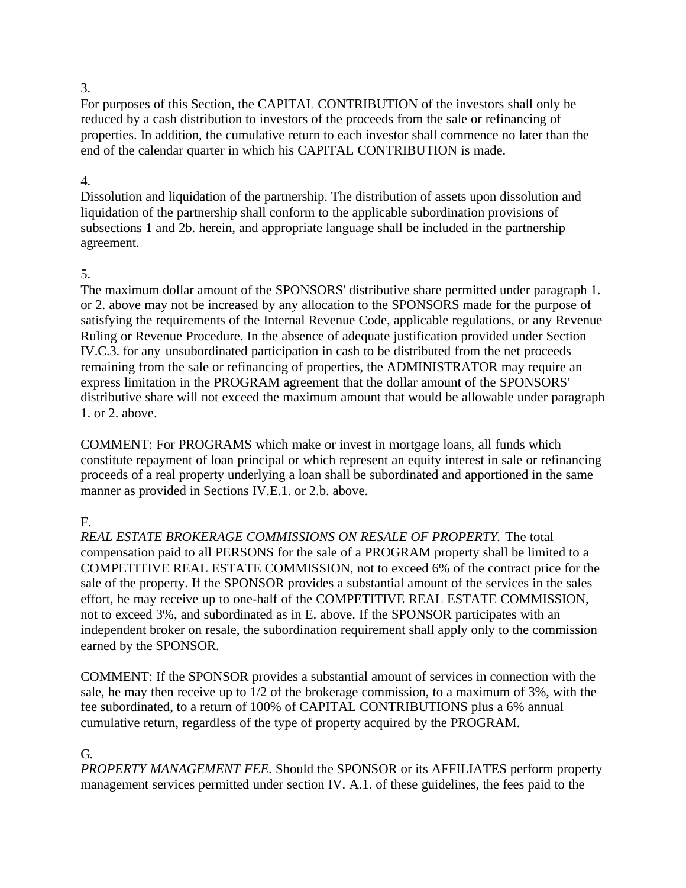3.
For purposes of this Section, the CAPITAL CONTRIBUTION of the investors shall only be reduced by a cash distribution to investors of the proceeds from the sale or refinancing of properties. In addition, the cumulative return to each investor shall commence no later than the end of the calendar quarter in which his CAPITAL CONTRIBUTION is made.

4.
Dissolution and liquidation of the partnership. The distribution of assets upon dissolution and liquidation of the partnership shall conform to the applicable subordination provisions of subsections 1 and 2b. herein, and appropriate language shall be included in the partnership agreement.

5.
The maximum dollar amount of the SPONSORS' distributive share permitted under paragraph 1. or 2. above may not be increased by any allocation to the SPONSORS made for the purpose of satisfying the requirements of the Internal Revenue Code, applicable regulations, or any Revenue Ruling or Revenue Procedure. In the absence of adequate justification provided under Section IV.C.3. for any unsubordinated participation in cash to be distributed from the net proceeds remaining from the sale or refinancing of properties, the ADMINISTRATOR may require an express limitation in the PROGRAM agreement that the dollar amount of the SPONSORS' distributive share will not exceed the maximum amount that would be allowable under paragraph 1. or 2. above.

COMMENT: For PROGRAMS which make or invest in mortgage loans, all funds which constitute repayment of loan principal or which represent an equity interest in sale or refinancing proceeds of a real property underlying a loan shall be subordinated and apportioned in the same manner as provided in Sections IV.E.1. or 2.b. above.

F.
*REAL ESTATE BROKERAGE COMMISSIONS ON RESALE OF PROPERTY.* The total compensation paid to all PERSONS for the sale of a PROGRAM property shall be limited to a COMPETITIVE REAL ESTATE COMMISSION, not to exceed 6% of the contract price for the sale of the property. If the SPONSOR provides a substantial amount of the services in the sales effort, he may receive up to one-half of the COMPETITIVE REAL ESTATE COMMISSION, not to exceed 3%, and subordinated as in E. above. If the SPONSOR participates with an independent broker on resale, the subordination requirement shall apply only to the commission earned by the SPONSOR.

COMMENT: If the SPONSOR provides a substantial amount of services in connection with the sale, he may then receive up to 1/2 of the brokerage commission, to a maximum of 3%, with the fee subordinated, to a return of 100% of CAPITAL CONTRIBUTIONS plus a 6% annual cumulative return, regardless of the type of property acquired by the PROGRAM.

G.
*PROPERTY MANAGEMENT FEE.* Should the SPONSOR or its AFFILIATES perform property management services permitted under section IV. A.1. of these guidelines, the fees paid to the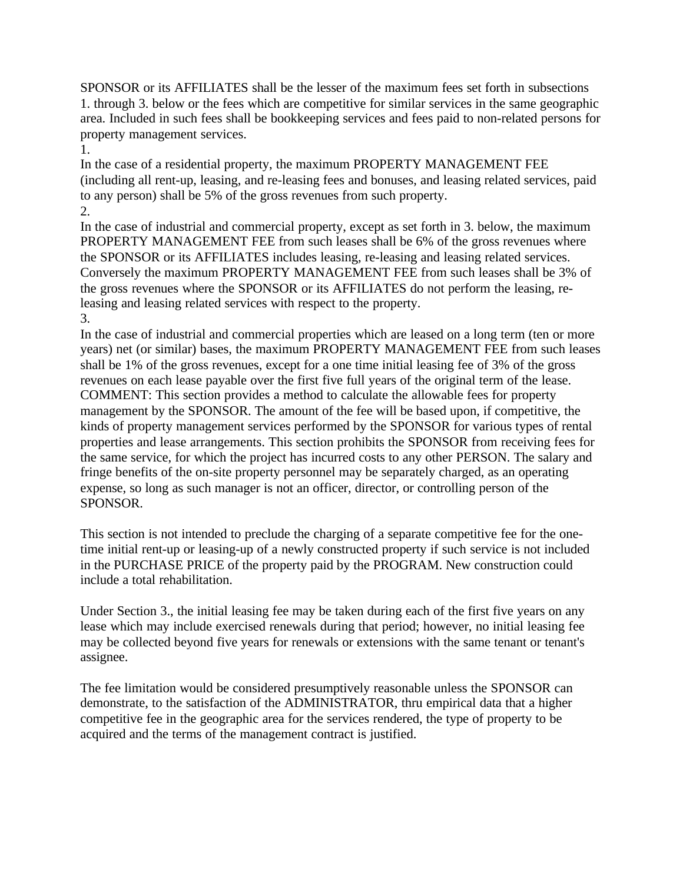SPONSOR or its AFFILIATES shall be the lesser of the maximum fees set forth in subsections 1. through 3. below or the fees which are competitive for similar services in the same geographic area. Included in such fees shall be bookkeeping services and fees paid to non-related persons for property management services.

1.

In the case of a residential property, the maximum PROPERTY MANAGEMENT FEE (including all rent-up, leasing, and re-leasing fees and bonuses, and leasing related services, paid to any person) shall be 5% of the gross revenues from such property.

2.

In the case of industrial and commercial property, except as set forth in 3. below, the maximum PROPERTY MANAGEMENT FEE from such leases shall be 6% of the gross revenues where the SPONSOR or its AFFILIATES includes leasing, re-leasing and leasing related services. Conversely the maximum PROPERTY MANAGEMENT FEE from such leases shall be 3% of the gross revenues where the SPONSOR or its AFFILIATES do not perform the leasing, re-leasing and leasing related services with respect to the property.

3.

In the case of industrial and commercial properties which are leased on a long term (ten or more years) net (or similar) bases, the maximum PROPERTY MANAGEMENT FEE from such leases shall be 1% of the gross revenues, except for a one time initial leasing fee of 3% of the gross revenues on each lease payable over the first five full years of the original term of the lease.

COMMENT: This section provides a method to calculate the allowable fees for property management by the SPONSOR. The amount of the fee will be based upon, if competitive, the kinds of property management services performed by the SPONSOR for various types of rental properties and lease arrangements. This section prohibits the SPONSOR from receiving fees for the same service, for which the project has incurred costs to any other PERSON. The salary and fringe benefits of the on-site property personnel may be separately charged, as an operating expense, so long as such manager is not an officer, director, or controlling person of the SPONSOR.

This section is not intended to preclude the charging of a separate competitive fee for the one-time initial rent-up or leasing-up of a newly constructed property if such service is not included in the PURCHASE PRICE of the property paid by the PROGRAM. New construction could include a total rehabilitation.

Under Section 3., the initial leasing fee may be taken during each of the first five years on any lease which may include exercised renewals during that period; however, no initial leasing fee may be collected beyond five years for renewals or extensions with the same tenant or tenant's assignee.

The fee limitation would be considered presumptively reasonable unless the SPONSOR can demonstrate, to the satisfaction of the ADMINISTRATOR, thru empirical data that a higher competitive fee in the geographic area for the services rendered, the type of property to be acquired and the terms of the management contract is justified.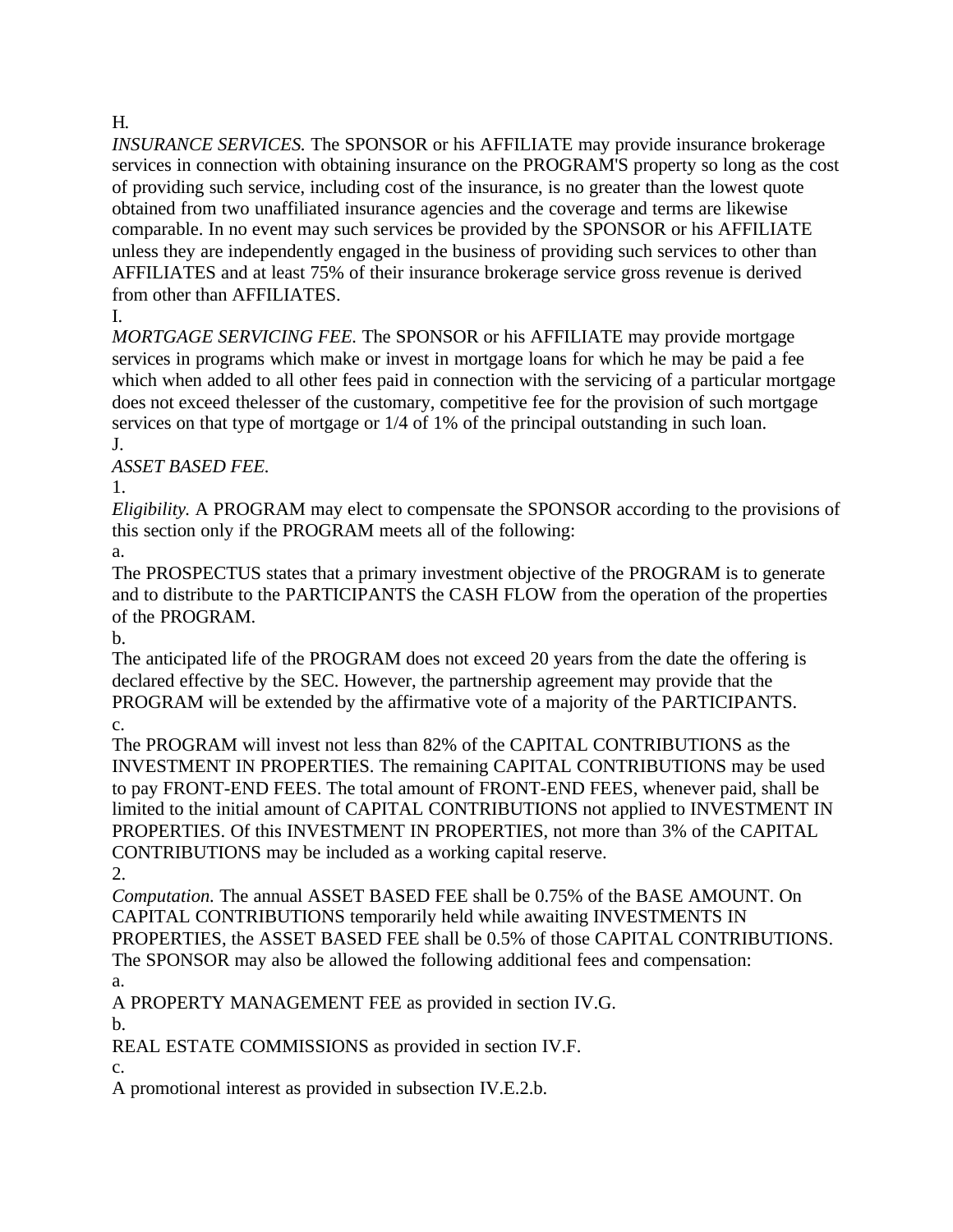H.

*INSURANCE SERVICES.* The SPONSOR or his AFFILIATE may provide insurance brokerage services in connection with obtaining insurance on the PROGRAM'S property so long as the cost of providing such service, including cost of the insurance, is no greater than the lowest quote obtained from two unaffiliated insurance agencies and the coverage and terms are likewise comparable. In no event may such services be provided by the SPONSOR or his AFFILIATE unless they are independently engaged in the business of providing such services to other than AFFILIATES and at least 75% of their insurance brokerage service gross revenue is derived from other than AFFILIATES.

I.

*MORTGAGE SERVICING FEE.* The SPONSOR or his AFFILIATE may provide mortgage services in programs which make or invest in mortgage loans for which he may be paid a fee which when added to all other fees paid in connection with the servicing of a particular mortgage does not exceed thelesser of the customary, competitive fee for the provision of such mortgage services on that type of mortgage or 1/4 of 1% of the principal outstanding in such loan.

J.

*ASSET BASED FEE.*

1.

*Eligibility.* A PROGRAM may elect to compensate the SPONSOR according to the provisions of this section only if the PROGRAM meets all of the following:

a.

The PROSPECTUS states that a primary investment objective of the PROGRAM is to generate and to distribute to the PARTICIPANTS the CASH FLOW from the operation of the properties of the PROGRAM.

b.

The anticipated life of the PROGRAM does not exceed 20 years from the date the offering is declared effective by the SEC. However, the partnership agreement may provide that the PROGRAM will be extended by the affirmative vote of a majority of the PARTICIPANTS.

c.

The PROGRAM will invest not less than 82% of the CAPITAL CONTRIBUTIONS as the INVESTMENT IN PROPERTIES. The remaining CAPITAL CONTRIBUTIONS may be used to pay FRONT-END FEES. The total amount of FRONT-END FEES, whenever paid, shall be limited to the initial amount of CAPITAL CONTRIBUTIONS not applied to INVESTMENT IN PROPERTIES. Of this INVESTMENT IN PROPERTIES, not more than 3% of the CAPITAL CONTRIBUTIONS may be included as a working capital reserve.

2.

*Computation.* The annual ASSET BASED FEE shall be 0.75% of the BASE AMOUNT. On CAPITAL CONTRIBUTIONS temporarily held while awaiting INVESTMENTS IN PROPERTIES, the ASSET BASED FEE shall be 0.5% of those CAPITAL CONTRIBUTIONS. The SPONSOR may also be allowed the following additional fees and compensation:

a.

A PROPERTY MANAGEMENT FEE as provided in section IV.G.

b.

REAL ESTATE COMMISSIONS as provided in section IV.F.

c.

A promotional interest as provided in subsection IV.E.2.b.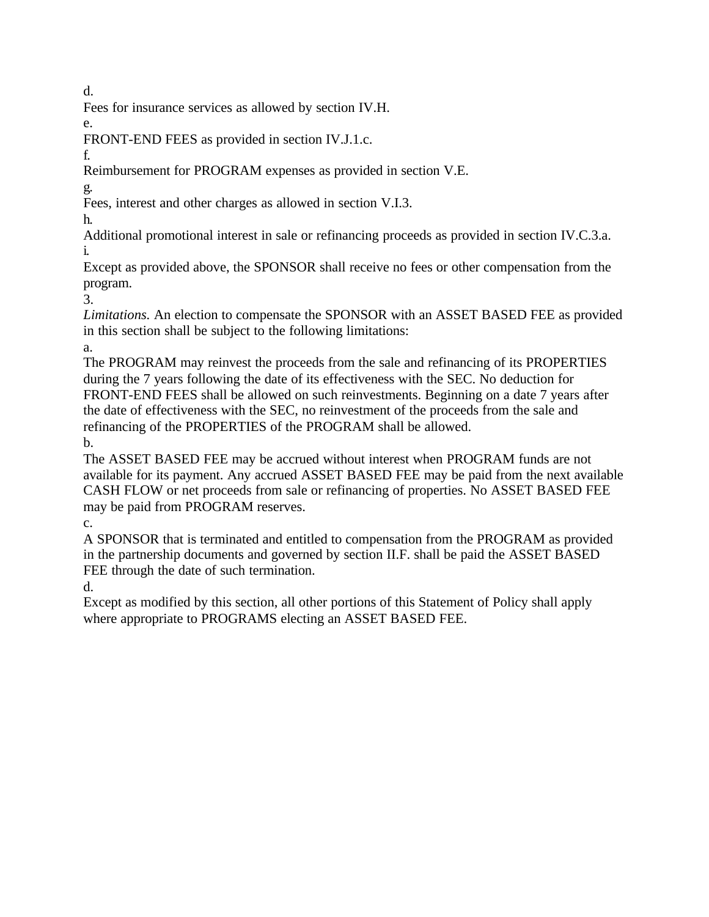d.
Fees for insurance services as allowed by section IV.H.

e.
FRONT-END FEES as provided in section IV.J.1.c.

f.
Reimbursement for PROGRAM expenses as provided in section V.E.

g.
Fees, interest and other charges as allowed in section V.I.3.

h.
Additional promotional interest in sale or refinancing proceeds as provided in section IV.C.3.a.

i.
Except as provided above, the SPONSOR shall receive no fees or other compensation from the program.

3.
*Limitations.* An election to compensate the SPONSOR with an ASSET BASED FEE as provided in this section shall be subject to the following limitations:

a.
The PROGRAM may reinvest the proceeds from the sale and refinancing of its PROPERTIES during the 7 years following the date of its effectiveness with the SEC. No deduction for FRONT-END FEES shall be allowed on such reinvestments. Beginning on a date 7 years after the date of effectiveness with the SEC, no reinvestment of the proceeds from the sale and refinancing of the PROPERTIES of the PROGRAM shall be allowed.

b.
The ASSET BASED FEE may be accrued without interest when PROGRAM funds are not available for its payment. Any accrued ASSET BASED FEE may be paid from the next available CASH FLOW or net proceeds from sale or refinancing of properties. No ASSET BASED FEE may be paid from PROGRAM reserves.

c.
A SPONSOR that is terminated and entitled to compensation from the PROGRAM as provided in the partnership documents and governed by section II.F. shall be paid the ASSET BASED FEE through the date of such termination.

d.
Except as modified by this section, all other portions of this Statement of Policy shall apply where appropriate to PROGRAMS electing an ASSET BASED FEE.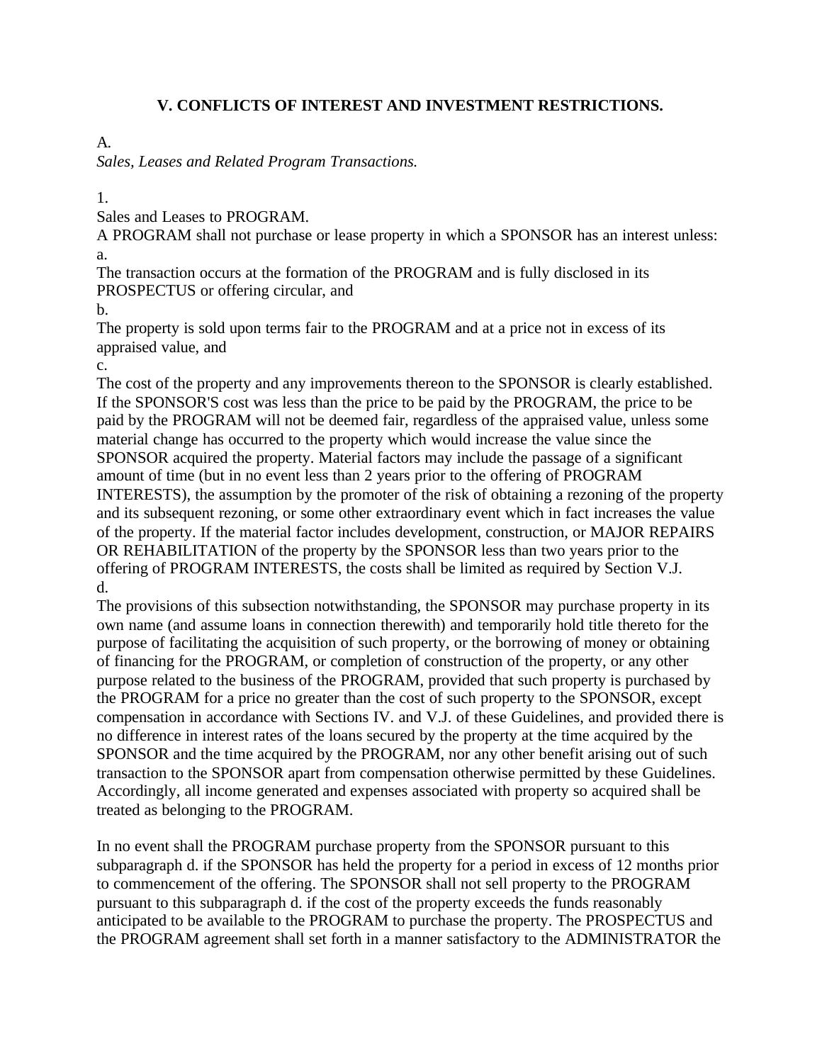## V. CONFLICTS OF INTEREST AND INVESTMENT RESTRICTIONS.

A.
*Sales, Leases and Related Program Transactions.*

1.
Sales and Leases to PROGRAM.
A PROGRAM shall not purchase or lease property in which a SPONSOR has an interest unless:
a.
The transaction occurs at the formation of the PROGRAM and is fully disclosed in its PROSPECTUS or offering circular, and
b.
The property is sold upon terms fair to the PROGRAM and at a price not in excess of its appraised value, and
c.
The cost of the property and any improvements thereon to the SPONSOR is clearly established. If the SPONSOR'S cost was less than the price to be paid by the PROGRAM, the price to be paid by the PROGRAM will not be deemed fair, regardless of the appraised value, unless some material change has occurred to the property which would increase the value since the SPONSOR acquired the property. Material factors may include the passage of a significant amount of time (but in no event less than 2 years prior to the offering of PROGRAM INTERESTS), the assumption by the promoter of the risk of obtaining a rezoning of the property and its subsequent rezoning, or some other extraordinary event which in fact increases the value of the property. If the material factor includes development, construction, or MAJOR REPAIRS OR REHABILITATION of the property by the SPONSOR less than two years prior to the offering of PROGRAM INTERESTS, the costs shall be limited as required by Section V.J.
d.
The provisions of this subsection notwithstanding, the SPONSOR may purchase property in its own name (and assume loans in connection therewith) and temporarily hold title thereto for the purpose of facilitating the acquisition of such property, or the borrowing of money or obtaining of financing for the PROGRAM, or completion of construction of the property, or any other purpose related to the business of the PROGRAM, provided that such property is purchased by the PROGRAM for a price no greater than the cost of such property to the SPONSOR, except compensation in accordance with Sections IV. and V.J. of these Guidelines, and provided there is no difference in interest rates of the loans secured by the property at the time acquired by the SPONSOR and the time acquired by the PROGRAM, nor any other benefit arising out of such transaction to the SPONSOR apart from compensation otherwise permitted by these Guidelines. Accordingly, all income generated and expenses associated with property so acquired shall be treated as belonging to the PROGRAM.

In no event shall the PROGRAM purchase property from the SPONSOR pursuant to this subparagraph d. if the SPONSOR has held the property for a period in excess of 12 months prior to commencement of the offering. The SPONSOR shall not sell property to the PROGRAM pursuant to this subparagraph d. if the cost of the property exceeds the funds reasonably anticipated to be available to the PROGRAM to purchase the property. The PROSPECTUS and the PROGRAM agreement shall set forth in a manner satisfactory to the ADMINISTRATOR the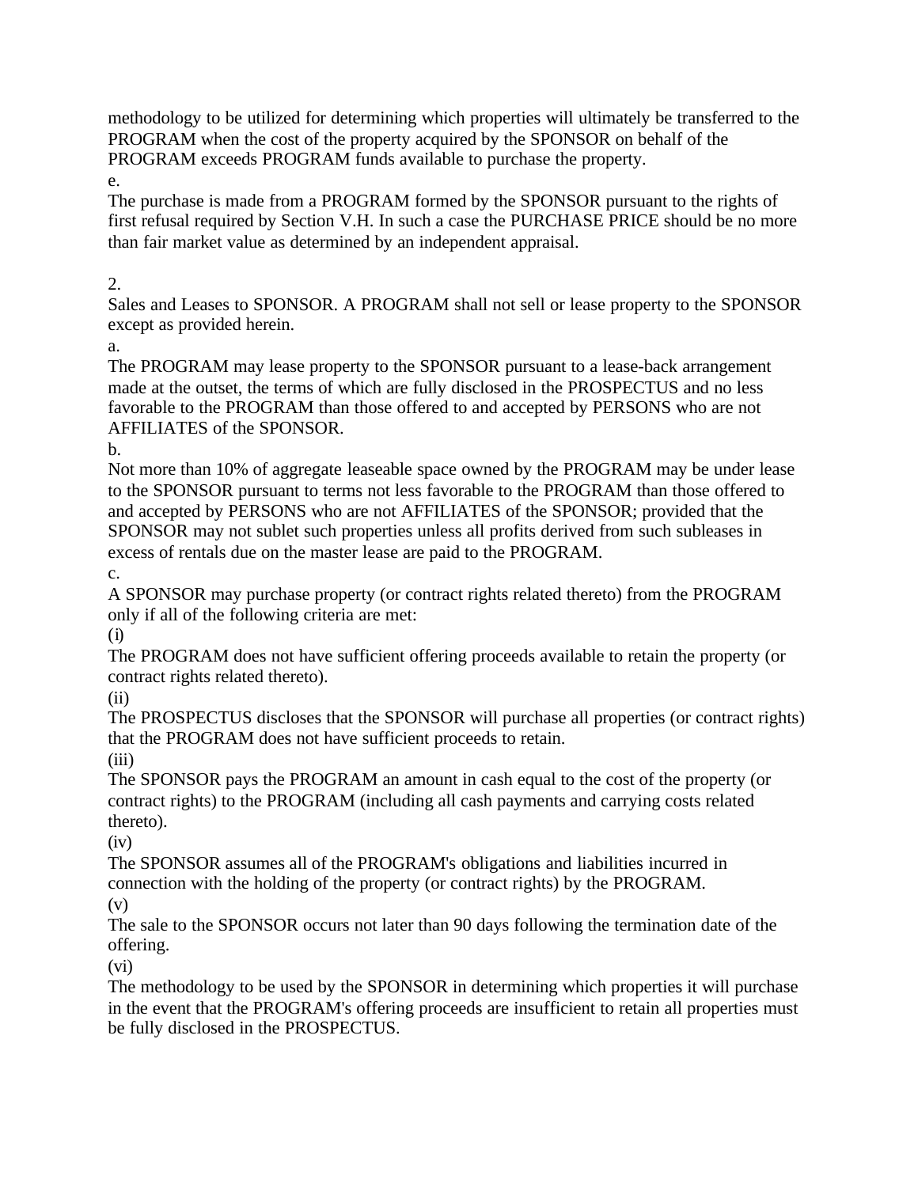methodology to be utilized for determining which properties will ultimately be transferred to the PROGRAM when the cost of the property acquired by the SPONSOR on behalf of the PROGRAM exceeds PROGRAM funds available to purchase the property.

e.

The purchase is made from a PROGRAM formed by the SPONSOR pursuant to the rights of first refusal required by Section V.H. In such a case the PURCHASE PRICE should be no more than fair market value as determined by an independent appraisal.

2.

Sales and Leases to SPONSOR. A PROGRAM shall not sell or lease property to the SPONSOR except as provided herein.

a.

The PROGRAM may lease property to the SPONSOR pursuant to a lease-back arrangement made at the outset, the terms of which are fully disclosed in the PROSPECTUS and no less favorable to the PROGRAM than those offered to and accepted by PERSONS who are not AFFILIATES of the SPONSOR.

b.

Not more than 10% of aggregate leaseable space owned by the PROGRAM may be under lease to the SPONSOR pursuant to terms not less favorable to the PROGRAM than those offered to and accepted by PERSONS who are not AFFILIATES of the SPONSOR; provided that the SPONSOR may not sublet such properties unless all profits derived from such subleases in excess of rentals due on the master lease are paid to the PROGRAM.

c.

A SPONSOR may purchase property (or contract rights related thereto) from the PROGRAM only if all of the following criteria are met:

(i)

The PROGRAM does not have sufficient offering proceeds available to retain the property (or contract rights related thereto).

(ii)

The PROSPECTUS discloses that the SPONSOR will purchase all properties (or contract rights) that the PROGRAM does not have sufficient proceeds to retain.

(iii)

The SPONSOR pays the PROGRAM an amount in cash equal to the cost of the property (or contract rights) to the PROGRAM (including all cash payments and carrying costs related thereto).

(iv)

The SPONSOR assumes all of the PROGRAM's obligations and liabilities incurred in connection with the holding of the property (or contract rights) by the PROGRAM.

(v)

The sale to the SPONSOR occurs not later than 90 days following the termination date of the offering.

(vi)

The methodology to be used by the SPONSOR in determining which properties it will purchase in the event that the PROGRAM's offering proceeds are insufficient to retain all properties must be fully disclosed in the PROSPECTUS.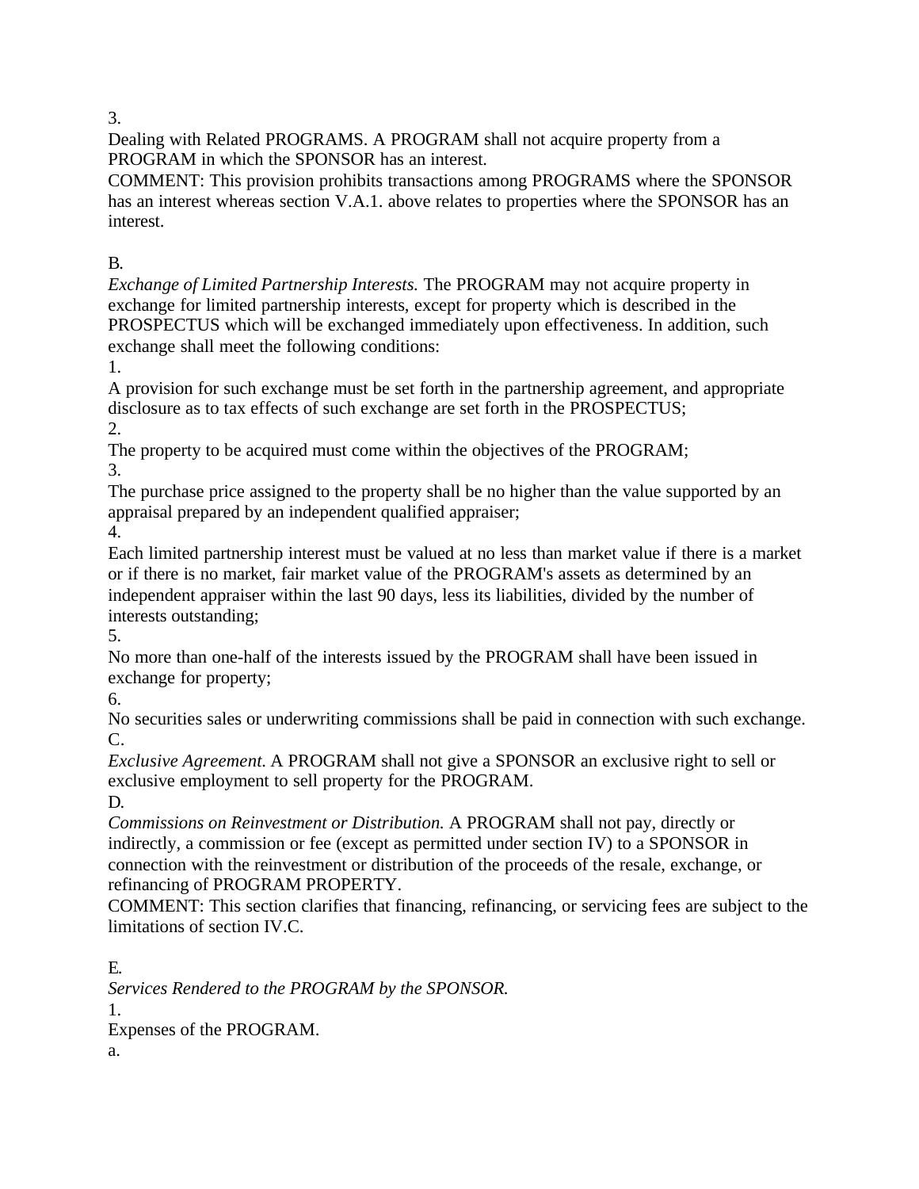3.
Dealing with Related PROGRAMS. A PROGRAM shall not acquire property from a PROGRAM in which the SPONSOR has an interest.
COMMENT: This provision prohibits transactions among PROGRAMS where the SPONSOR has an interest whereas section V.A.1. above relates to properties where the SPONSOR has an interest.

B.
*Exchange of Limited Partnership Interests.* The PROGRAM may not acquire property in exchange for limited partnership interests, except for property which is described in the PROSPECTUS which will be exchanged immediately upon effectiveness. In addition, such exchange shall meet the following conditions:

1.
A provision for such exchange must be set forth in the partnership agreement, and appropriate disclosure as to tax effects of such exchange are set forth in the PROSPECTUS;

2.
The property to be acquired must come within the objectives of the PROGRAM;

3.
The purchase price assigned to the property shall be no higher than the value supported by an appraisal prepared by an independent qualified appraiser;

4.
Each limited partnership interest must be valued at no less than market value if there is a market or if there is no market, fair market value of the PROGRAM's assets as determined by an independent appraiser within the last 90 days, less its liabilities, divided by the number of interests outstanding;

5.
No more than one-half of the interests issued by the PROGRAM shall have been issued in exchange for property;

6.
No securities sales or underwriting commissions shall be paid in connection with such exchange.

C.
*Exclusive Agreement.* A PROGRAM shall not give a SPONSOR an exclusive right to sell or exclusive employment to sell property for the PROGRAM.

D.
*Commissions on Reinvestment or Distribution.* A PROGRAM shall not pay, directly or indirectly, a commission or fee (except as permitted under section IV) to a SPONSOR in connection with the reinvestment or distribution of the proceeds of the resale, exchange, or refinancing of PROGRAM PROPERTY.
COMMENT: This section clarifies that financing, refinancing, or servicing fees are subject to the limitations of section IV.C.

E.
*Services Rendered to the PROGRAM by the SPONSOR.*

1.
Expenses of the PROGRAM.

a.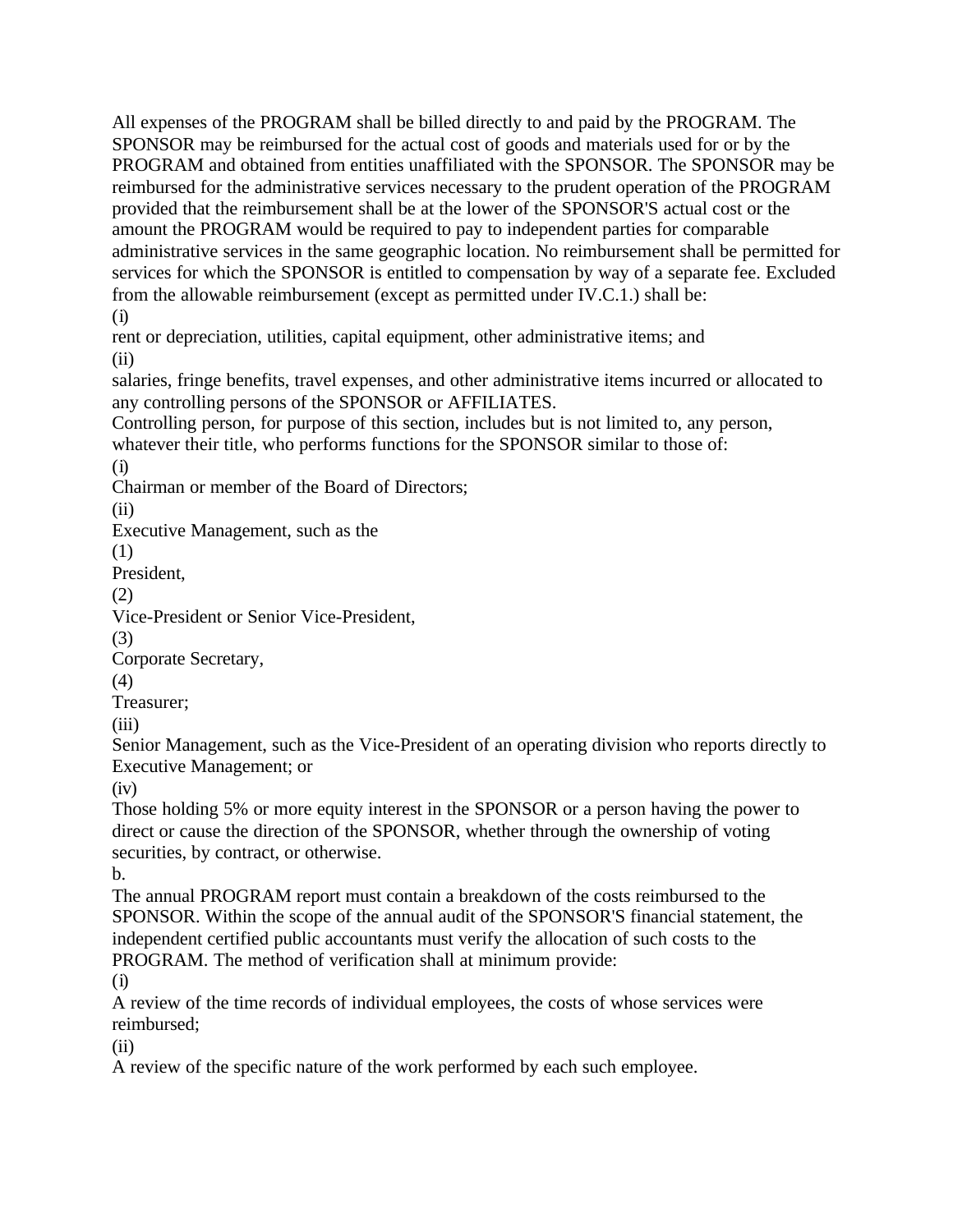All expenses of the PROGRAM shall be billed directly to and paid by the PROGRAM. The SPONSOR may be reimbursed for the actual cost of goods and materials used for or by the PROGRAM and obtained from entities unaffiliated with the SPONSOR. The SPONSOR may be reimbursed for the administrative services necessary to the prudent operation of the PROGRAM provided that the reimbursement shall be at the lower of the SPONSOR'S actual cost or the amount the PROGRAM would be required to pay to independent parties for comparable administrative services in the same geographic location. No reimbursement shall be permitted for services for which the SPONSOR is entitled to compensation by way of a separate fee. Excluded from the allowable reimbursement (except as permitted under IV.C.1.) shall be:

(i)
rent or depreciation, utilities, capital equipment, other administrative items; and

(ii)
salaries, fringe benefits, travel expenses, and other administrative items incurred or allocated to any controlling persons of the SPONSOR or AFFILIATES.

Controlling person, for purpose of this section, includes but is not limited to, any person, whatever their title, who performs functions for the SPONSOR similar to those of:

(i)
Chairman or member of the Board of Directors;

(ii)
Executive Management, such as the

(1)
President,

(2)
Vice-President or Senior Vice-President,

(3)
Corporate Secretary,

(4)
Treasurer;

(iii)
Senior Management, such as the Vice-President of an operating division who reports directly to Executive Management; or

(iv)
Those holding 5% or more equity interest in the SPONSOR or a person having the power to direct or cause the direction of the SPONSOR, whether through the ownership of voting securities, by contract, or otherwise.

b.
The annual PROGRAM report must contain a breakdown of the costs reimbursed to the SPONSOR. Within the scope of the annual audit of the SPONSOR'S financial statement, the independent certified public accountants must verify the allocation of such costs to the PROGRAM. The method of verification shall at minimum provide:

(i)
A review of the time records of individual employees, the costs of whose services were reimbursed;

(ii)
A review of the specific nature of the work performed by each such employee.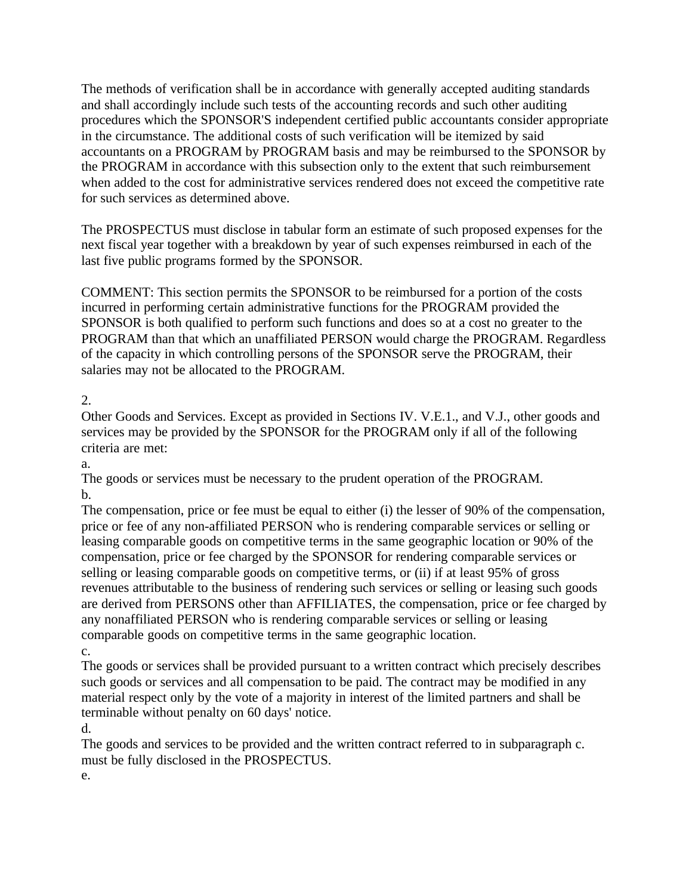The methods of verification shall be in accordance with generally accepted auditing standards and shall accordingly include such tests of the accounting records and such other auditing procedures which the SPONSOR'S independent certified public accountants consider appropriate in the circumstance. The additional costs of such verification will be itemized by said accountants on a PROGRAM by PROGRAM basis and may be reimbursed to the SPONSOR by the PROGRAM in accordance with this subsection only to the extent that such reimbursement when added to the cost for administrative services rendered does not exceed the competitive rate for such services as determined above.

The PROSPECTUS must disclose in tabular form an estimate of such proposed expenses for the next fiscal year together with a breakdown by year of such expenses reimbursed in each of the last five public programs formed by the SPONSOR.

COMMENT: This section permits the SPONSOR to be reimbursed for a portion of the costs incurred in performing certain administrative functions for the PROGRAM provided the SPONSOR is both qualified to perform such functions and does so at a cost no greater to the PROGRAM than that which an unaffiliated PERSON would charge the PROGRAM. Regardless of the capacity in which controlling persons of the SPONSOR serve the PROGRAM, their salaries may not be allocated to the PROGRAM.

2.
Other Goods and Services. Except as provided in Sections IV. V.E.1., and V.J., other goods and services may be provided by the SPONSOR for the PROGRAM only if all of the following criteria are met:

a.
The goods or services must be necessary to the prudent operation of the PROGRAM.

b.
The compensation, price or fee must be equal to either (i) the lesser of 90% of the compensation, price or fee of any non-affiliated PERSON who is rendering comparable services or selling or leasing comparable goods on competitive terms in the same geographic location or 90% of the compensation, price or fee charged by the SPONSOR for rendering comparable services or selling or leasing comparable goods on competitive terms, or (ii) if at least 95% of gross revenues attributable to the business of rendering such services or selling or leasing such goods are derived from PERSONS other than AFFILIATES, the compensation, price or fee charged by any nonaffiliated PERSON who is rendering comparable services or selling or leasing comparable goods on competitive terms in the same geographic location.

c.
The goods or services shall be provided pursuant to a written contract which precisely describes such goods or services and all compensation to be paid. The contract may be modified in any material respect only by the vote of a majority in interest of the limited partners and shall be terminable without penalty on 60 days' notice.

d.
The goods and services to be provided and the written contract referred to in subparagraph c. must be fully disclosed in the PROSPECTUS.

e.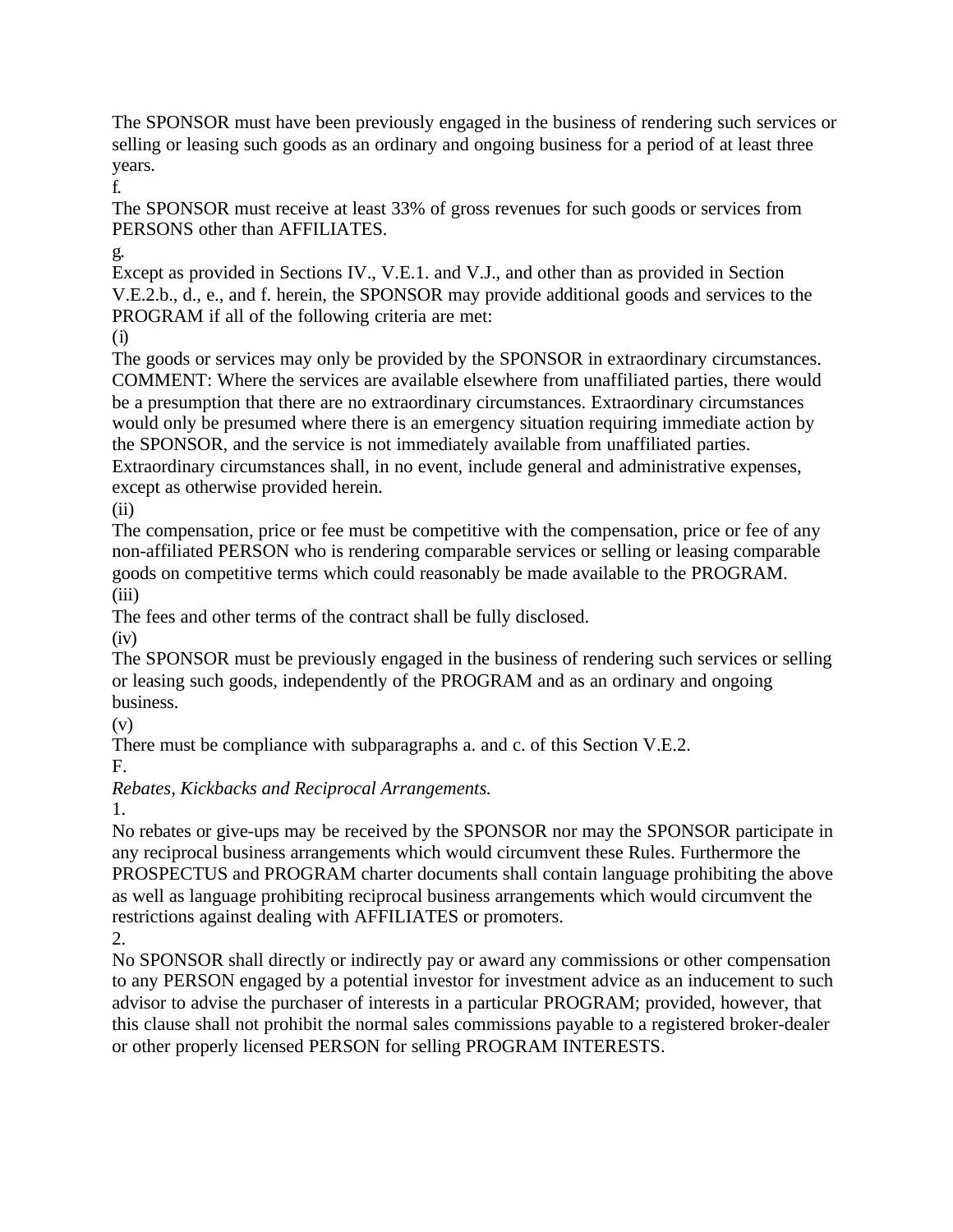The SPONSOR must have been previously engaged in the business of rendering such services or selling or leasing such goods as an ordinary and ongoing business for a period of at least three years.

f.

The SPONSOR must receive at least 33% of gross revenues for such goods or services from PERSONS other than AFFILIATES.

g.

Except as provided in Sections IV., V.E.1. and V.J., and other than as provided in Section V.E.2.b., d., e., and f. herein, the SPONSOR may provide additional goods and services to the PROGRAM if all of the following criteria are met:

(i)

The goods or services may only be provided by the SPONSOR in extraordinary circumstances. COMMENT: Where the services are available elsewhere from unaffiliated parties, there would be a presumption that there are no extraordinary circumstances. Extraordinary circumstances would only be presumed where there is an emergency situation requiring immediate action by the SPONSOR, and the service is not immediately available from unaffiliated parties. Extraordinary circumstances shall, in no event, include general and administrative expenses, except as otherwise provided herein.

(ii)

The compensation, price or fee must be competitive with the compensation, price or fee of any non-affiliated PERSON who is rendering comparable services or selling or leasing comparable goods on competitive terms which could reasonably be made available to the PROGRAM.

(iii)

The fees and other terms of the contract shall be fully disclosed.

(iv)

The SPONSOR must be previously engaged in the business of rendering such services or selling or leasing such goods, independently of the PROGRAM and as an ordinary and ongoing business.

(v)

There must be compliance with subparagraphs a. and c. of this Section V.E.2.

F.

*Rebates, Kickbacks and Reciprocal Arrangements.*

1.

No rebates or give-ups may be received by the SPONSOR nor may the SPONSOR participate in any reciprocal business arrangements which would circumvent these Rules. Furthermore the PROSPECTUS and PROGRAM charter documents shall contain language prohibiting the above as well as language prohibiting reciprocal business arrangements which would circumvent the restrictions against dealing with AFFILIATES or promoters.

2.

No SPONSOR shall directly or indirectly pay or award any commissions or other compensation to any PERSON engaged by a potential investor for investment advice as an inducement to such advisor to advise the purchaser of interests in a particular PROGRAM; provided, however, that this clause shall not prohibit the normal sales commissions payable to a registered broker-dealer or other properly licensed PERSON for selling PROGRAM INTERESTS.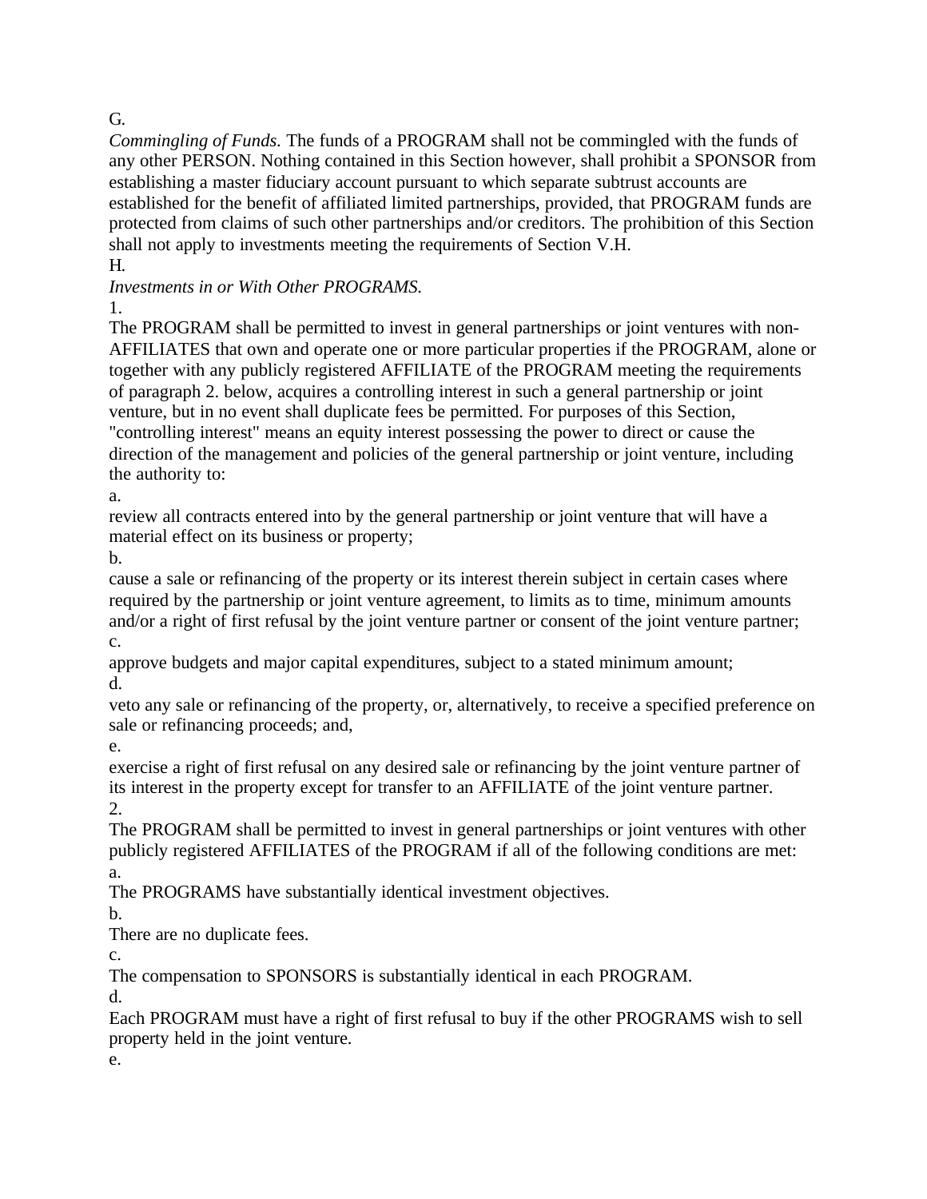G.

*Commingling of Funds.* The funds of a PROGRAM shall not be commingled with the funds of any other PERSON. Nothing contained in this Section however, shall prohibit a SPONSOR from establishing a master fiduciary account pursuant to which separate subtrust accounts are established for the benefit of affiliated limited partnerships, provided, that PROGRAM funds are protected from claims of such other partnerships and/or creditors. The prohibition of this Section shall not apply to investments meeting the requirements of Section V.H.

H.

*Investments in or With Other PROGRAMS.*

1.

The PROGRAM shall be permitted to invest in general partnerships or joint ventures with non-AFFILIATES that own and operate one or more particular properties if the PROGRAM, alone or together with any publicly registered AFFILIATE of the PROGRAM meeting the requirements of paragraph 2. below, acquires a controlling interest in such a general partnership or joint venture, but in no event shall duplicate fees be permitted. For purposes of this Section, "controlling interest" means an equity interest possessing the power to direct or cause the direction of the management and policies of the general partnership or joint venture, including the authority to:

a.

review all contracts entered into by the general partnership or joint venture that will have a material effect on its business or property;

b.

cause a sale or refinancing of the property or its interest therein subject in certain cases where required by the partnership or joint venture agreement, to limits as to time, minimum amounts and/or a right of first refusal by the joint venture partner or consent of the joint venture partner;

c.

approve budgets and major capital expenditures, subject to a stated minimum amount;

d.

veto any sale or refinancing of the property, or, alternatively, to receive a specified preference on sale or refinancing proceeds; and,

e.

exercise a right of first refusal on any desired sale or refinancing by the joint venture partner of its interest in the property except for transfer to an AFFILIATE of the joint venture partner.

2.

The PROGRAM shall be permitted to invest in general partnerships or joint ventures with other publicly registered AFFILIATES of the PROGRAM if all of the following conditions are met:

a.

The PROGRAMS have substantially identical investment objectives.

b.

There are no duplicate fees.

c.

The compensation to SPONSORS is substantially identical in each PROGRAM.

d.

Each PROGRAM must have a right of first refusal to buy if the other PROGRAMS wish to sell property held in the joint venture.

e.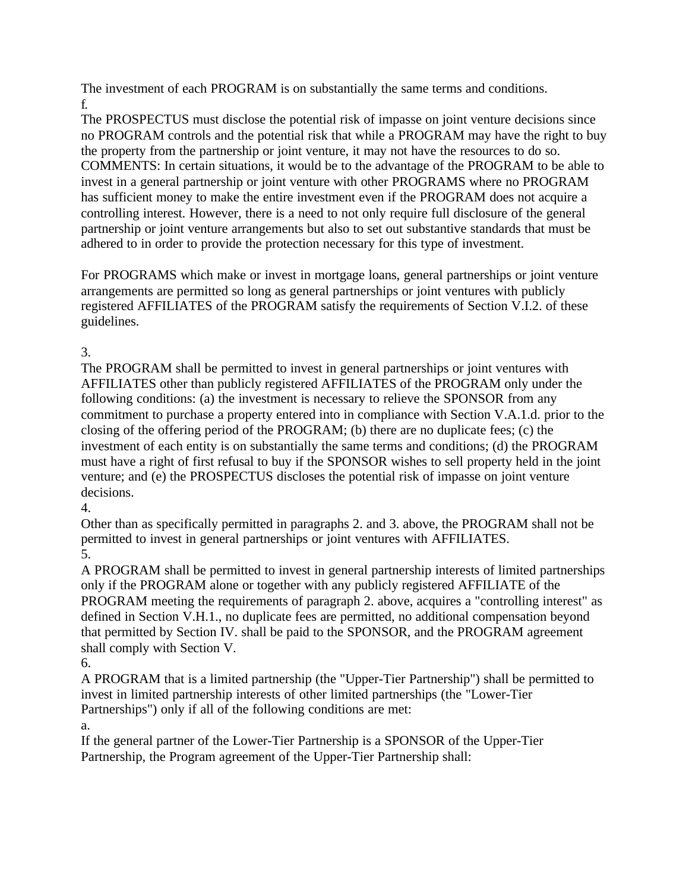The investment of each PROGRAM is on substantially the same terms and conditions.

f.

The PROSPECTUS must disclose the potential risk of impasse on joint venture decisions since no PROGRAM controls and the potential risk that while a PROGRAM may have the right to buy the property from the partnership or joint venture, it may not have the resources to do so.

COMMENTS: In certain situations, it would be to the advantage of the PROGRAM to be able to invest in a general partnership or joint venture with other PROGRAMS where no PROGRAM has sufficient money to make the entire investment even if the PROGRAM does not acquire a controlling interest. However, there is a need to not only require full disclosure of the general partnership or joint venture arrangements but also to set out substantive standards that must be adhered to in order to provide the protection necessary for this type of investment.

For PROGRAMS which make or invest in mortgage loans, general partnerships or joint venture arrangements are permitted so long as general partnerships or joint ventures with publicly registered AFFILIATES of the PROGRAM satisfy the requirements of Section V.I.2. of these guidelines.

3.

The PROGRAM shall be permitted to invest in general partnerships or joint ventures with AFFILIATES other than publicly registered AFFILIATES of the PROGRAM only under the following conditions: (a) the investment is necessary to relieve the SPONSOR from any commitment to purchase a property entered into in compliance with Section V.A.1.d. prior to the closing of the offering period of the PROGRAM; (b) there are no duplicate fees; (c) the investment of each entity is on substantially the same terms and conditions; (d) the PROGRAM must have a right of first refusal to buy if the SPONSOR wishes to sell property held in the joint venture; and (e) the PROSPECTUS discloses the potential risk of impasse on joint venture decisions.

4.

Other than as specifically permitted in paragraphs 2. and 3. above, the PROGRAM shall not be permitted to invest in general partnerships or joint ventures with AFFILIATES.

5.

A PROGRAM shall be permitted to invest in general partnership interests of limited partnerships only if the PROGRAM alone or together with any publicly registered AFFILIATE of the PROGRAM meeting the requirements of paragraph 2. above, acquires a "controlling interest" as defined in Section V.H.1., no duplicate fees are permitted, no additional compensation beyond that permitted by Section IV. shall be paid to the SPONSOR, and the PROGRAM agreement shall comply with Section V.

6.

A PROGRAM that is a limited partnership (the "Upper-Tier Partnership") shall be permitted to invest in limited partnership interests of other limited partnerships (the "Lower-Tier Partnerships") only if all of the following conditions are met:

a.

If the general partner of the Lower-Tier Partnership is a SPONSOR of the Upper-Tier Partnership, the Program agreement of the Upper-Tier Partnership shall: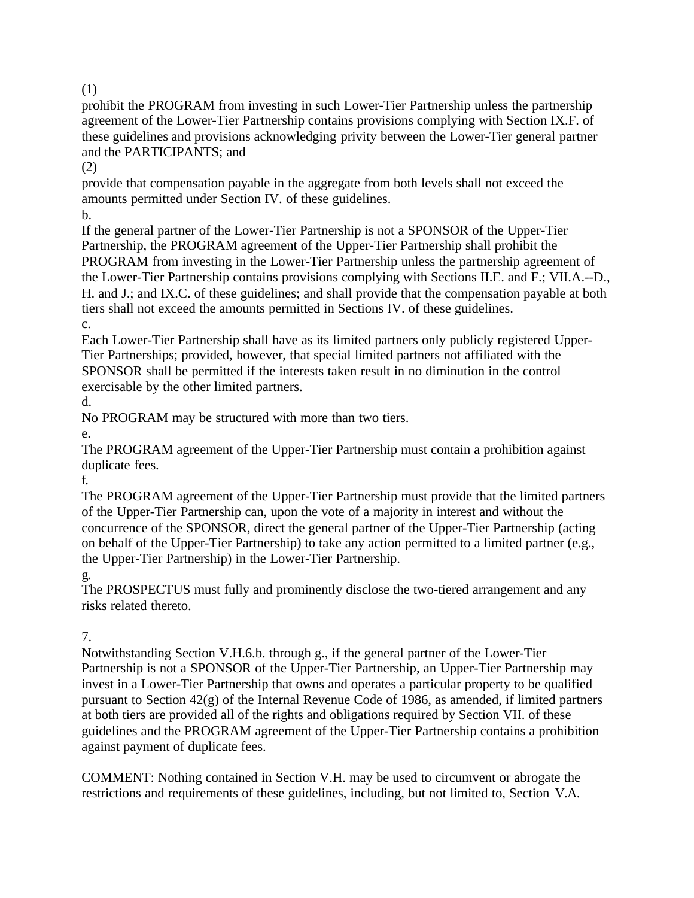(1)

prohibit the PROGRAM from investing in such Lower-Tier Partnership unless the partnership agreement of the Lower-Tier Partnership contains provisions complying with Section IX.F. of these guidelines and provisions acknowledging privity between the Lower-Tier general partner and the PARTICIPANTS; and

(2)

provide that compensation payable in the aggregate from both levels shall not exceed the amounts permitted under Section IV. of these guidelines.

b.

If the general partner of the Lower-Tier Partnership is not a SPONSOR of the Upper-Tier Partnership, the PROGRAM agreement of the Upper-Tier Partnership shall prohibit the PROGRAM from investing in the Lower-Tier Partnership unless the partnership agreement of the Lower-Tier Partnership contains provisions complying with Sections II.E. and F.; VII.A.--D., H. and J.; and IX.C. of these guidelines; and shall provide that the compensation payable at both tiers shall not exceed the amounts permitted in Sections IV. of these guidelines.

c.

Each Lower-Tier Partnership shall have as its limited partners only publicly registered Upper-Tier Partnerships; provided, however, that special limited partners not affiliated with the SPONSOR shall be permitted if the interests taken result in no diminution in the control exercisable by the other limited partners.

d.

No PROGRAM may be structured with more than two tiers.

e.

The PROGRAM agreement of the Upper-Tier Partnership must contain a prohibition against duplicate fees.

f.

The PROGRAM agreement of the Upper-Tier Partnership must provide that the limited partners of the Upper-Tier Partnership can, upon the vote of a majority in interest and without the concurrence of the SPONSOR, direct the general partner of the Upper-Tier Partnership (acting on behalf of the Upper-Tier Partnership) to take any action permitted to a limited partner (e.g., the Upper-Tier Partnership) in the Lower-Tier Partnership.

g.

The PROSPECTUS must fully and prominently disclose the two-tiered arrangement and any risks related thereto.

7.

Notwithstanding Section V.H.6.b. through g., if the general partner of the Lower-Tier Partnership is not a SPONSOR of the Upper-Tier Partnership, an Upper-Tier Partnership may invest in a Lower-Tier Partnership that owns and operates a particular property to be qualified pursuant to Section 42(g) of the Internal Revenue Code of 1986, as amended, if limited partners at both tiers are provided all of the rights and obligations required by Section VII. of these guidelines and the PROGRAM agreement of the Upper-Tier Partnership contains a prohibition against payment of duplicate fees.

COMMENT: Nothing contained in Section V.H. may be used to circumvent or abrogate the restrictions and requirements of these guidelines, including, but not limited to, Section V.A.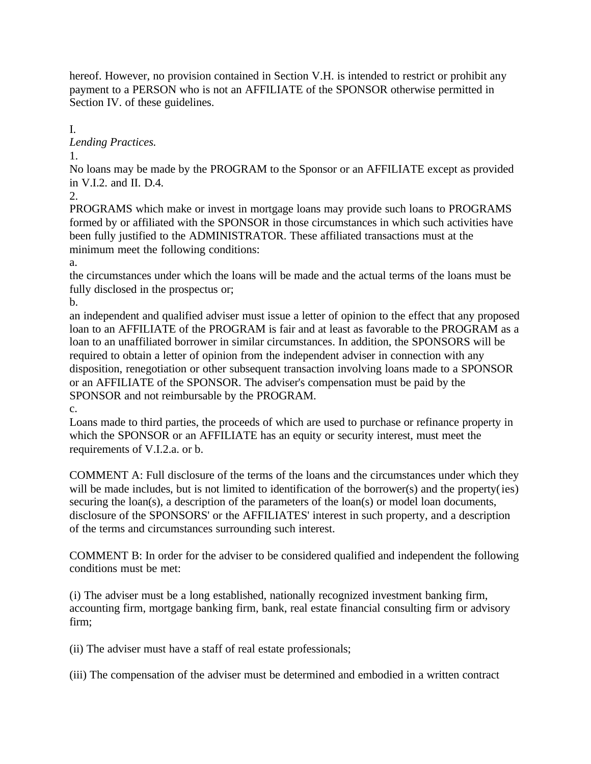hereof. However, no provision contained in Section V.H. is intended to restrict or prohibit any payment to a PERSON who is not an AFFILIATE of the SPONSOR otherwise permitted in Section IV. of these guidelines.

I.
*Lending Practices.*

1.
No loans may be made by the PROGRAM to the Sponsor or an AFFILIATE except as provided in V.I.2. and II. D.4.

2.
PROGRAMS which make or invest in mortgage loans may provide such loans to PROGRAMS formed by or affiliated with the SPONSOR in those circumstances in which such activities have been fully justified to the ADMINISTRATOR. These affiliated transactions must at the minimum meet the following conditions:

a.
the circumstances under which the loans will be made and the actual terms of the loans must be fully disclosed in the prospectus or;

b.
an independent and qualified adviser must issue a letter of opinion to the effect that any proposed loan to an AFFILIATE of the PROGRAM is fair and at least as favorable to the PROGRAM as a loan to an unaffiliated borrower in similar circumstances. In addition, the SPONSORS will be required to obtain a letter of opinion from the independent adviser in connection with any disposition, renegotiation or other subsequent transaction involving loans made to a SPONSOR or an AFFILIATE of the SPONSOR. The adviser's compensation must be paid by the SPONSOR and not reimbursable by the PROGRAM.

c.
Loans made to third parties, the proceeds of which are used to purchase or refinance property in which the SPONSOR or an AFFILIATE has an equity or security interest, must meet the requirements of V.I.2.a. or b.

COMMENT A: Full disclosure of the terms of the loans and the circumstances under which they will be made includes, but is not limited to identification of the borrower(s) and the property(ies) securing the loan(s), a description of the parameters of the loan(s) or model loan documents, disclosure of the SPONSORS' or the AFFILIATES' interest in such property, and a description of the terms and circumstances surrounding such interest.

COMMENT B: In order for the adviser to be considered qualified and independent the following conditions must be met:

(i) The adviser must be a long established, nationally recognized investment banking firm, accounting firm, mortgage banking firm, bank, real estate financial consulting firm or advisory firm;

(ii) The adviser must have a staff of real estate professionals;

(iii) The compensation of the adviser must be determined and embodied in a written contract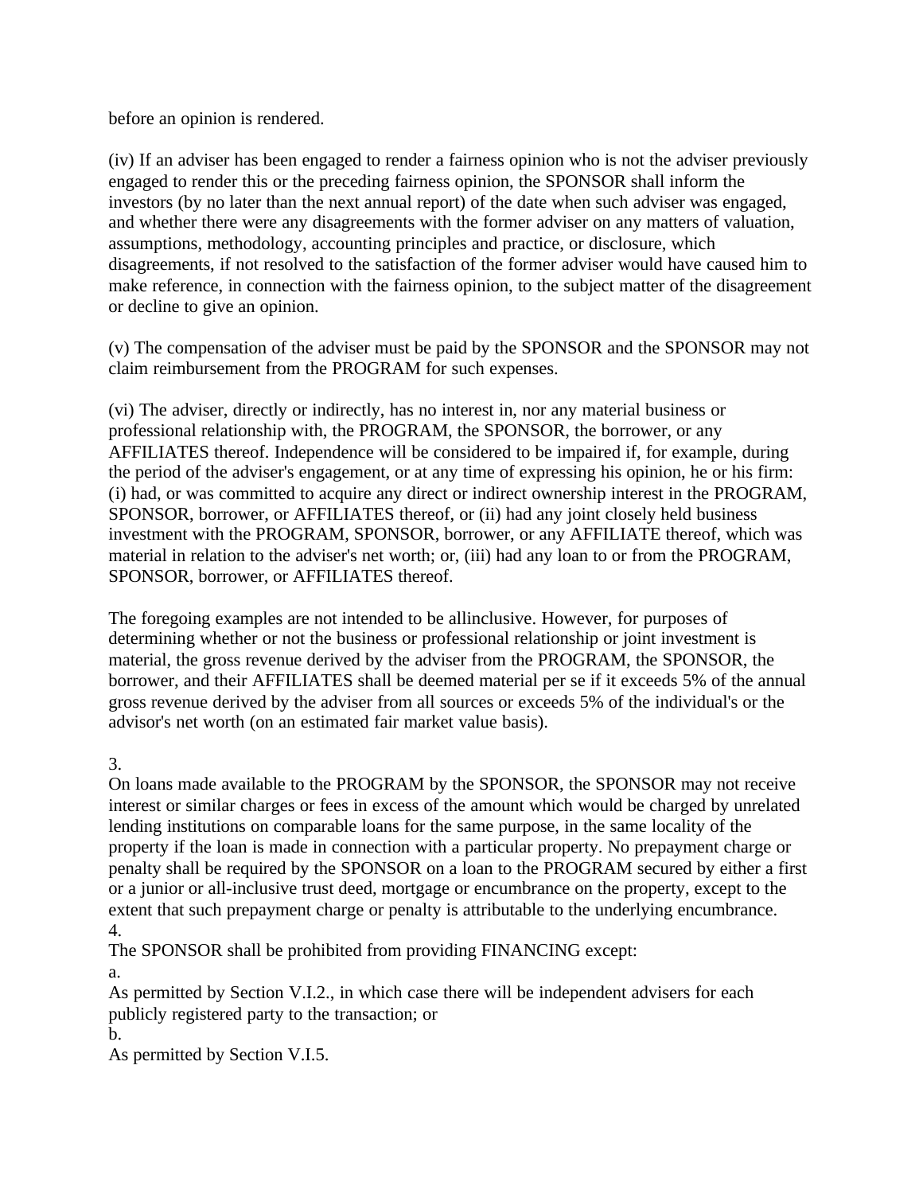before an opinion is rendered.

(iv) If an adviser has been engaged to render a fairness opinion who is not the adviser previously engaged to render this or the preceding fairness opinion, the SPONSOR shall inform the investors (by no later than the next annual report) of the date when such adviser was engaged, and whether there were any disagreements with the former adviser on any matters of valuation, assumptions, methodology, accounting principles and practice, or disclosure, which disagreements, if not resolved to the satisfaction of the former adviser would have caused him to make reference, in connection with the fairness opinion, to the subject matter of the disagreement or decline to give an opinion.

(v) The compensation of the adviser must be paid by the SPONSOR and the SPONSOR may not claim reimbursement from the PROGRAM for such expenses.

(vi) The adviser, directly or indirectly, has no interest in, nor any material business or professional relationship with, the PROGRAM, the SPONSOR, the borrower, or any AFFILIATES thereof. Independence will be considered to be impaired if, for example, during the period of the adviser's engagement, or at any time of expressing his opinion, he or his firm: (i) had, or was committed to acquire any direct or indirect ownership interest in the PROGRAM, SPONSOR, borrower, or AFFILIATES thereof, or (ii) had any joint closely held business investment with the PROGRAM, SPONSOR, borrower, or any AFFILIATE thereof, which was material in relation to the adviser's net worth; or, (iii) had any loan to or from the PROGRAM, SPONSOR, borrower, or AFFILIATES thereof.

The foregoing examples are not intended to be allinclusive. However, for purposes of determining whether or not the business or professional relationship or joint investment is material, the gross revenue derived by the adviser from the PROGRAM, the SPONSOR, the borrower, and their AFFILIATES shall be deemed material per se if it exceeds 5% of the annual gross revenue derived by the adviser from all sources or exceeds 5% of the individual's or the advisor's net worth (on an estimated fair market value basis).

3.
On loans made available to the PROGRAM by the SPONSOR, the SPONSOR may not receive interest or similar charges or fees in excess of the amount which would be charged by unrelated lending institutions on comparable loans for the same purpose, in the same locality of the property if the loan is made in connection with a particular property. No prepayment charge or penalty shall be required by the SPONSOR on a loan to the PROGRAM secured by either a first or a junior or all-inclusive trust deed, mortgage or encumbrance on the property, except to the extent that such prepayment charge or penalty is attributable to the underlying encumbrance.

4.
The SPONSOR shall be prohibited from providing FINANCING except:

a.
As permitted by Section V.I.2., in which case there will be independent advisers for each publicly registered party to the transaction; or

b.
As permitted by Section V.I.5.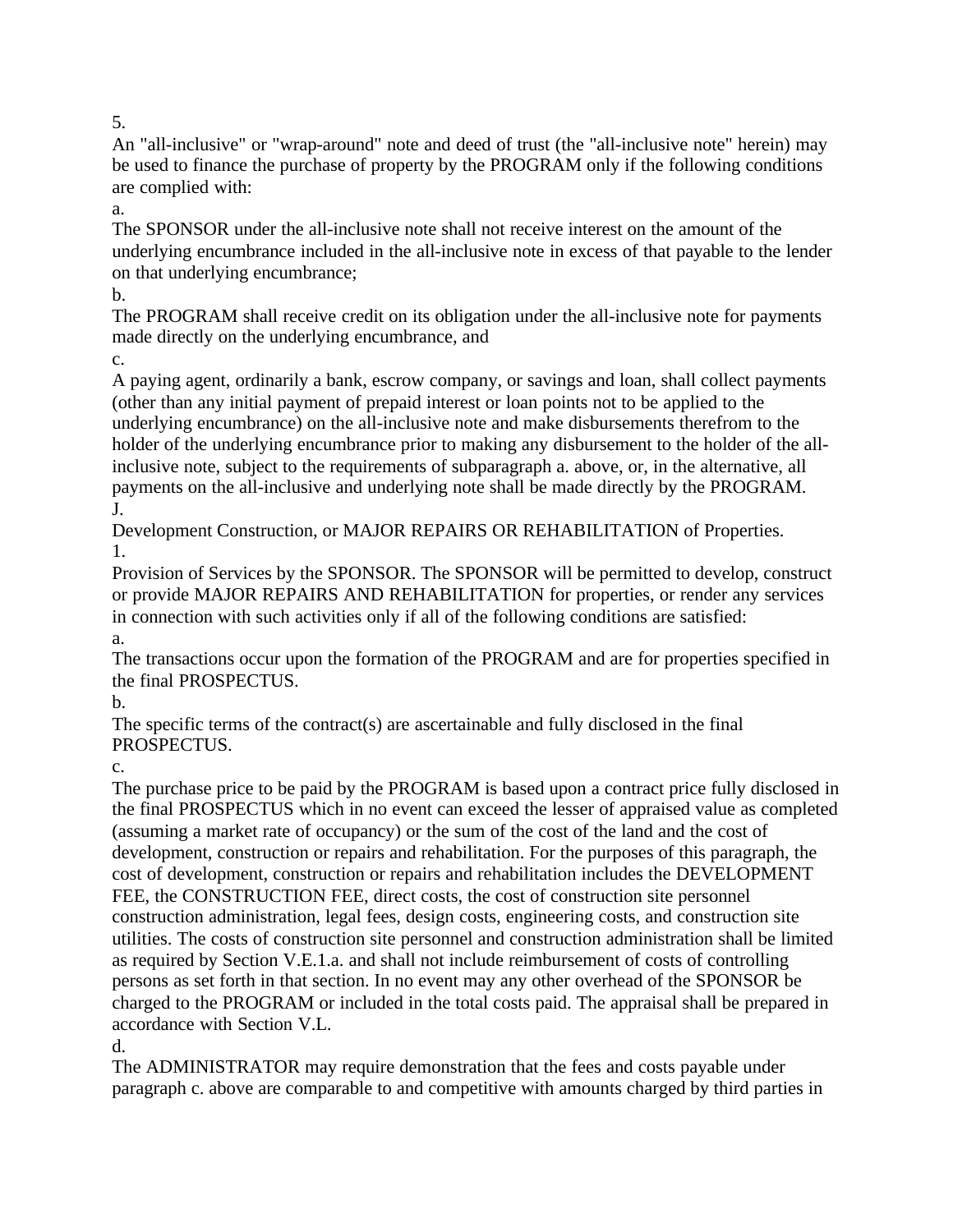5.

An "all-inclusive" or "wrap-around" note and deed of trust (the "all-inclusive note" herein) may be used to finance the purchase of property by the PROGRAM only if the following conditions are complied with:

a.

The SPONSOR under the all-inclusive note shall not receive interest on the amount of the underlying encumbrance included in the all-inclusive note in excess of that payable to the lender on that underlying encumbrance;

b.

The PROGRAM shall receive credit on its obligation under the all-inclusive note for payments made directly on the underlying encumbrance, and

c.

A paying agent, ordinarily a bank, escrow company, or savings and loan, shall collect payments (other than any initial payment of prepaid interest or loan points not to be applied to the underlying encumbrance) on the all-inclusive note and make disbursements therefrom to the holder of the underlying encumbrance prior to making any disbursement to the holder of the all-inclusive note, subject to the requirements of subparagraph a. above, or, in the alternative, all payments on the all-inclusive and underlying note shall be made directly by the PROGRAM.

J.

Development Construction, or MAJOR REPAIRS OR REHABILITATION of Properties.

1.

Provision of Services by the SPONSOR. The SPONSOR will be permitted to develop, construct or provide MAJOR REPAIRS AND REHABILITATION for properties, or render any services in connection with such activities only if all of the following conditions are satisfied:

a.

The transactions occur upon the formation of the PROGRAM and are for properties specified in the final PROSPECTUS.

b.

The specific terms of the contract(s) are ascertainable and fully disclosed in the final PROSPECTUS.

c.

The purchase price to be paid by the PROGRAM is based upon a contract price fully disclosed in the final PROSPECTUS which in no event can exceed the lesser of appraised value as completed (assuming a market rate of occupancy) or the sum of the cost of the land and the cost of development, construction or repairs and rehabilitation. For the purposes of this paragraph, the cost of development, construction or repairs and rehabilitation includes the DEVELOPMENT FEE, the CONSTRUCTION FEE, direct costs, the cost of construction site personnel construction administration, legal fees, design costs, engineering costs, and construction site utilities. The costs of construction site personnel and construction administration shall be limited as required by Section V.E.1.a. and shall not include reimbursement of costs of controlling persons as set forth in that section. In no event may any other overhead of the SPONSOR be charged to the PROGRAM or included in the total costs paid. The appraisal shall be prepared in accordance with Section V.L.

d.

The ADMINISTRATOR may require demonstration that the fees and costs payable under paragraph c. above are comparable to and competitive with amounts charged by third parties in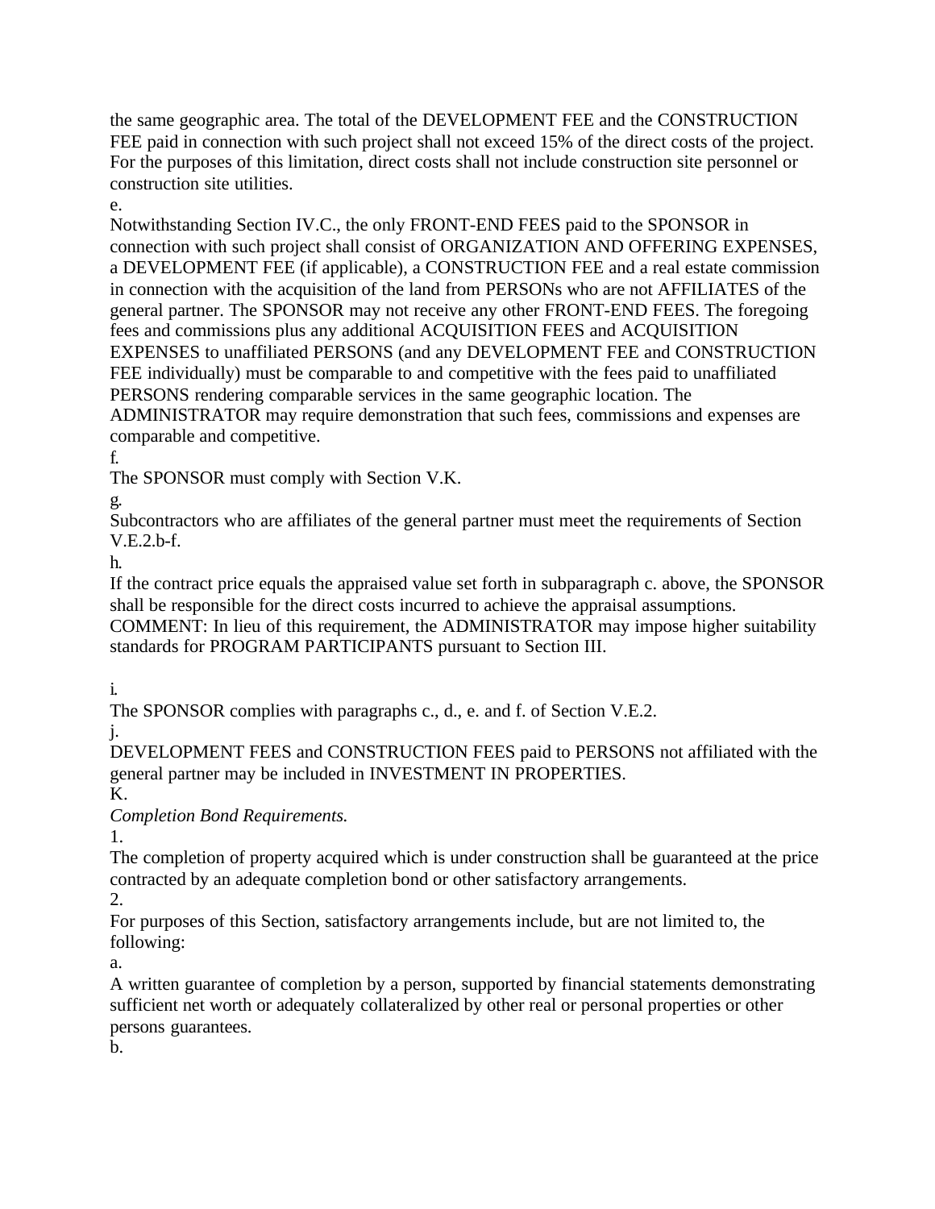the same geographic area. The total of the DEVELOPMENT FEE and the CONSTRUCTION FEE paid in connection with such project shall not exceed 15% of the direct costs of the project. For the purposes of this limitation, direct costs shall not include construction site personnel or construction site utilities.

e.

Notwithstanding Section IV.C., the only FRONT-END FEES paid to the SPONSOR in connection with such project shall consist of ORGANIZATION AND OFFERING EXPENSES, a DEVELOPMENT FEE (if applicable), a CONSTRUCTION FEE and a real estate commission in connection with the acquisition of the land from PERSONs who are not AFFILIATES of the general partner. The SPONSOR may not receive any other FRONT-END FEES. The foregoing fees and commissions plus any additional ACQUISITION FEES and ACQUISITION EXPENSES to unaffiliated PERSONS (and any DEVELOPMENT FEE and CONSTRUCTION FEE individually) must be comparable to and competitive with the fees paid to unaffiliated PERSONS rendering comparable services in the same geographic location. The ADMINISTRATOR may require demonstration that such fees, commissions and expenses are comparable and competitive.

f.

The SPONSOR must comply with Section V.K.

g.

Subcontractors who are affiliates of the general partner must meet the requirements of Section V.E.2.b-f.

h.

If the contract price equals the appraised value set forth in subparagraph c. above, the SPONSOR shall be responsible for the direct costs incurred to achieve the appraisal assumptions.

COMMENT: In lieu of this requirement, the ADMINISTRATOR may impose higher suitability standards for PROGRAM PARTICIPANTS pursuant to Section III.

i.

The SPONSOR complies with paragraphs c., d., e. and f. of Section V.E.2.

j.

DEVELOPMENT FEES and CONSTRUCTION FEES paid to PERSONS not affiliated with the general partner may be included in INVESTMENT IN PROPERTIES.

K.

*Completion Bond Requirements.*

1.

The completion of property acquired which is under construction shall be guaranteed at the price contracted by an adequate completion bond or other satisfactory arrangements.

2.

For purposes of this Section, satisfactory arrangements include, but are not limited to, the following:

a.

A written guarantee of completion by a person, supported by financial statements demonstrating sufficient net worth or adequately collateralized by other real or personal properties or other persons guarantees.

b.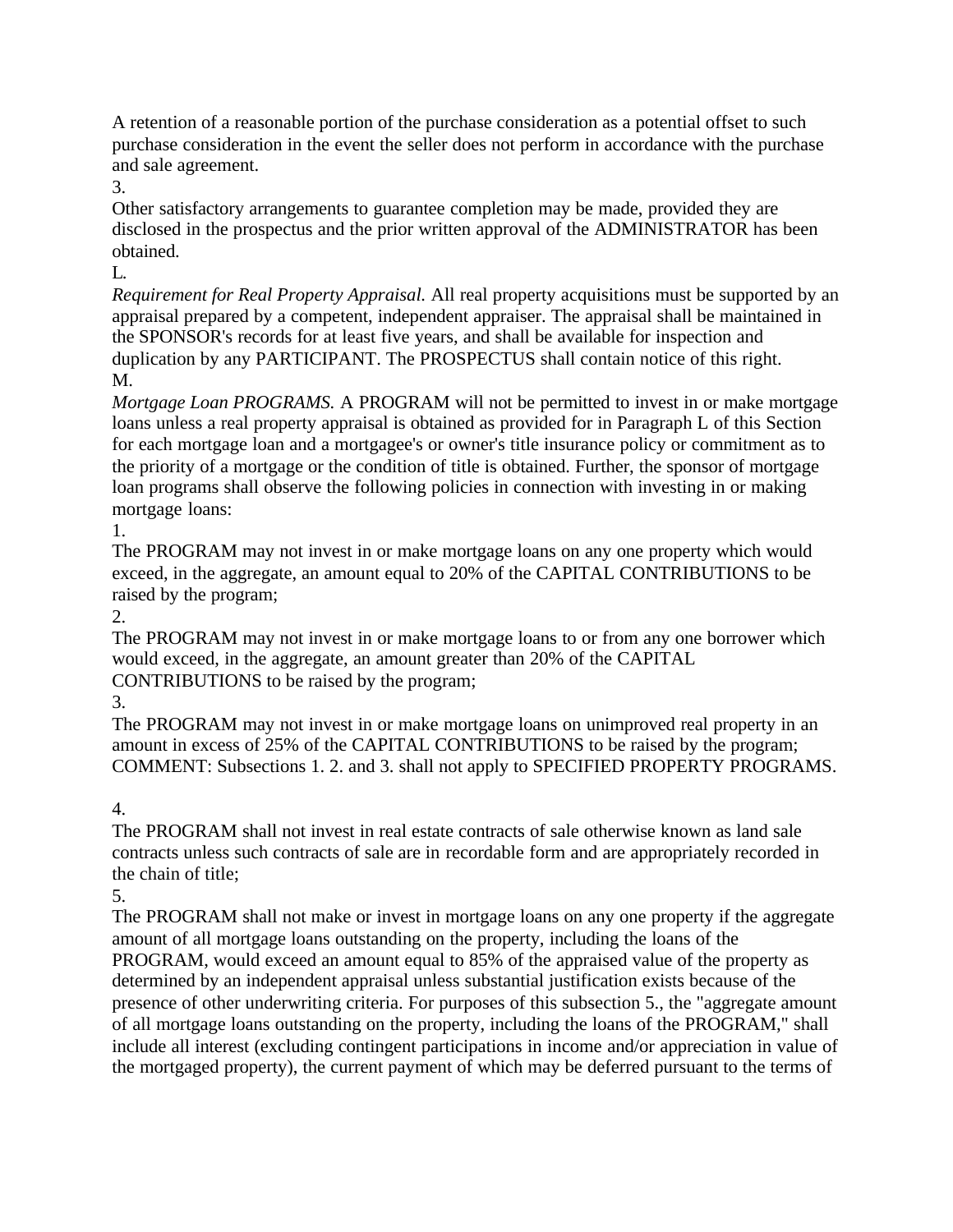A retention of a reasonable portion of the purchase consideration as a potential offset to such purchase consideration in the event the seller does not perform in accordance with the purchase and sale agreement.

3.

Other satisfactory arrangements to guarantee completion may be made, provided they are disclosed in the prospectus and the prior written approval of the ADMINISTRATOR has been obtained.

L.

*Requirement for Real Property Appraisal.* All real property acquisitions must be supported by an appraisal prepared by a competent, independent appraiser. The appraisal shall be maintained in the SPONSOR's records for at least five years, and shall be available for inspection and duplication by any PARTICIPANT. The PROSPECTUS shall contain notice of this right.

M.

*Mortgage Loan PROGRAMS.* A PROGRAM will not be permitted to invest in or make mortgage loans unless a real property appraisal is obtained as provided for in Paragraph L of this Section for each mortgage loan and a mortgagee's or owner's title insurance policy or commitment as to the priority of a mortgage or the condition of title is obtained. Further, the sponsor of mortgage loan programs shall observe the following policies in connection with investing in or making mortgage loans:

1.

The PROGRAM may not invest in or make mortgage loans on any one property which would exceed, in the aggregate, an amount equal to 20% of the CAPITAL CONTRIBUTIONS to be raised by the program;

2.

The PROGRAM may not invest in or make mortgage loans to or from any one borrower which would exceed, in the aggregate, an amount greater than 20% of the CAPITAL CONTRIBUTIONS to be raised by the program;

3.

The PROGRAM may not invest in or make mortgage loans on unimproved real property in an amount in excess of 25% of the CAPITAL CONTRIBUTIONS to be raised by the program;

COMMENT: Subsections 1. 2. and 3. shall not apply to SPECIFIED PROPERTY PROGRAMS.

4.

The PROGRAM shall not invest in real estate contracts of sale otherwise known as land sale contracts unless such contracts of sale are in recordable form and are appropriately recorded in the chain of title;

5.

The PROGRAM shall not make or invest in mortgage loans on any one property if the aggregate amount of all mortgage loans outstanding on the property, including the loans of the PROGRAM, would exceed an amount equal to 85% of the appraised value of the property as determined by an independent appraisal unless substantial justification exists because of the presence of other underwriting criteria. For purposes of this subsection 5., the "aggregate amount of all mortgage loans outstanding on the property, including the loans of the PROGRAM," shall include all interest (excluding contingent participations in income and/or appreciation in value of the mortgaged property), the current payment of which may be deferred pursuant to the terms of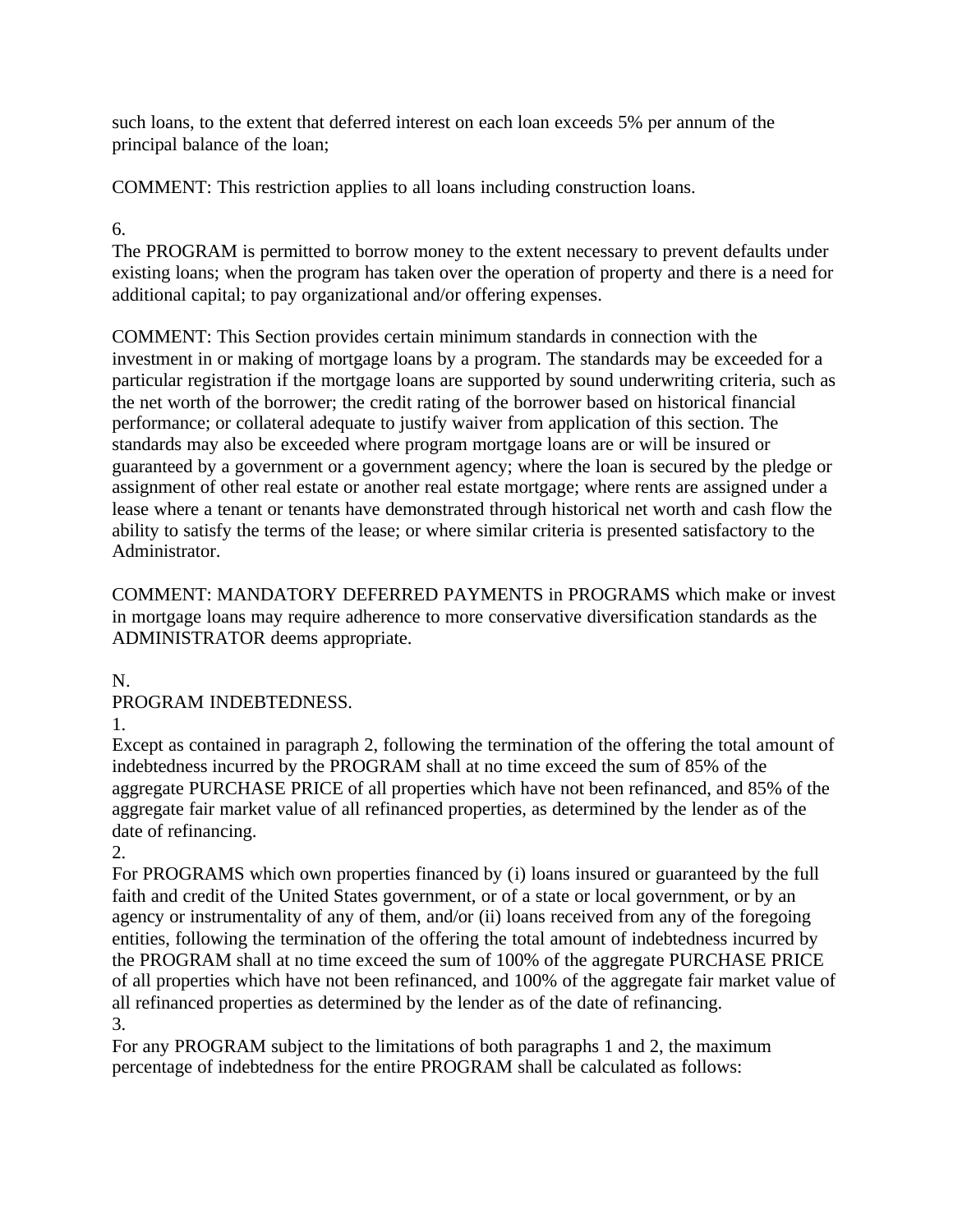such loans, to the extent that deferred interest on each loan exceeds 5% per annum of the principal balance of the loan;

COMMENT: This restriction applies to all loans including construction loans.

6.

The PROGRAM is permitted to borrow money to the extent necessary to prevent defaults under existing loans; when the program has taken over the operation of property and there is a need for additional capital; to pay organizational and/or offering expenses.

COMMENT: This Section provides certain minimum standards in connection with the investment in or making of mortgage loans by a program. The standards may be exceeded for a particular registration if the mortgage loans are supported by sound underwriting criteria, such as the net worth of the borrower; the credit rating of the borrower based on historical financial performance; or collateral adequate to justify waiver from application of this section. The standards may also be exceeded where program mortgage loans are or will be insured or guaranteed by a government or a government agency; where the loan is secured by the pledge or assignment of other real estate or another real estate mortgage; where rents are assigned under a lease where a tenant or tenants have demonstrated through historical net worth and cash flow the ability to satisfy the terms of the lease; or where similar criteria is presented satisfactory to the Administrator.

COMMENT: MANDATORY DEFERRED PAYMENTS in PROGRAMS which make or invest in mortgage loans may require adherence to more conservative diversification standards as the ADMINISTRATOR deems appropriate.

N.

PROGRAM INDEBTEDNESS.

1.

Except as contained in paragraph 2, following the termination of the offering the total amount of indebtedness incurred by the PROGRAM shall at no time exceed the sum of 85% of the aggregate PURCHASE PRICE of all properties which have not been refinanced, and 85% of the aggregate fair market value of all refinanced properties, as determined by the lender as of the date of refinancing.

2.

For PROGRAMS which own properties financed by (i) loans insured or guaranteed by the full faith and credit of the United States government, or of a state or local government, or by an agency or instrumentality of any of them, and/or (ii) loans received from any of the foregoing entities, following the termination of the offering the total amount of indebtedness incurred by the PROGRAM shall at no time exceed the sum of 100% of the aggregate PURCHASE PRICE of all properties which have not been refinanced, and 100% of the aggregate fair market value of all refinanced properties as determined by the lender as of the date of refinancing.

3.

For any PROGRAM subject to the limitations of both paragraphs 1 and 2, the maximum percentage of indebtedness for the entire PROGRAM shall be calculated as follows: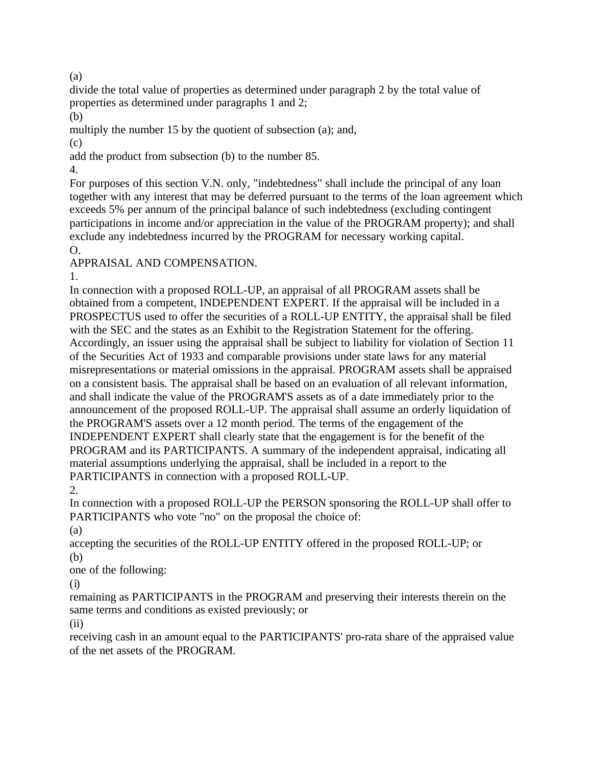(a) divide the total value of properties as determined under paragraph 2 by the total value of properties as determined under paragraphs 1 and 2;

(b) multiply the number 15 by the quotient of subsection (a); and,

(c) add the product from subsection (b) to the number 85.

4. For purposes of this section V.N. only, "indebtedness" shall include the principal of any loan together with any interest that may be deferred pursuant to the terms of the loan agreement which exceeds 5% per annum of the principal balance of such indebtedness (excluding contingent participations in income and/or appreciation in the value of the PROGRAM property); and shall exclude any indebtedness incurred by the PROGRAM for necessary working capital.

O. APPRAISAL AND COMPENSATION.

1. In connection with a proposed ROLL-UP, an appraisal of all PROGRAM assets shall be obtained from a competent, INDEPENDENT EXPERT. If the appraisal will be included in a PROSPECTUS used to offer the securities of a ROLL-UP ENTITY, the appraisal shall be filed with the SEC and the states as an Exhibit to the Registration Statement for the offering. Accordingly, an issuer using the appraisal shall be subject to liability for violation of Section 11 of the Securities Act of 1933 and comparable provisions under state laws for any material misrepresentations or material omissions in the appraisal. PROGRAM assets shall be appraised on a consistent basis. The appraisal shall be based on an evaluation of all relevant information, and shall indicate the value of the PROGRAM'S assets as of a date immediately prior to the announcement of the proposed ROLL-UP. The appraisal shall assume an orderly liquidation of the PROGRAM'S assets over a 12 month period. The terms of the engagement of the INDEPENDENT EXPERT shall clearly state that the engagement is for the benefit of the PROGRAM and its PARTICIPANTS. A summary of the independent appraisal, indicating all material assumptions underlying the appraisal, shall be included in a report to the PARTICIPANTS in connection with a proposed ROLL-UP.

2. In connection with a proposed ROLL-UP the PERSON sponsoring the ROLL-UP shall offer to PARTICIPANTS who vote "no" on the proposal the choice of:

(a) accepting the securities of the ROLL-UP ENTITY offered in the proposed ROLL-UP; or

(b) one of the following:

(i) remaining as PARTICIPANTS in the PROGRAM and preserving their interests therein on the same terms and conditions as existed previously; or

(ii) receiving cash in an amount equal to the PARTICIPANTS' pro-rata share of the appraised value of the net assets of the PROGRAM.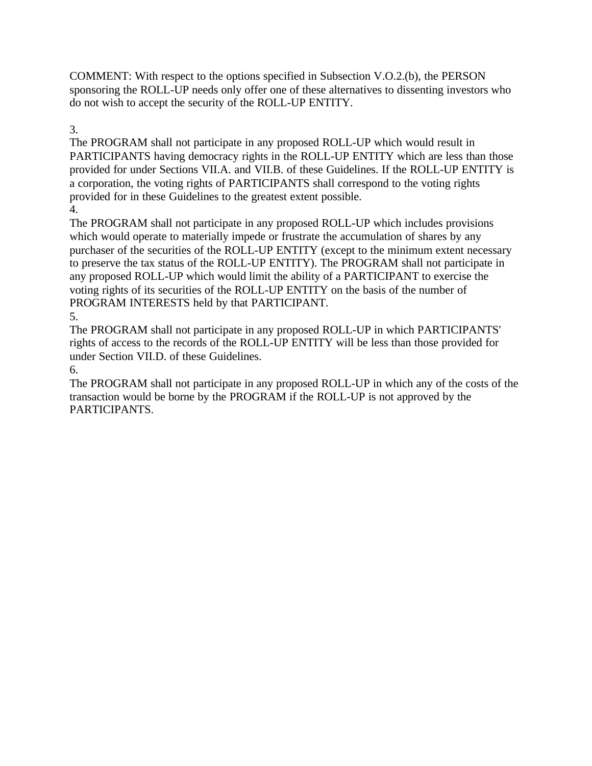COMMENT: With respect to the options specified in Subsection V.O.2.(b), the PERSON sponsoring the ROLL-UP needs only offer one of these alternatives to dissenting investors who do not wish to accept the security of the ROLL-UP ENTITY.

3.
The PROGRAM shall not participate in any proposed ROLL-UP which would result in PARTICIPANTS having democracy rights in the ROLL-UP ENTITY which are less than those provided for under Sections VII.A. and VII.B. of these Guidelines. If the ROLL-UP ENTITY is a corporation, the voting rights of PARTICIPANTS shall correspond to the voting rights provided for in these Guidelines to the greatest extent possible.

4.
The PROGRAM shall not participate in any proposed ROLL-UP which includes provisions which would operate to materially impede or frustrate the accumulation of shares by any purchaser of the securities of the ROLL-UP ENTITY (except to the minimum extent necessary to preserve the tax status of the ROLL-UP ENTITY). The PROGRAM shall not participate in any proposed ROLL-UP which would limit the ability of a PARTICIPANT to exercise the voting rights of its securities of the ROLL-UP ENTITY on the basis of the number of PROGRAM INTERESTS held by that PARTICIPANT.

5.
The PROGRAM shall not participate in any proposed ROLL-UP in which PARTICIPANTS' rights of access to the records of the ROLL-UP ENTITY will be less than those provided for under Section VII.D. of these Guidelines.

6.
The PROGRAM shall not participate in any proposed ROLL-UP in which any of the costs of the transaction would be borne by the PROGRAM if the ROLL-UP is not approved by the PARTICIPANTS.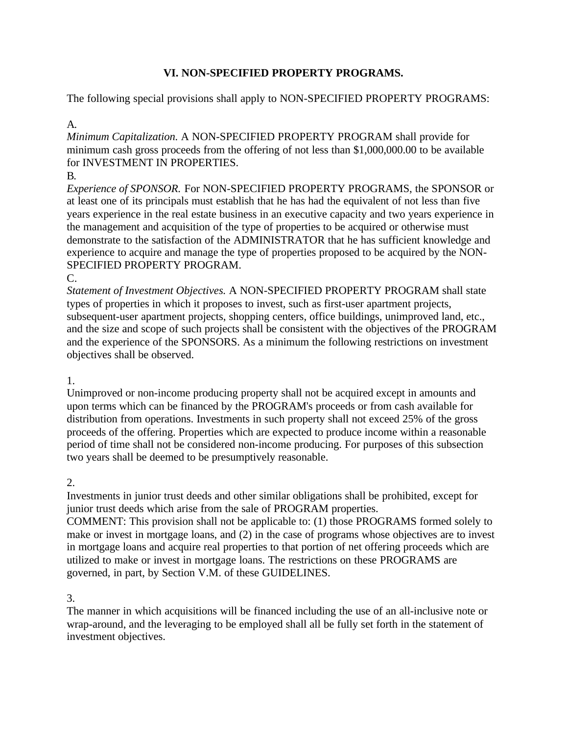## VI. NON-SPECIFIED PROPERTY PROGRAMS.

The following special provisions shall apply to NON-SPECIFIED PROPERTY PROGRAMS:

A.

*Minimum Capitalization.* A NON-SPECIFIED PROPERTY PROGRAM shall provide for minimum cash gross proceeds from the offering of not less than $1,000,000.00 to be available for INVESTMENT IN PROPERTIES.

B.

*Experience of SPONSOR.* For NON-SPECIFIED PROPERTY PROGRAMS, the SPONSOR or at least one of its principals must establish that he has had the equivalent of not less than five years experience in the real estate business in an executive capacity and two years experience in the management and acquisition of the type of properties to be acquired or otherwise must demonstrate to the satisfaction of the ADMINISTRATOR that he has sufficient knowledge and experience to acquire and manage the type of properties proposed to be acquired by the NON-SPECIFIED PROPERTY PROGRAM.

C.

*Statement of Investment Objectives.* A NON-SPECIFIED PROPERTY PROGRAM shall state types of properties in which it proposes to invest, such as first-user apartment projects, subsequent-user apartment projects, shopping centers, office buildings, unimproved land, etc., and the size and scope of such projects shall be consistent with the objectives of the PROGRAM and the experience of the SPONSORS. As a minimum the following restrictions on investment objectives shall be observed.

1.

Unimproved or non-income producing property shall not be acquired except in amounts and upon terms which can be financed by the PROGRAM's proceeds or from cash available for distribution from operations. Investments in such property shall not exceed 25% of the gross proceeds of the offering. Properties which are expected to produce income within a reasonable period of time shall not be considered non-income producing. For purposes of this subsection two years shall be deemed to be presumptively reasonable.

2.

Investments in junior trust deeds and other similar obligations shall be prohibited, except for junior trust deeds which arise from the sale of PROGRAM properties.

COMMENT: This provision shall not be applicable to: (1) those PROGRAMS formed solely to make or invest in mortgage loans, and (2) in the case of programs whose objectives are to invest in mortgage loans and acquire real properties to that portion of net offering proceeds which are utilized to make or invest in mortgage loans. The restrictions on these PROGRAMS are governed, in part, by Section V.M. of these GUIDELINES.

3.

The manner in which acquisitions will be financed including the use of an all-inclusive note or wrap-around, and the leveraging to be employed shall all be fully set forth in the statement of investment objectives.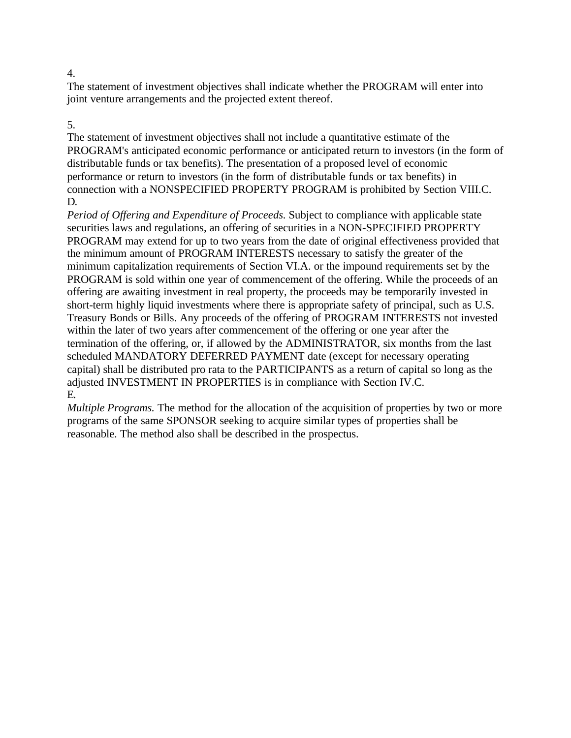4.

The statement of investment objectives shall indicate whether the PROGRAM will enter into joint venture arrangements and the projected extent thereof.

5.

The statement of investment objectives shall not include a quantitative estimate of the PROGRAM's anticipated economic performance or anticipated return to investors (in the form of distributable funds or tax benefits). The presentation of a proposed level of economic performance or return to investors (in the form of distributable funds or tax benefits) in connection with a NONSPECIFIED PROPERTY PROGRAM is prohibited by Section VIII.C.

D.

*Period of Offering and Expenditure of Proceeds.* Subject to compliance with applicable state securities laws and regulations, an offering of securities in a NON-SPECIFIED PROPERTY PROGRAM may extend for up to two years from the date of original effectiveness provided that the minimum amount of PROGRAM INTERESTS necessary to satisfy the greater of the minimum capitalization requirements of Section VI.A. or the impound requirements set by the PROGRAM is sold within one year of commencement of the offering. While the proceeds of an offering are awaiting investment in real property, the proceeds may be temporarily invested in short-term highly liquid investments where there is appropriate safety of principal, such as U.S. Treasury Bonds or Bills. Any proceeds of the offering of PROGRAM INTERESTS not invested within the later of two years after commencement of the offering or one year after the termination of the offering, or, if allowed by the ADMINISTRATOR, six months from the last scheduled MANDATORY DEFERRED PAYMENT date (except for necessary operating capital) shall be distributed pro rata to the PARTICIPANTS as a return of capital so long as the adjusted INVESTMENT IN PROPERTIES is in compliance with Section IV.C.

E.

*Multiple Programs.* The method for the allocation of the acquisition of properties by two or more programs of the same SPONSOR seeking to acquire similar types of properties shall be reasonable. The method also shall be described in the prospectus.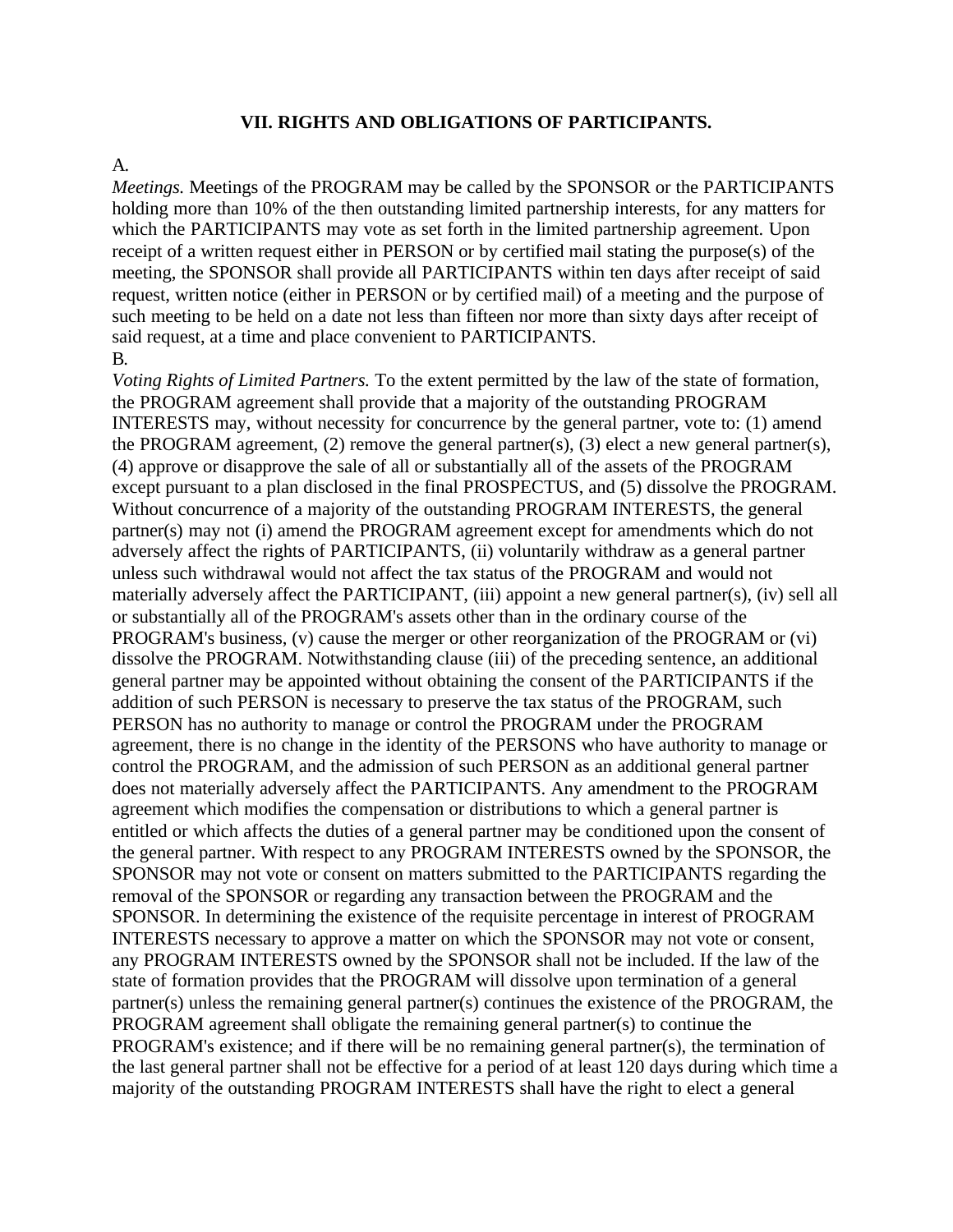# VII. RIGHTS AND OBLIGATIONS OF PARTICIPANTS.

A.

*Meetings.* Meetings of the PROGRAM may be called by the SPONSOR or the PARTICIPANTS holding more than 10% of the then outstanding limited partnership interests, for any matters for which the PARTICIPANTS may vote as set forth in the limited partnership agreement. Upon receipt of a written request either in PERSON or by certified mail stating the purpose(s) of the meeting, the SPONSOR shall provide all PARTICIPANTS within ten days after receipt of said request, written notice (either in PERSON or by certified mail) of a meeting and the purpose of such meeting to be held on a date not less than fifteen nor more than sixty days after receipt of said request, at a time and place convenient to PARTICIPANTS.

B.

*Voting Rights of Limited Partners.* To the extent permitted by the law of the state of formation, the PROGRAM agreement shall provide that a majority of the outstanding PROGRAM INTERESTS may, without necessity for concurrence by the general partner, vote to: (1) amend the PROGRAM agreement, (2) remove the general partner(s), (3) elect a new general partner(s), (4) approve or disapprove the sale of all or substantially all of the assets of the PROGRAM except pursuant to a plan disclosed in the final PROSPECTUS, and (5) dissolve the PROGRAM. Without concurrence of a majority of the outstanding PROGRAM INTERESTS, the general partner(s) may not (i) amend the PROGRAM agreement except for amendments which do not adversely affect the rights of PARTICIPANTS, (ii) voluntarily withdraw as a general partner unless such withdrawal would not affect the tax status of the PROGRAM and would not materially adversely affect the PARTICIPANT, (iii) appoint a new general partner(s), (iv) sell all or substantially all of the PROGRAM's assets other than in the ordinary course of the PROGRAM's business, (v) cause the merger or other reorganization of the PROGRAM or (vi) dissolve the PROGRAM. Notwithstanding clause (iii) of the preceding sentence, an additional general partner may be appointed without obtaining the consent of the PARTICIPANTS if the addition of such PERSON is necessary to preserve the tax status of the PROGRAM, such PERSON has no authority to manage or control the PROGRAM under the PROGRAM agreement, there is no change in the identity of the PERSONS who have authority to manage or control the PROGRAM, and the admission of such PERSON as an additional general partner does not materially adversely affect the PARTICIPANTS. Any amendment to the PROGRAM agreement which modifies the compensation or distributions to which a general partner is entitled or which affects the duties of a general partner may be conditioned upon the consent of the general partner. With respect to any PROGRAM INTERESTS owned by the SPONSOR, the SPONSOR may not vote or consent on matters submitted to the PARTICIPANTS regarding the removal of the SPONSOR or regarding any transaction between the PROGRAM and the SPONSOR. In determining the existence of the requisite percentage in interest of PROGRAM INTERESTS necessary to approve a matter on which the SPONSOR may not vote or consent, any PROGRAM INTERESTS owned by the SPONSOR shall not be included. If the law of the state of formation provides that the PROGRAM will dissolve upon termination of a general partner(s) unless the remaining general partner(s) continues the existence of the PROGRAM, the PROGRAM agreement shall obligate the remaining general partner(s) to continue the PROGRAM's existence; and if there will be no remaining general partner(s), the termination of the last general partner shall not be effective for a period of at least 120 days during which time a majority of the outstanding PROGRAM INTERESTS shall have the right to elect a general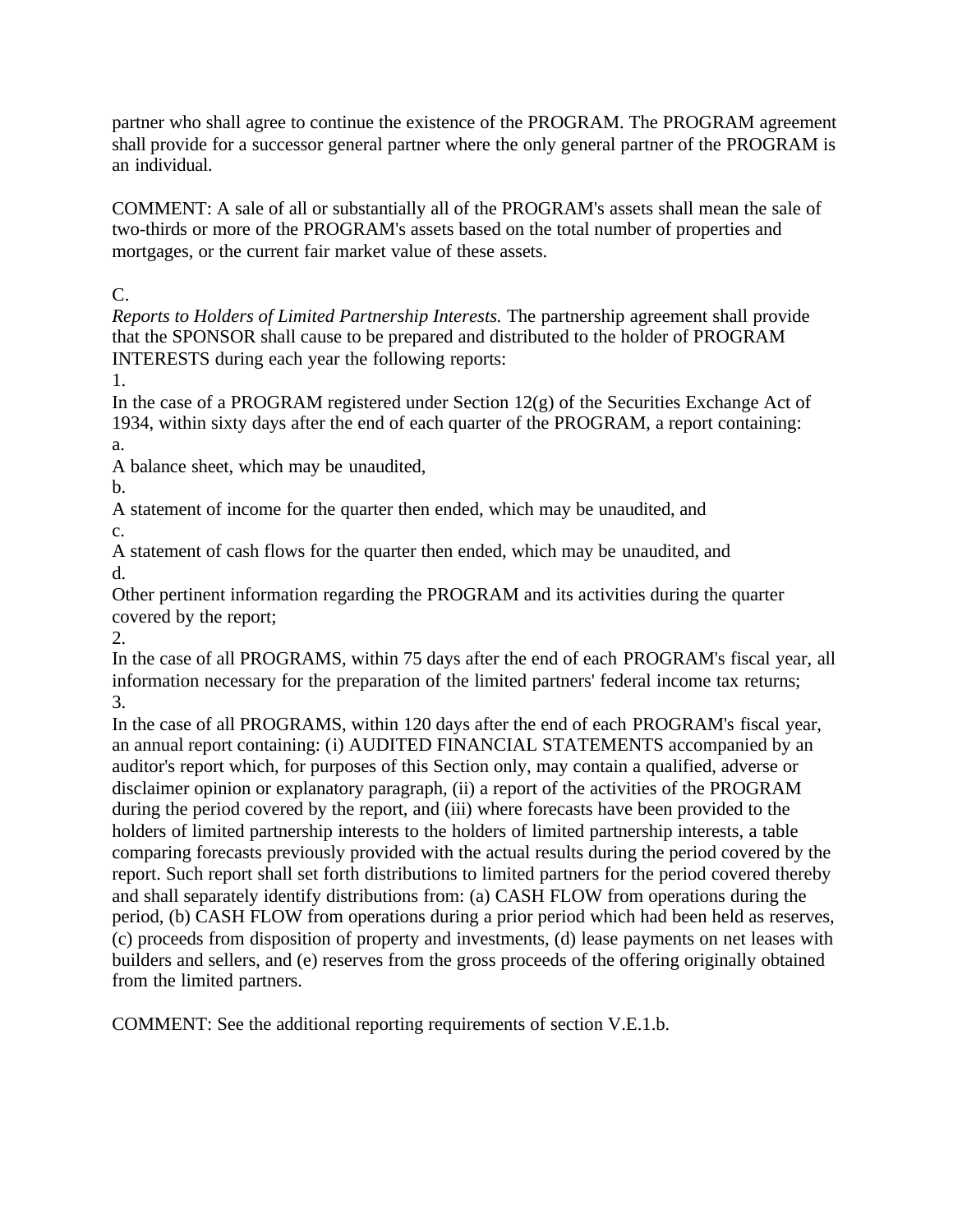partner who shall agree to continue the existence of the PROGRAM. The PROGRAM agreement shall provide for a successor general partner where the only general partner of the PROGRAM is an individual.

COMMENT: A sale of all or substantially all of the PROGRAM's assets shall mean the sale of two-thirds or more of the PROGRAM's assets based on the total number of properties and mortgages, or the current fair market value of these assets.

C.
*Reports to Holders of Limited Partnership Interests.* The partnership agreement shall provide that the SPONSOR shall cause to be prepared and distributed to the holder of PROGRAM INTERESTS during each year the following reports:

1.
In the case of a PROGRAM registered under Section 12(g) of the Securities Exchange Act of 1934, within sixty days after the end of each quarter of the PROGRAM, a report containing:

a.
A balance sheet, which may be unaudited,

b.
A statement of income for the quarter then ended, which may be unaudited, and

c.
A statement of cash flows for the quarter then ended, which may be unaudited, and

d.
Other pertinent information regarding the PROGRAM and its activities during the quarter covered by the report;

2.
In the case of all PROGRAMS, within 75 days after the end of each PROGRAM's fiscal year, all information necessary for the preparation of the limited partners' federal income tax returns;

3.
In the case of all PROGRAMS, within 120 days after the end of each PROGRAM's fiscal year, an annual report containing: (i) AUDITED FINANCIAL STATEMENTS accompanied by an auditor's report which, for purposes of this Section only, may contain a qualified, adverse or disclaimer opinion or explanatory paragraph, (ii) a report of the activities of the PROGRAM during the period covered by the report, and (iii) where forecasts have been provided to the holders of limited partnership interests to the holders of limited partnership interests, a table comparing forecasts previously provided with the actual results during the period covered by the report. Such report shall set forth distributions to limited partners for the period covered thereby and shall separately identify distributions from: (a) CASH FLOW from operations during the period, (b) CASH FLOW from operations during a prior period which had been held as reserves, (c) proceeds from disposition of property and investments, (d) lease payments on net leases with builders and sellers, and (e) reserves from the gross proceeds of the offering originally obtained from the limited partners.

COMMENT: See the additional reporting requirements of section V.E.1.b.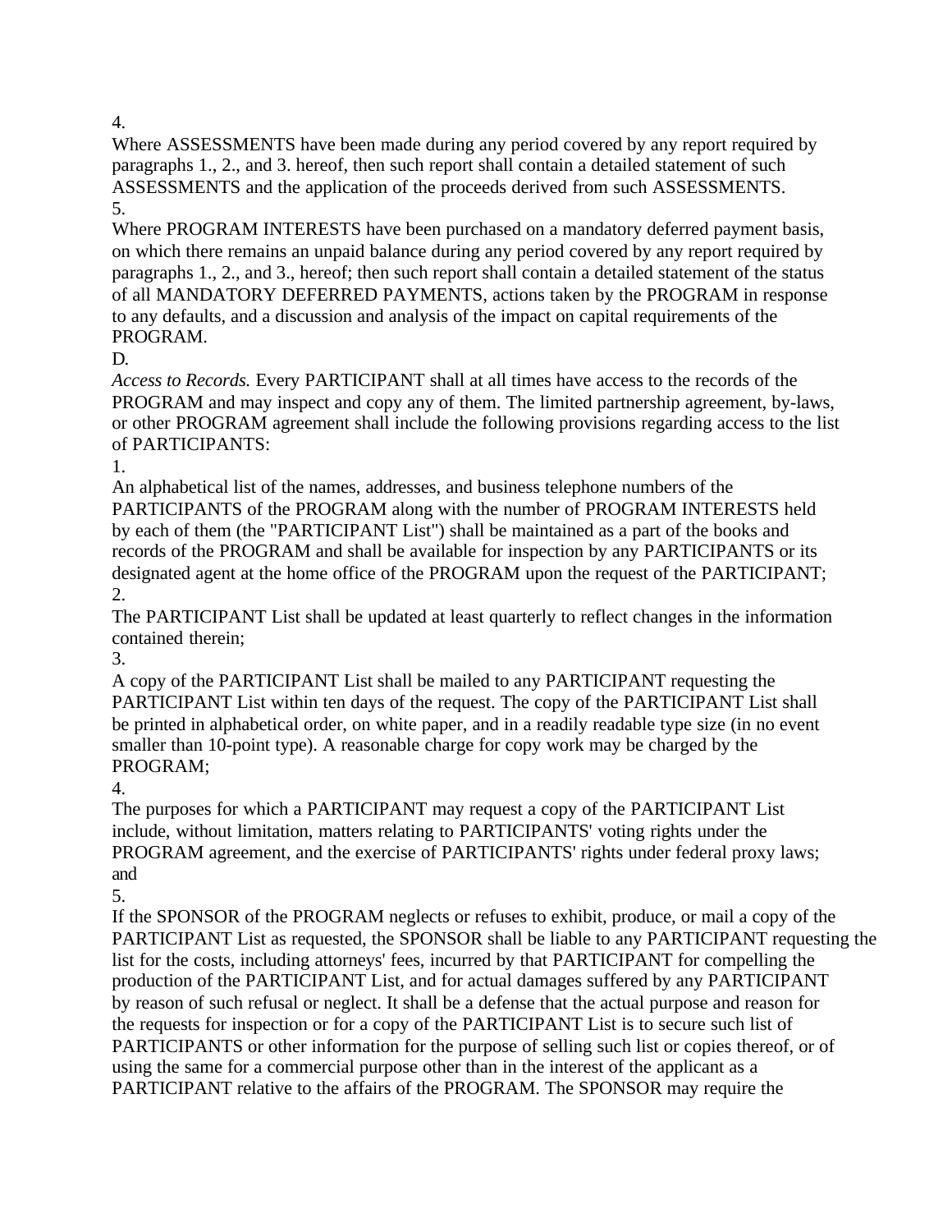4.

Where ASSESSMENTS have been made during any period covered by any report required by paragraphs 1., 2., and 3. hereof, then such report shall contain a detailed statement of such ASSESSMENTS and the application of the proceeds derived from such ASSESSMENTS.

5.

Where PROGRAM INTERESTS have been purchased on a mandatory deferred payment basis, on which there remains an unpaid balance during any period covered by any report required by paragraphs 1., 2., and 3., hereof; then such report shall contain a detailed statement of the status of all MANDATORY DEFERRED PAYMENTS, actions taken by the PROGRAM in response to any defaults, and a discussion and analysis of the impact on capital requirements of the PROGRAM.

D.

*Access to Records.* Every PARTICIPANT shall at all times have access to the records of the PROGRAM and may inspect and copy any of them. The limited partnership agreement, by-laws, or other PROGRAM agreement shall include the following provisions regarding access to the list of PARTICIPANTS:

1.

An alphabetical list of the names, addresses, and business telephone numbers of the PARTICIPANTS of the PROGRAM along with the number of PROGRAM INTERESTS held by each of them (the "PARTICIPANT List") shall be maintained as a part of the books and records of the PROGRAM and shall be available for inspection by any PARTICIPANTS or its designated agent at the home office of the PROGRAM upon the request of the PARTICIPANT;

2.

The PARTICIPANT List shall be updated at least quarterly to reflect changes in the information contained therein;

3.

A copy of the PARTICIPANT List shall be mailed to any PARTICIPANT requesting the PARTICIPANT List within ten days of the request. The copy of the PARTICIPANT List shall be printed in alphabetical order, on white paper, and in a readily readable type size (in no event smaller than 10-point type). A reasonable charge for copy work may be charged by the PROGRAM;

4.

The purposes for which a PARTICIPANT may request a copy of the PARTICIPANT List include, without limitation, matters relating to PARTICIPANTS' voting rights under the PROGRAM agreement, and the exercise of PARTICIPANTS' rights under federal proxy laws; and

5.

If the SPONSOR of the PROGRAM neglects or refuses to exhibit, produce, or mail a copy of the PARTICIPANT List as requested, the SPONSOR shall be liable to any PARTICIPANT requesting the list for the costs, including attorneys' fees, incurred by that PARTICIPANT for compelling the production of the PARTICIPANT List, and for actual damages suffered by any PARTICIPANT by reason of such refusal or neglect. It shall be a defense that the actual purpose and reason for the requests for inspection or for a copy of the PARTICIPANT List is to secure such list of PARTICIPANTS or other information for the purpose of selling such list or copies thereof, or of using the same for a commercial purpose other than in the interest of the applicant as a PARTICIPANT relative to the affairs of the PROGRAM. The SPONSOR may require the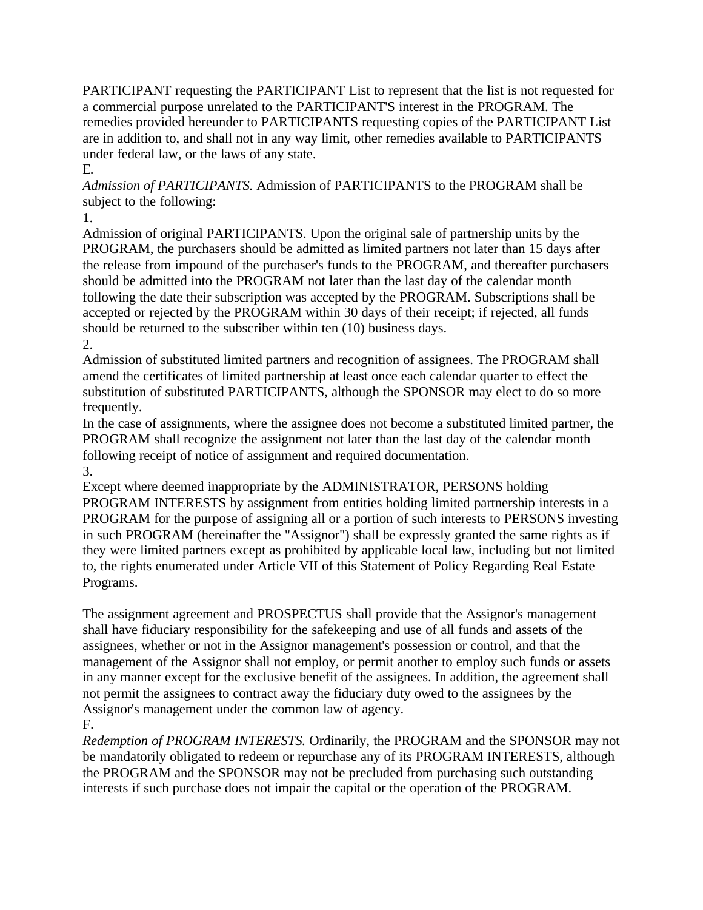PARTICIPANT requesting the PARTICIPANT List to represent that the list is not requested for a commercial purpose unrelated to the PARTICIPANT'S interest in the PROGRAM. The remedies provided hereunder to PARTICIPANTS requesting copies of the PARTICIPANT List are in addition to, and shall not in any way limit, other remedies available to PARTICIPANTS under federal law, or the laws of any state.

E.

*Admission of PARTICIPANTS.* Admission of PARTICIPANTS to the PROGRAM shall be subject to the following:

1.

Admission of original PARTICIPANTS. Upon the original sale of partnership units by the PROGRAM, the purchasers should be admitted as limited partners not later than 15 days after the release from impound of the purchaser's funds to the PROGRAM, and thereafter purchasers should be admitted into the PROGRAM not later than the last day of the calendar month following the date their subscription was accepted by the PROGRAM. Subscriptions shall be accepted or rejected by the PROGRAM within 30 days of their receipt; if rejected, all funds should be returned to the subscriber within ten (10) business days.

2.

Admission of substituted limited partners and recognition of assignees. The PROGRAM shall amend the certificates of limited partnership at least once each calendar quarter to effect the substitution of substituted PARTICIPANTS, although the SPONSOR may elect to do so more frequently.

In the case of assignments, where the assignee does not become a substituted limited partner, the PROGRAM shall recognize the assignment not later than the last day of the calendar month following receipt of notice of assignment and required documentation.

3.

Except where deemed inappropriate by the ADMINISTRATOR, PERSONS holding PROGRAM INTERESTS by assignment from entities holding limited partnership interests in a PROGRAM for the purpose of assigning all or a portion of such interests to PERSONS investing in such PROGRAM (hereinafter the "Assignor") shall be expressly granted the same rights as if they were limited partners except as prohibited by applicable local law, including but not limited to, the rights enumerated under Article VII of this Statement of Policy Regarding Real Estate Programs.

The assignment agreement and PROSPECTUS shall provide that the Assignor's management shall have fiduciary responsibility for the safekeeping and use of all funds and assets of the assignees, whether or not in the Assignor management's possession or control, and that the management of the Assignor shall not employ, or permit another to employ such funds or assets in any manner except for the exclusive benefit of the assignees. In addition, the agreement shall not permit the assignees to contract away the fiduciary duty owed to the assignees by the Assignor's management under the common law of agency.

F.

*Redemption of PROGRAM INTERESTS.* Ordinarily, the PROGRAM and the SPONSOR may not be mandatorily obligated to redeem or repurchase any of its PROGRAM INTERESTS, although the PROGRAM and the SPONSOR may not be precluded from purchasing such outstanding interests if such purchase does not impair the capital or the operation of the PROGRAM.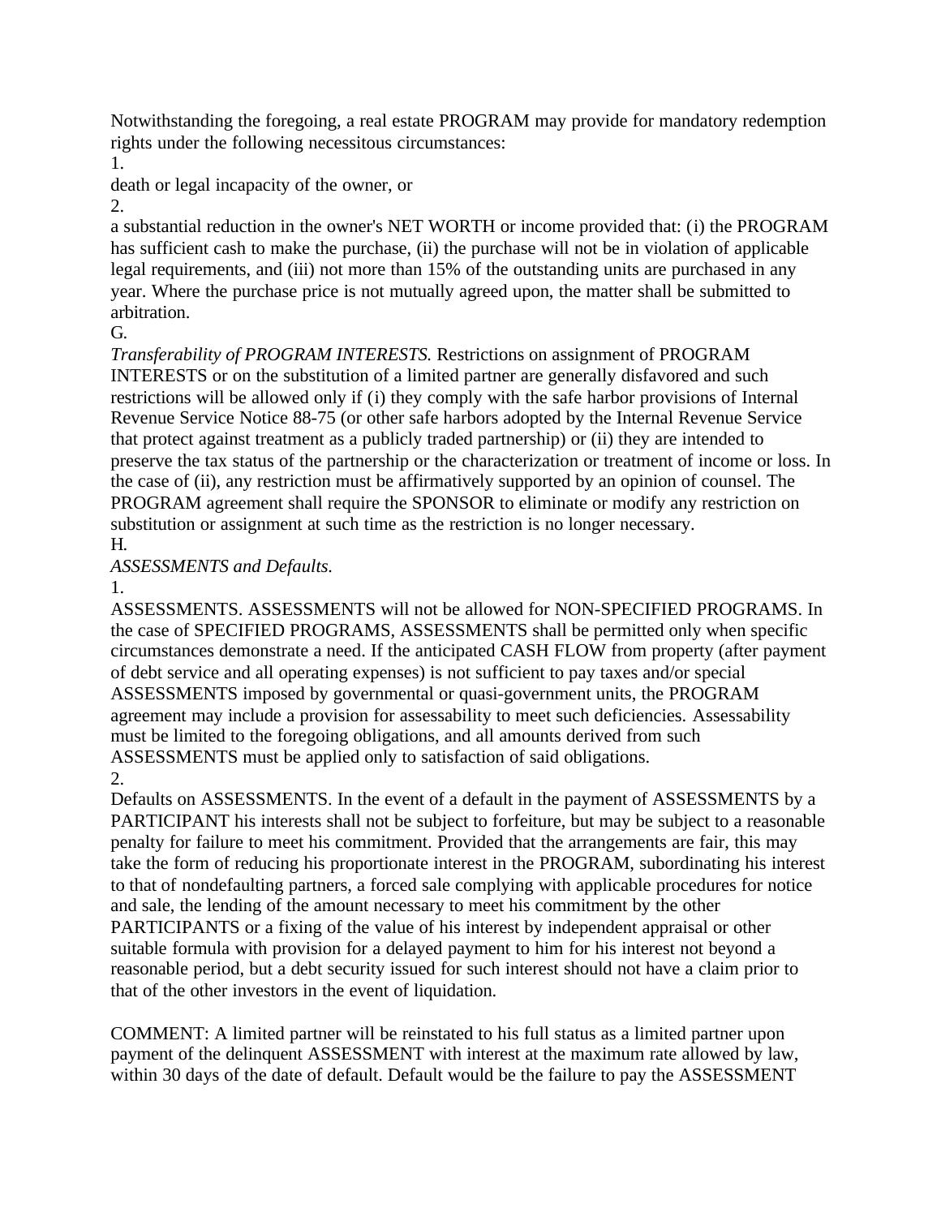Notwithstanding the foregoing, a real estate PROGRAM may provide for mandatory redemption rights under the following necessitous circumstances:

1. death or legal incapacity of the owner, or

2. a substantial reduction in the owner's NET WORTH or income provided that: (i) the PROGRAM has sufficient cash to make the purchase, (ii) the purchase will not be in violation of applicable legal requirements, and (iii) not more than 15% of the outstanding units are purchased in any year. Where the purchase price is not mutually agreed upon, the matter shall be submitted to arbitration.

G. *Transferability of PROGRAM INTERESTS.* Restrictions on assignment of PROGRAM INTERESTS or on the substitution of a limited partner are generally disfavored and such restrictions will be allowed only if (i) they comply with the safe harbor provisions of Internal Revenue Service Notice 88-75 (or other safe harbors adopted by the Internal Revenue Service that protect against treatment as a publicly traded partnership) or (ii) they are intended to preserve the tax status of the partnership or the characterization or treatment of income or loss. In the case of (ii), any restriction must be affirmatively supported by an opinion of counsel. The PROGRAM agreement shall require the SPONSOR to eliminate or modify any restriction on substitution or assignment at such time as the restriction is no longer necessary.

H. *ASSESSMENTS and Defaults.*

1. ASSESSMENTS. ASSESSMENTS will not be allowed for NON-SPECIFIED PROGRAMS. In the case of SPECIFIED PROGRAMS, ASSESSMENTS shall be permitted only when specific circumstances demonstrate a need. If the anticipated CASH FLOW from property (after payment of debt service and all operating expenses) is not sufficient to pay taxes and/or special ASSESSMENTS imposed by governmental or quasi-government units, the PROGRAM agreement may include a provision for assessability to meet such deficiencies. Assessability must be limited to the foregoing obligations, and all amounts derived from such ASSESSMENTS must be applied only to satisfaction of said obligations.

2. Defaults on ASSESSMENTS. In the event of a default in the payment of ASSESSMENTS by a PARTICIPANT his interests shall not be subject to forfeiture, but may be subject to a reasonable penalty for failure to meet his commitment. Provided that the arrangements are fair, this may take the form of reducing his proportionate interest in the PROGRAM, subordinating his interest to that of nondefaulting partners, a forced sale complying with applicable procedures for notice and sale, the lending of the amount necessary to meet his commitment by the other PARTICIPANTS or a fixing of the value of his interest by independent appraisal or other suitable formula with provision for a delayed payment to him for his interest not beyond a reasonable period, but a debt security issued for such interest should not have a claim prior to that of the other investors in the event of liquidation.

COMMENT: A limited partner will be reinstated to his full status as a limited partner upon payment of the delinquent ASSESSMENT with interest at the maximum rate allowed by law, within 30 days of the date of default. Default would be the failure to pay the ASSESSMENT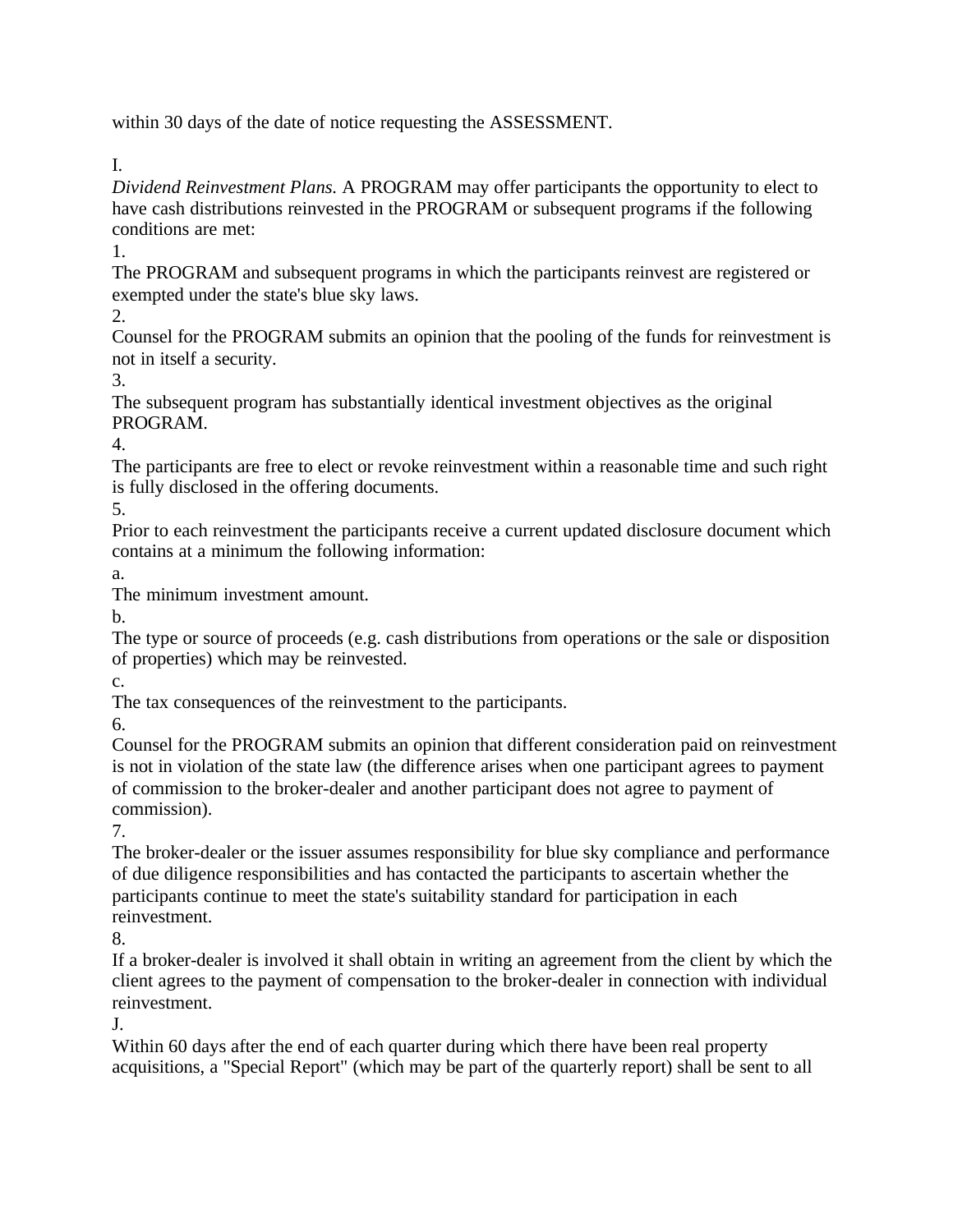within 30 days of the date of notice requesting the ASSESSMENT.

I.

*Dividend Reinvestment Plans.* A PROGRAM may offer participants the opportunity to elect to have cash distributions reinvested in the PROGRAM or subsequent programs if the following conditions are met:

1.

The PROGRAM and subsequent programs in which the participants reinvest are registered or exempted under the state's blue sky laws.

2.

Counsel for the PROGRAM submits an opinion that the pooling of the funds for reinvestment is not in itself a security.

3.

The subsequent program has substantially identical investment objectives as the original PROGRAM.

4.

The participants are free to elect or revoke reinvestment within a reasonable time and such right is fully disclosed in the offering documents.

5.

Prior to each reinvestment the participants receive a current updated disclosure document which contains at a minimum the following information:

a.

The minimum investment amount.

b.

The type or source of proceeds (e.g. cash distributions from operations or the sale or disposition of properties) which may be reinvested.

c.

The tax consequences of the reinvestment to the participants.

6.

Counsel for the PROGRAM submits an opinion that different consideration paid on reinvestment is not in violation of the state law (the difference arises when one participant agrees to payment of commission to the broker-dealer and another participant does not agree to payment of commission).

7.

The broker-dealer or the issuer assumes responsibility for blue sky compliance and performance of due diligence responsibilities and has contacted the participants to ascertain whether the participants continue to meet the state's suitability standard for participation in each reinvestment.

8.

If a broker-dealer is involved it shall obtain in writing an agreement from the client by which the client agrees to the payment of compensation to the broker-dealer in connection with individual reinvestment.

J.

Within 60 days after the end of each quarter during which there have been real property acquisitions, a "Special Report" (which may be part of the quarterly report) shall be sent to all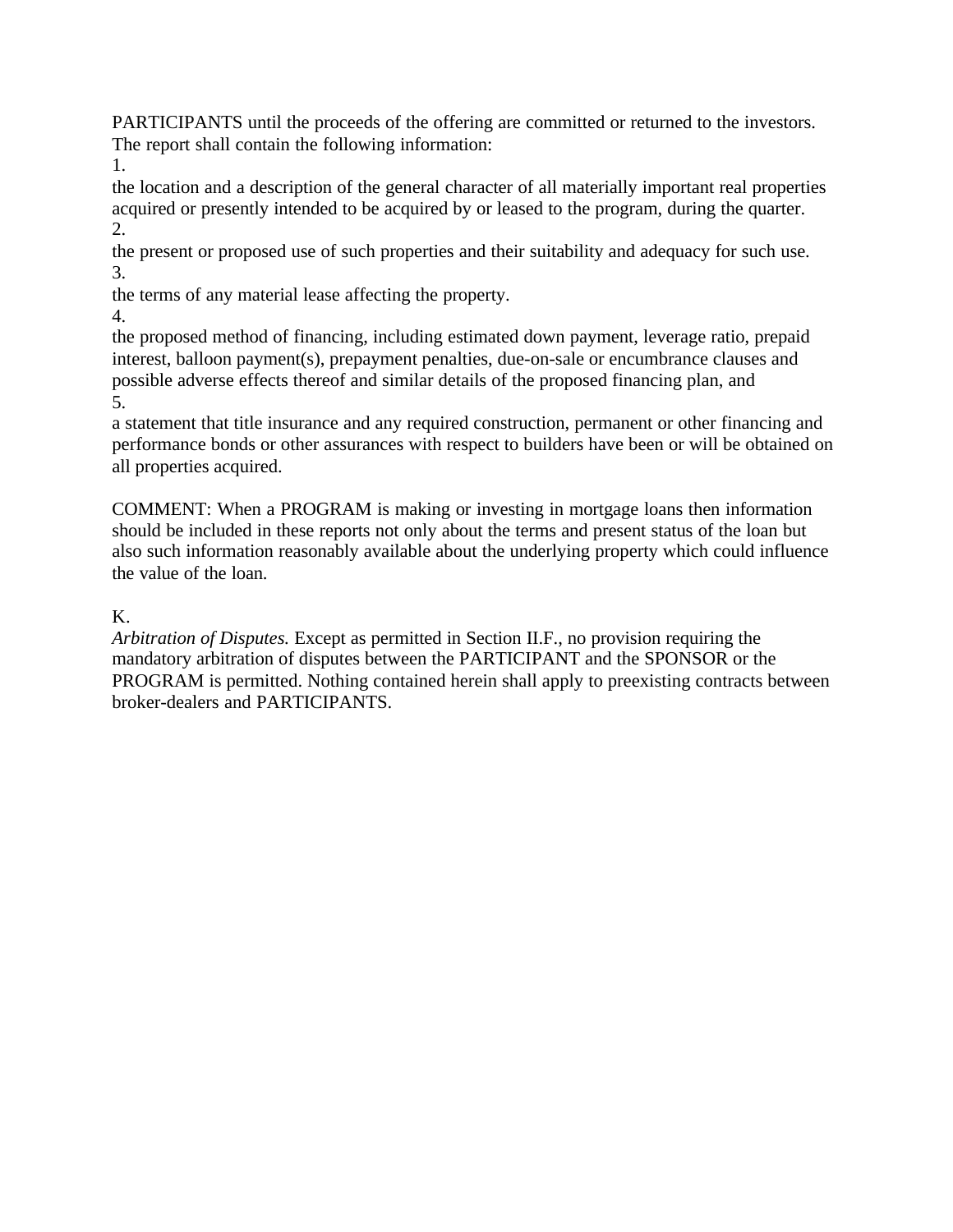PARTICIPANTS until the proceeds of the offering are committed or returned to the investors. The report shall contain the following information:

1. the location and a description of the general character of all materially important real properties acquired or presently intended to be acquired by or leased to the program, during the quarter.
2. the present or proposed use of such properties and their suitability and adequacy for such use.
3. the terms of any material lease affecting the property.
4. the proposed method of financing, including estimated down payment, leverage ratio, prepaid interest, balloon payment(s), prepayment penalties, due-on-sale or encumbrance clauses and possible adverse effects thereof and similar details of the proposed financing plan, and
5. a statement that title insurance and any required construction, permanent or other financing and performance bonds or other assurances with respect to builders have been or will be obtained on all properties acquired.

COMMENT: When a PROGRAM is making or investing in mortgage loans then information should be included in these reports not only about the terms and present status of the loan but also such information reasonably available about the underlying property which could influence the value of the loan.

K.
*Arbitration of Disputes.* Except as permitted in Section II.F., no provision requiring the mandatory arbitration of disputes between the PARTICIPANT and the SPONSOR or the PROGRAM is permitted. Nothing contained herein shall apply to preexisting contracts between broker-dealers and PARTICIPANTS.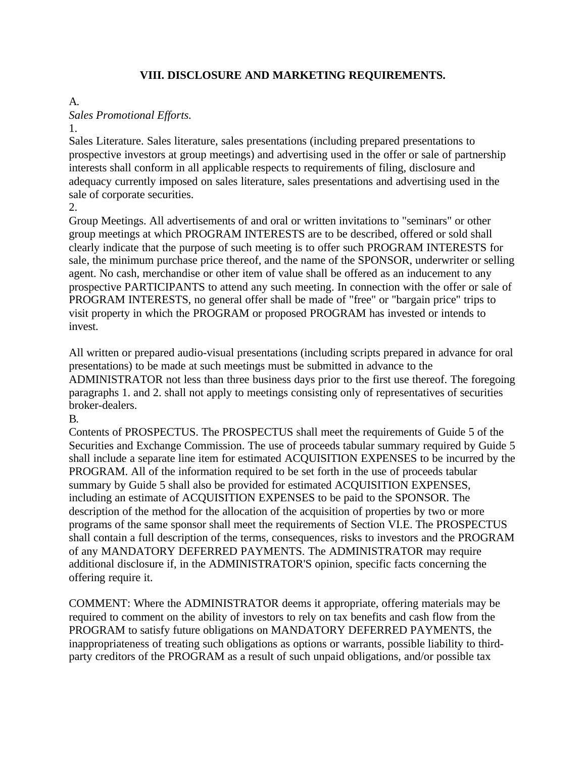## VIII. DISCLOSURE AND MARKETING REQUIREMENTS.

A.

*Sales Promotional Efforts.*

1.

Sales Literature. Sales literature, sales presentations (including prepared presentations to prospective investors at group meetings) and advertising used in the offer or sale of partnership interests shall conform in all applicable respects to requirements of filing, disclosure and adequacy currently imposed on sales literature, sales presentations and advertising used in the sale of corporate securities.

2.

Group Meetings. All advertisements of and oral or written invitations to "seminars" or other group meetings at which PROGRAM INTERESTS are to be described, offered or sold shall clearly indicate that the purpose of such meeting is to offer such PROGRAM INTERESTS for sale, the minimum purchase price thereof, and the name of the SPONSOR, underwriter or selling agent. No cash, merchandise or other item of value shall be offered as an inducement to any prospective PARTICIPANTS to attend any such meeting. In connection with the offer or sale of PROGRAM INTERESTS, no general offer shall be made of "free" or "bargain price" trips to visit property in which the PROGRAM or proposed PROGRAM has invested or intends to invest.

All written or prepared audio-visual presentations (including scripts prepared in advance for oral presentations) to be made at such meetings must be submitted in advance to the ADMINISTRATOR not less than three business days prior to the first use thereof. The foregoing paragraphs 1. and 2. shall not apply to meetings consisting only of representatives of securities broker-dealers.

B.

Contents of PROSPECTUS. The PROSPECTUS shall meet the requirements of Guide 5 of the Securities and Exchange Commission. The use of proceeds tabular summary required by Guide 5 shall include a separate line item for estimated ACQUISITION EXPENSES to be incurred by the PROGRAM. All of the information required to be set forth in the use of proceeds tabular summary by Guide 5 shall also be provided for estimated ACQUISITION EXPENSES, including an estimate of ACQUISITION EXPENSES to be paid to the SPONSOR. The description of the method for the allocation of the acquisition of properties by two or more programs of the same sponsor shall meet the requirements of Section VI.E. The PROSPECTUS shall contain a full description of the terms, consequences, risks to investors and the PROGRAM of any MANDATORY DEFERRED PAYMENTS. The ADMINISTRATOR may require additional disclosure if, in the ADMINISTRATOR'S opinion, specific facts concerning the offering require it.

COMMENT: Where the ADMINISTRATOR deems it appropriate, offering materials may be required to comment on the ability of investors to rely on tax benefits and cash flow from the PROGRAM to satisfy future obligations on MANDATORY DEFERRED PAYMENTS, the inappropriateness of treating such obligations as options or warrants, possible liability to third-party creditors of the PROGRAM as a result of such unpaid obligations, and/or possible tax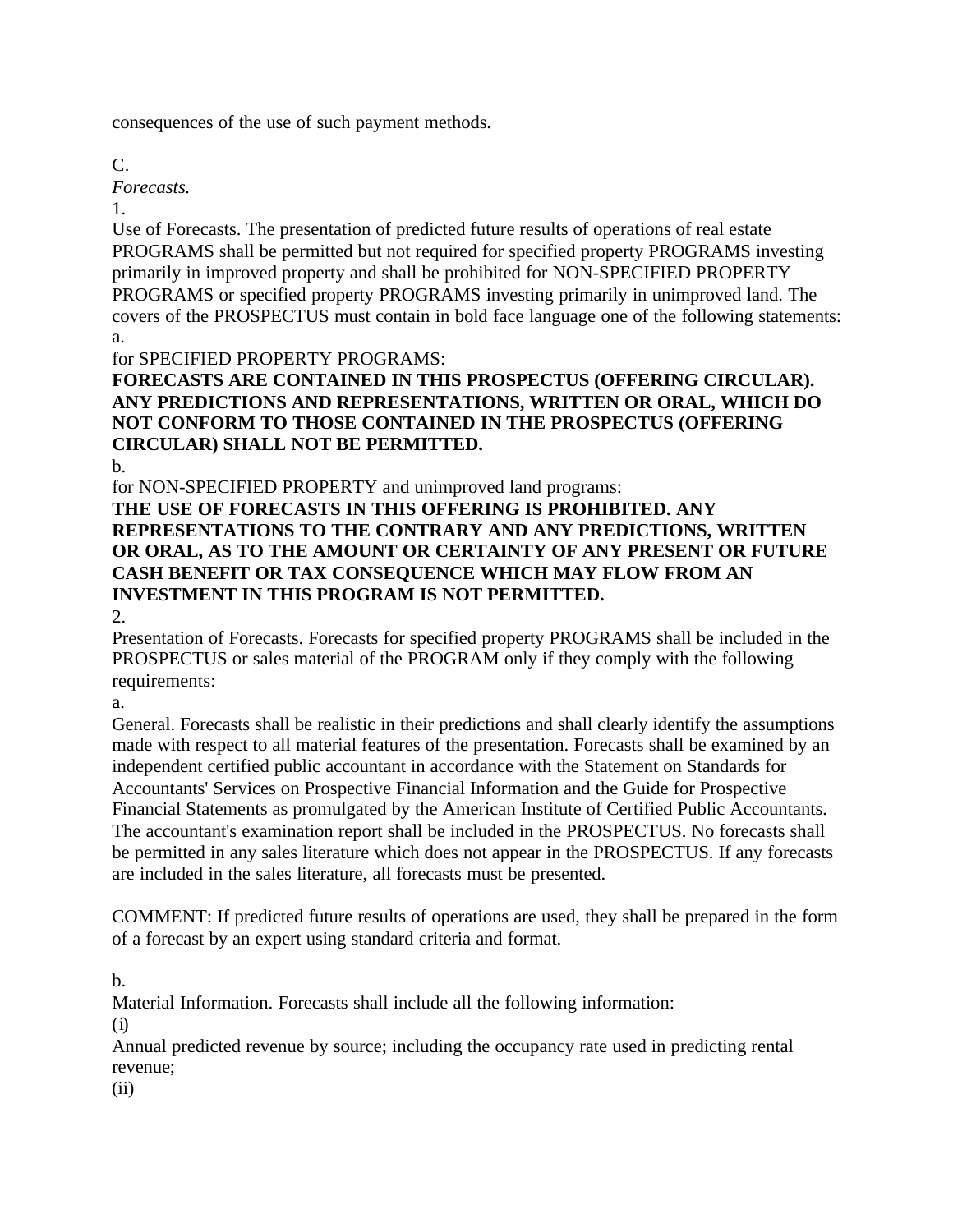consequences of the use of such payment methods.

C.

*Forecasts.*

1.

Use of Forecasts. The presentation of predicted future results of operations of real estate PROGRAMS shall be permitted but not required for specified property PROGRAMS investing primarily in improved property and shall be prohibited for NON-SPECIFIED PROPERTY PROGRAMS or specified property PROGRAMS investing primarily in unimproved land. The covers of the PROSPECTUS must contain in bold face language one of the following statements:

a.

for SPECIFIED PROPERTY PROGRAMS:

**FORECASTS ARE CONTAINED IN THIS PROSPECTUS (OFFERING CIRCULAR). ANY PREDICTIONS AND REPRESENTATIONS, WRITTEN OR ORAL, WHICH DO NOT CONFORM TO THOSE CONTAINED IN THE PROSPECTUS (OFFERING CIRCULAR) SHALL NOT BE PERMITTED.**

b.

for NON-SPECIFIED PROPERTY and unimproved land programs:

**THE USE OF FORECASTS IN THIS OFFERING IS PROHIBITED. ANY REPRESENTATIONS TO THE CONTRARY AND ANY PREDICTIONS, WRITTEN OR ORAL, AS TO THE AMOUNT OR CERTAINTY OF ANY PRESENT OR FUTURE CASH BENEFIT OR TAX CONSEQUENCE WHICH MAY FLOW FROM AN INVESTMENT IN THIS PROGRAM IS NOT PERMITTED.**

2.

Presentation of Forecasts. Forecasts for specified property PROGRAMS shall be included in the PROSPECTUS or sales material of the PROGRAM only if they comply with the following requirements:

a.

General. Forecasts shall be realistic in their predictions and shall clearly identify the assumptions made with respect to all material features of the presentation. Forecasts shall be examined by an independent certified public accountant in accordance with the Statement on Standards for Accountants' Services on Prospective Financial Information and the Guide for Prospective Financial Statements as promulgated by the American Institute of Certified Public Accountants. The accountant's examination report shall be included in the PROSPECTUS. No forecasts shall be permitted in any sales literature which does not appear in the PROSPECTUS. If any forecasts are included in the sales literature, all forecasts must be presented.

COMMENT: If predicted future results of operations are used, they shall be prepared in the form of a forecast by an expert using standard criteria and format.

b.

Material Information. Forecasts shall include all the following information:

(i)

Annual predicted revenue by source; including the occupancy rate used in predicting rental revenue;

(ii)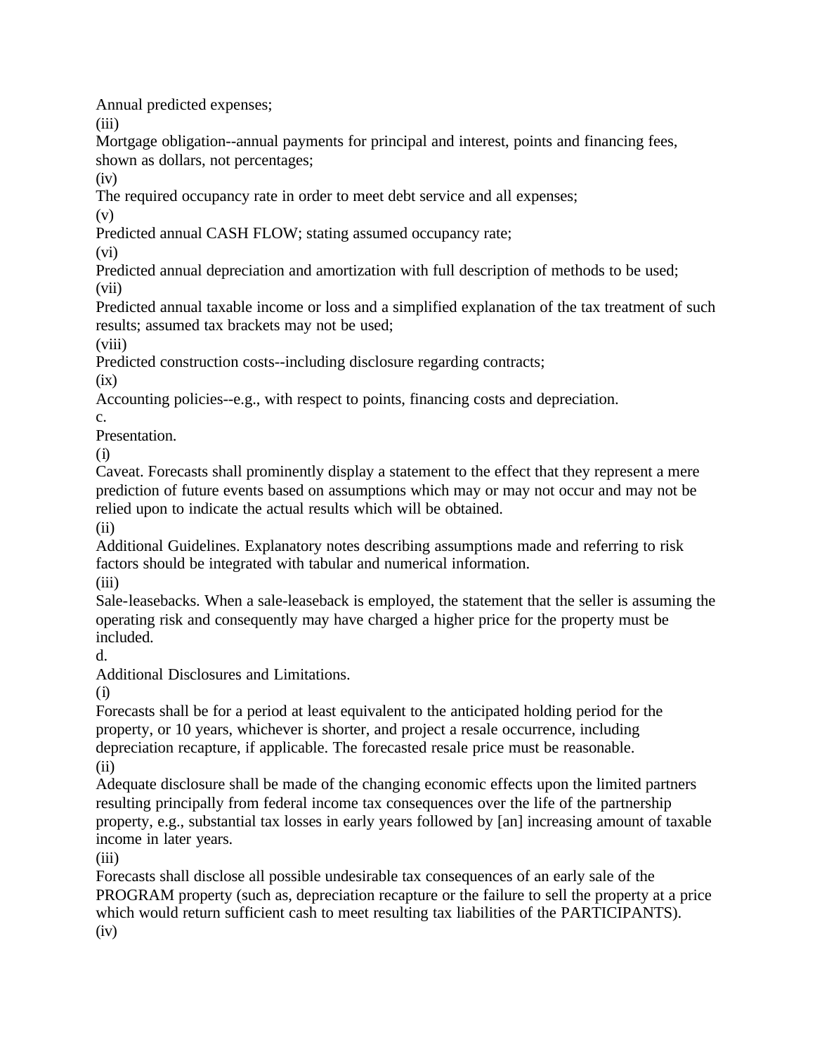Annual predicted expenses;

(iii)

Mortgage obligation--annual payments for principal and interest, points and financing fees, shown as dollars, not percentages;

(iv)

The required occupancy rate in order to meet debt service and all expenses;

(v)

Predicted annual CASH FLOW; stating assumed occupancy rate;

(vi)

Predicted annual depreciation and amortization with full description of methods to be used;

(vii)

Predicted annual taxable income or loss and a simplified explanation of the tax treatment of such results; assumed tax brackets may not be used;

(viii)

Predicted construction costs--including disclosure regarding contracts;

(ix)

Accounting policies--e.g., with respect to points, financing costs and depreciation.

c.

Presentation.

(i)

Caveat. Forecasts shall prominently display a statement to the effect that they represent a mere prediction of future events based on assumptions which may or may not occur and may not be relied upon to indicate the actual results which will be obtained.

(ii)

Additional Guidelines. Explanatory notes describing assumptions made and referring to risk factors should be integrated with tabular and numerical information.

(iii)

Sale-leasebacks. When a sale-leaseback is employed, the statement that the seller is assuming the operating risk and consequently may have charged a higher price for the property must be included.

d.

Additional Disclosures and Limitations.

(i)

Forecasts shall be for a period at least equivalent to the anticipated holding period for the property, or 10 years, whichever is shorter, and project a resale occurrence, including depreciation recapture, if applicable. The forecasted resale price must be reasonable.

(ii)

Adequate disclosure shall be made of the changing economic effects upon the limited partners resulting principally from federal income tax consequences over the life of the partnership property, e.g., substantial tax losses in early years followed by [an] increasing amount of taxable income in later years.

(iii)

Forecasts shall disclose all possible undesirable tax consequences of an early sale of the PROGRAM property (such as, depreciation recapture or the failure to sell the property at a price which would return sufficient cash to meet resulting tax liabilities of the PARTICIPANTS).

(iv)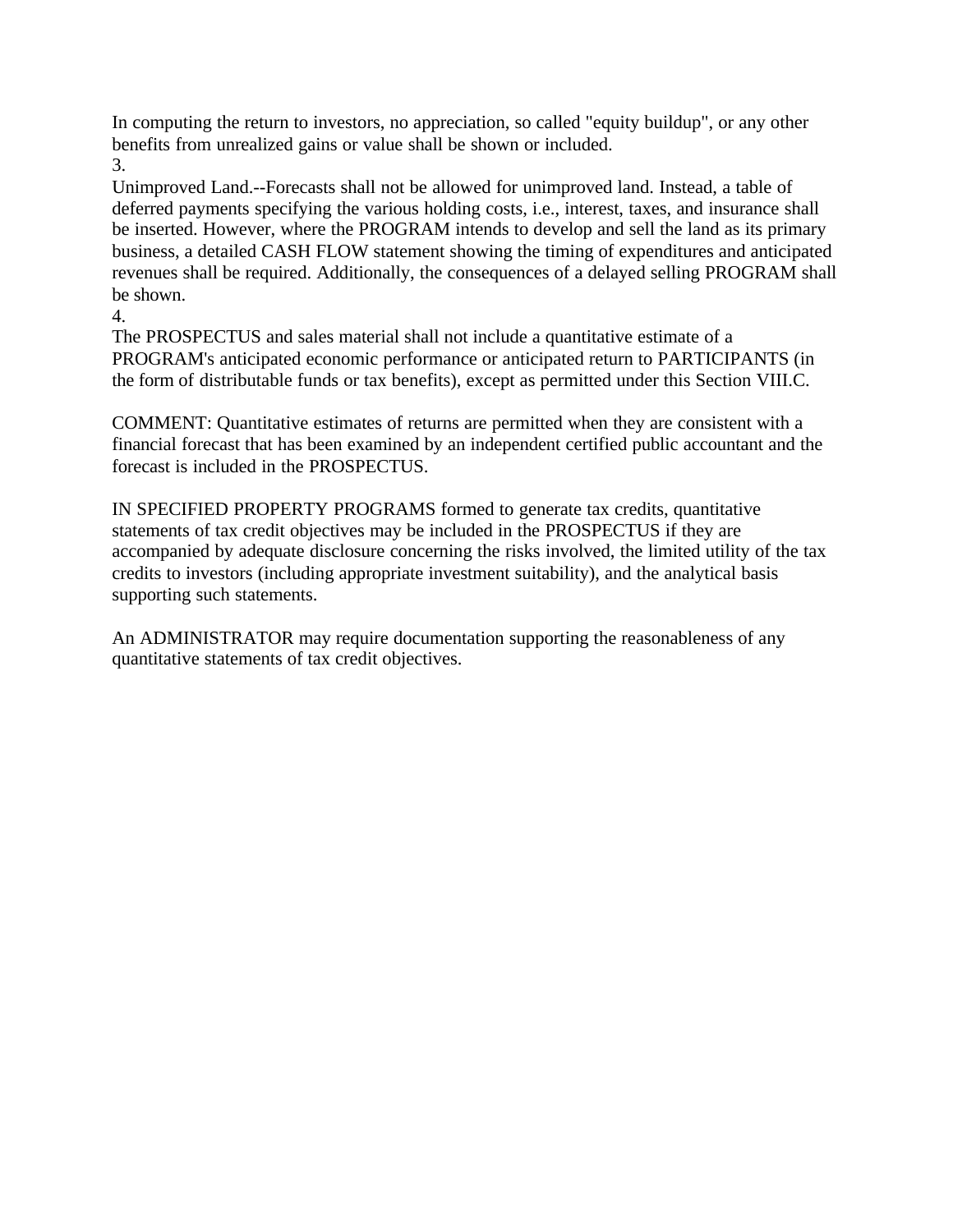In computing the return to investors, no appreciation, so called "equity buildup", or any other benefits from unrealized gains or value shall be shown or included.

3.

Unimproved Land.--Forecasts shall not be allowed for unimproved land. Instead, a table of deferred payments specifying the various holding costs, i.e., interest, taxes, and insurance shall be inserted. However, where the PROGRAM intends to develop and sell the land as its primary business, a detailed CASH FLOW statement showing the timing of expenditures and anticipated revenues shall be required. Additionally, the consequences of a delayed selling PROGRAM shall be shown.

4.

The PROSPECTUS and sales material shall not include a quantitative estimate of a PROGRAM's anticipated economic performance or anticipated return to PARTICIPANTS (in the form of distributable funds or tax benefits), except as permitted under this Section VIII.C.

COMMENT: Quantitative estimates of returns are permitted when they are consistent with a financial forecast that has been examined by an independent certified public accountant and the forecast is included in the PROSPECTUS.

IN SPECIFIED PROPERTY PROGRAMS formed to generate tax credits, quantitative statements of tax credit objectives may be included in the PROSPECTUS if they are accompanied by adequate disclosure concerning the risks involved, the limited utility of the tax credits to investors (including appropriate investment suitability), and the analytical basis supporting such statements.

An ADMINISTRATOR may require documentation supporting the reasonableness of any quantitative statements of tax credit objectives.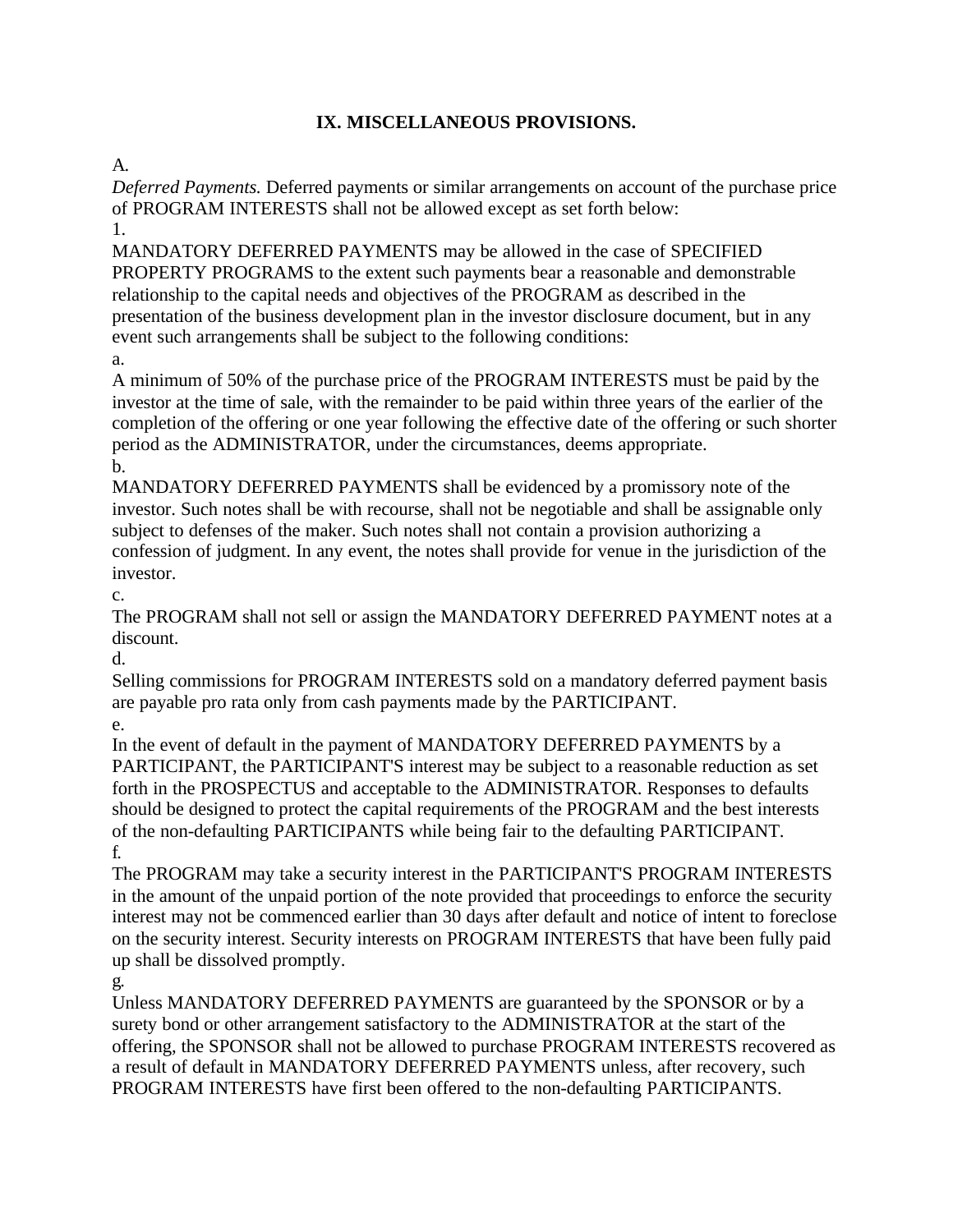## IX. MISCELLANEOUS PROVISIONS.

A.

*Deferred Payments.* Deferred payments or similar arrangements on account of the purchase price of PROGRAM INTERESTS shall not be allowed except as set forth below:

1.

MANDATORY DEFERRED PAYMENTS may be allowed in the case of SPECIFIED PROPERTY PROGRAMS to the extent such payments bear a reasonable and demonstrable relationship to the capital needs and objectives of the PROGRAM as described in the presentation of the business development plan in the investor disclosure document, but in any event such arrangements shall be subject to the following conditions:

a.

A minimum of 50% of the purchase price of the PROGRAM INTERESTS must be paid by the investor at the time of sale, with the remainder to be paid within three years of the earlier of the completion of the offering or one year following the effective date of the offering or such shorter period as the ADMINISTRATOR, under the circumstances, deems appropriate.

b.

MANDATORY DEFERRED PAYMENTS shall be evidenced by a promissory note of the investor. Such notes shall be with recourse, shall not be negotiable and shall be assignable only subject to defenses of the maker. Such notes shall not contain a provision authorizing a confession of judgment. In any event, the notes shall provide for venue in the jurisdiction of the investor.

c.

The PROGRAM shall not sell or assign the MANDATORY DEFERRED PAYMENT notes at a discount.

d.

Selling commissions for PROGRAM INTERESTS sold on a mandatory deferred payment basis are payable pro rata only from cash payments made by the PARTICIPANT.

e.

In the event of default in the payment of MANDATORY DEFERRED PAYMENTS by a PARTICIPANT, the PARTICIPANT'S interest may be subject to a reasonable reduction as set forth in the PROSPECTUS and acceptable to the ADMINISTRATOR. Responses to defaults should be designed to protect the capital requirements of the PROGRAM and the best interests of the non-defaulting PARTICIPANTS while being fair to the defaulting PARTICIPANT.

f.

The PROGRAM may take a security interest in the PARTICIPANT'S PROGRAM INTERESTS in the amount of the unpaid portion of the note provided that proceedings to enforce the security interest may not be commenced earlier than 30 days after default and notice of intent to foreclose on the security interest. Security interests on PROGRAM INTERESTS that have been fully paid up shall be dissolved promptly.

g.

Unless MANDATORY DEFERRED PAYMENTS are guaranteed by the SPONSOR or by a surety bond or other arrangement satisfactory to the ADMINISTRATOR at the start of the offering, the SPONSOR shall not be allowed to purchase PROGRAM INTERESTS recovered as a result of default in MANDATORY DEFERRED PAYMENTS unless, after recovery, such PROGRAM INTERESTS have first been offered to the non-defaulting PARTICIPANTS.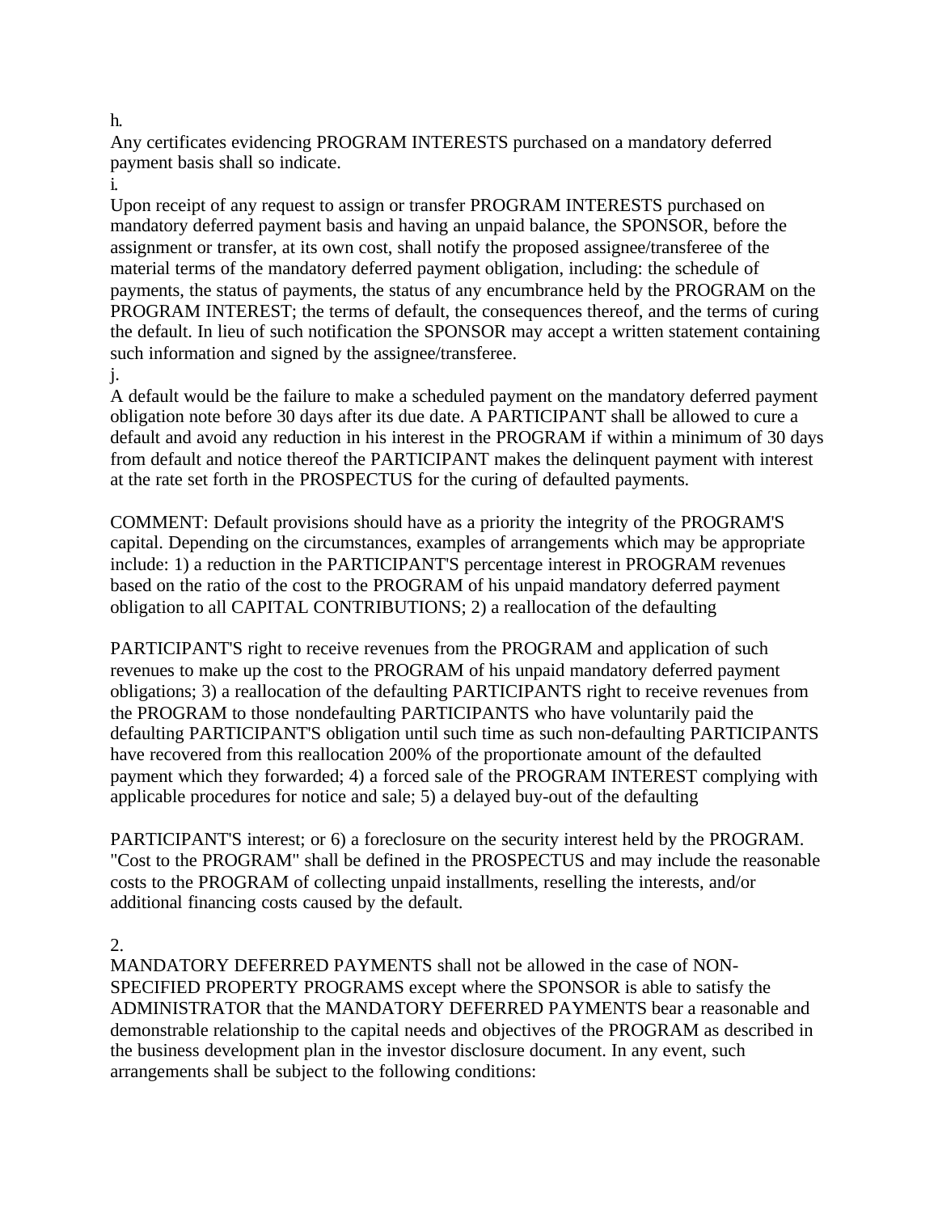h.

Any certificates evidencing PROGRAM INTERESTS purchased on a mandatory deferred payment basis shall so indicate.

i.

Upon receipt of any request to assign or transfer PROGRAM INTERESTS purchased on mandatory deferred payment basis and having an unpaid balance, the SPONSOR, before the assignment or transfer, at its own cost, shall notify the proposed assignee/transferee of the material terms of the mandatory deferred payment obligation, including: the schedule of payments, the status of payments, the status of any encumbrance held by the PROGRAM on the PROGRAM INTEREST; the terms of default, the consequences thereof, and the terms of curing the default. In lieu of such notification the SPONSOR may accept a written statement containing such information and signed by the assignee/transferee.

j.

A default would be the failure to make a scheduled payment on the mandatory deferred payment obligation note before 30 days after its due date. A PARTICIPANT shall be allowed to cure a default and avoid any reduction in his interest in the PROGRAM if within a minimum of 30 days from default and notice thereof the PARTICIPANT makes the delinquent payment with interest at the rate set forth in the PROSPECTUS for the curing of defaulted payments.

COMMENT: Default provisions should have as a priority the integrity of the PROGRAM'S capital. Depending on the circumstances, examples of arrangements which may be appropriate include: 1) a reduction in the PARTICIPANT'S percentage interest in PROGRAM revenues based on the ratio of the cost to the PROGRAM of his unpaid mandatory deferred payment obligation to all CAPITAL CONTRIBUTIONS; 2) a reallocation of the defaulting PARTICIPANT'S right to receive revenues from the PROGRAM and application of such revenues to make up the cost to the PROGRAM of his unpaid mandatory deferred payment obligations; 3) a reallocation of the defaulting PARTICIPANTS right to receive revenues from the PROGRAM to those nondefaulting PARTICIPANTS who have voluntarily paid the defaulting PARTICIPANT'S obligation until such time as such non-defaulting PARTICIPANTS have recovered from this reallocation 200% of the proportionate amount of the defaulted payment which they forwarded; 4) a forced sale of the PROGRAM INTEREST complying with applicable procedures for notice and sale; 5) a delayed buy-out of the defaulting PARTICIPANT'S interest; or 6) a foreclosure on the security interest held by the PROGRAM. "Cost to the PROGRAM" shall be defined in the PROSPECTUS and may include the reasonable costs to the PROGRAM of collecting unpaid installments, reselling the interests, and/or additional financing costs caused by the default.

2.

MANDATORY DEFERRED PAYMENTS shall not be allowed in the case of NON-SPECIFIED PROPERTY PROGRAMS except where the SPONSOR is able to satisfy the ADMINISTRATOR that the MANDATORY DEFERRED PAYMENTS bear a reasonable and demonstrable relationship to the capital needs and objectives of the PROGRAM as described in the business development plan in the investor disclosure document. In any event, such arrangements shall be subject to the following conditions: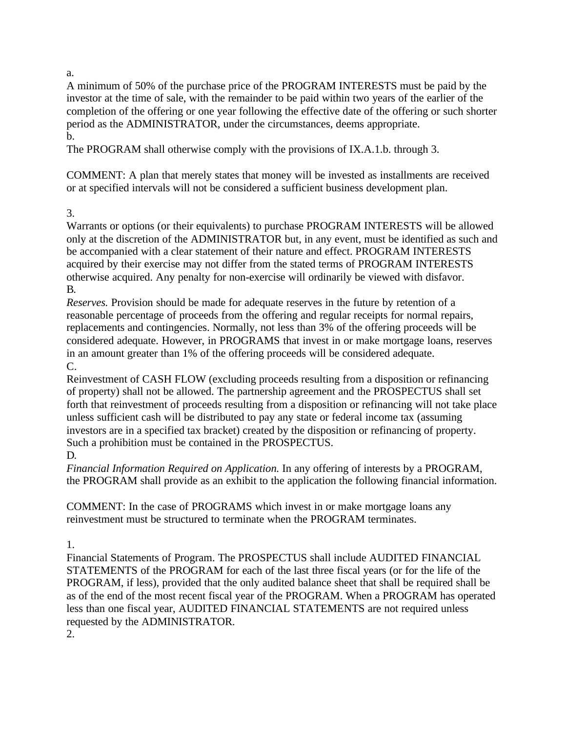a.

A minimum of 50% of the purchase price of the PROGRAM INTERESTS must be paid by the investor at the time of sale, with the remainder to be paid within two years of the earlier of the completion of the offering or one year following the effective date of the offering or such shorter period as the ADMINISTRATOR, under the circumstances, deems appropriate.

b.

The PROGRAM shall otherwise comply with the provisions of IX.A.1.b. through 3.

COMMENT: A plan that merely states that money will be invested as installments are received or at specified intervals will not be considered a sufficient business development plan.

3.

Warrants or options (or their equivalents) to purchase PROGRAM INTERESTS will be allowed only at the discretion of the ADMINISTRATOR but, in any event, must be identified as such and be accompanied with a clear statement of their nature and effect. PROGRAM INTERESTS acquired by their exercise may not differ from the stated terms of PROGRAM INTERESTS otherwise acquired. Any penalty for non-exercise will ordinarily be viewed with disfavor.

B.

*Reserves.* Provision should be made for adequate reserves in the future by retention of a reasonable percentage of proceeds from the offering and regular receipts for normal repairs, replacements and contingencies. Normally, not less than 3% of the offering proceeds will be considered adequate. However, in PROGRAMS that invest in or make mortgage loans, reserves in an amount greater than 1% of the offering proceeds will be considered adequate.

C.

Reinvestment of CASH FLOW (excluding proceeds resulting from a disposition or refinancing of property) shall not be allowed. The partnership agreement and the PROSPECTUS shall set forth that reinvestment of proceeds resulting from a disposition or refinancing will not take place unless sufficient cash will be distributed to pay any state or federal income tax (assuming investors are in a specified tax bracket) created by the disposition or refinancing of property. Such a prohibition must be contained in the PROSPECTUS.

D.

*Financial Information Required on Application.* In any offering of interests by a PROGRAM, the PROGRAM shall provide as an exhibit to the application the following financial information.

COMMENT: In the case of PROGRAMS which invest in or make mortgage loans any reinvestment must be structured to terminate when the PROGRAM terminates.

1.

Financial Statements of Program. The PROSPECTUS shall include AUDITED FINANCIAL STATEMENTS of the PROGRAM for each of the last three fiscal years (or for the life of the PROGRAM, if less), provided that the only audited balance sheet that shall be required shall be as of the end of the most recent fiscal year of the PROGRAM. When a PROGRAM has operated less than one fiscal year, AUDITED FINANCIAL STATEMENTS are not required unless requested by the ADMINISTRATOR.

2.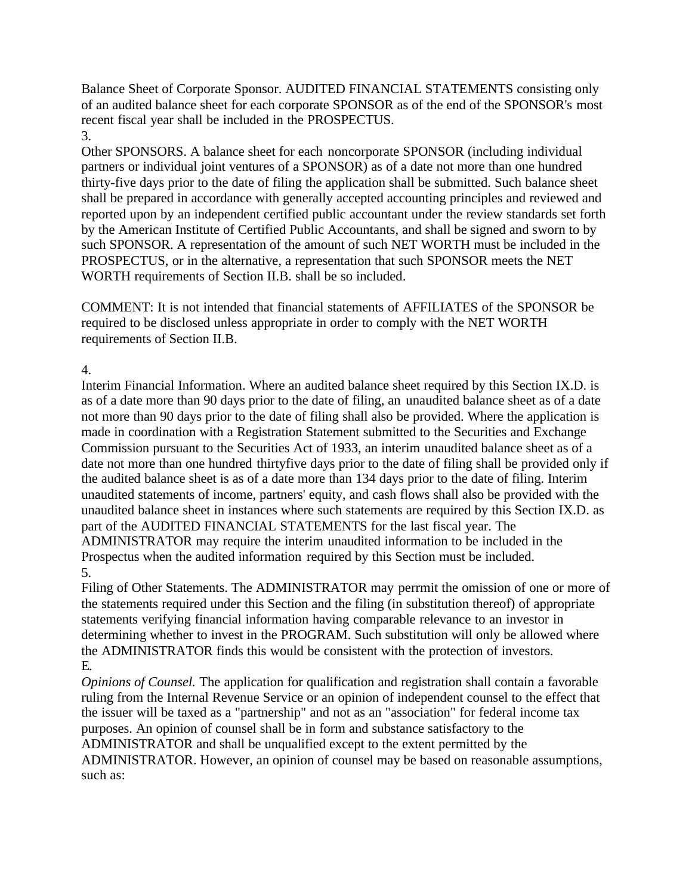Balance Sheet of Corporate Sponsor. AUDITED FINANCIAL STATEMENTS consisting only of an audited balance sheet for each corporate SPONSOR as of the end of the SPONSOR's most recent fiscal year shall be included in the PROSPECTUS.

3.

Other SPONSORS. A balance sheet for each noncorporate SPONSOR (including individual partners or individual joint ventures of a SPONSOR) as of a date not more than one hundred thirty-five days prior to the date of filing the application shall be submitted. Such balance sheet shall be prepared in accordance with generally accepted accounting principles and reviewed and reported upon by an independent certified public accountant under the review standards set forth by the American Institute of Certified Public Accountants, and shall be signed and sworn to by such SPONSOR. A representation of the amount of such NET WORTH must be included in the PROSPECTUS, or in the alternative, a representation that such SPONSOR meets the NET WORTH requirements of Section II.B. shall be so included.

COMMENT: It is not intended that financial statements of AFFILIATES of the SPONSOR be required to be disclosed unless appropriate in order to comply with the NET WORTH requirements of Section II.B.

4.

Interim Financial Information. Where an audited balance sheet required by this Section IX.D. is as of a date more than 90 days prior to the date of filing, an unaudited balance sheet as of a date not more than 90 days prior to the date of filing shall also be provided. Where the application is made in coordination with a Registration Statement submitted to the Securities and Exchange Commission pursuant to the Securities Act of 1933, an interim unaudited balance sheet as of a date not more than one hundred thirtyfive days prior to the date of filing shall be provided only if the audited balance sheet is as of a date more than 134 days prior to the date of filing. Interim unaudited statements of income, partners' equity, and cash flows shall also be provided with the unaudited balance sheet in instances where such statements are required by this Section IX.D. as part of the AUDITED FINANCIAL STATEMENTS for the last fiscal year. The ADMINISTRATOR may require the interim unaudited information to be included in the Prospectus when the audited information required by this Section must be included.

5.

Filing of Other Statements. The ADMINISTRATOR may perrmit the omission of one or more of the statements required under this Section and the filing (in substitution thereof) of appropriate statements verifying financial information having comparable relevance to an investor in determining whether to invest in the PROGRAM. Such substitution will only be allowed where the ADMINISTRATOR finds this would be consistent with the protection of investors.

E.

*Opinions of Counsel.* The application for qualification and registration shall contain a favorable ruling from the Internal Revenue Service or an opinion of independent counsel to the effect that the issuer will be taxed as a "partnership" and not as an "association" for federal income tax purposes. An opinion of counsel shall be in form and substance satisfactory to the ADMINISTRATOR and shall be unqualified except to the extent permitted by the ADMINISTRATOR. However, an opinion of counsel may be based on reasonable assumptions, such as: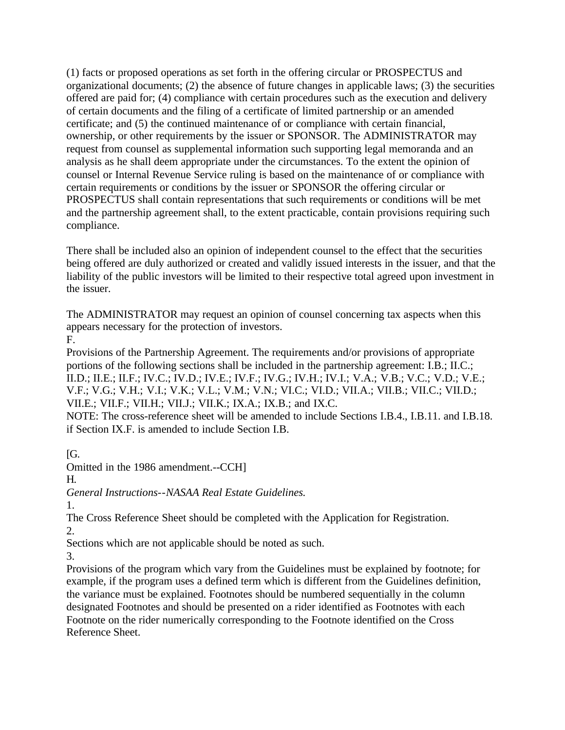(1) facts or proposed operations as set forth in the offering circular or PROSPECTUS and organizational documents; (2) the absence of future changes in applicable laws; (3) the securities offered are paid for; (4) compliance with certain procedures such as the execution and delivery of certain documents and the filing of a certificate of limited partnership or an amended certificate; and (5) the continued maintenance of or compliance with certain financial, ownership, or other requirements by the issuer or SPONSOR. The ADMINISTRATOR may request from counsel as supplemental information such supporting legal memoranda and an analysis as he shall deem appropriate under the circumstances. To the extent the opinion of counsel or Internal Revenue Service ruling is based on the maintenance of or compliance with certain requirements or conditions by the issuer or SPONSOR the offering circular or PROSPECTUS shall contain representations that such requirements or conditions will be met and the partnership agreement shall, to the extent practicable, contain provisions requiring such compliance.

There shall be included also an opinion of independent counsel to the effect that the securities being offered are duly authorized or created and validly issued interests in the issuer, and that the liability of the public investors will be limited to their respective total agreed upon investment in the issuer.

The ADMINISTRATOR may request an opinion of counsel concerning tax aspects when this appears necessary for the protection of investors.

F.

Provisions of the Partnership Agreement. The requirements and/or provisions of appropriate portions of the following sections shall be included in the partnership agreement: I.B.; II.C.; II.D.; II.E.; II.F.; IV.C.; IV.D.; IV.E.; IV.F.; IV.G.; IV.H.; IV.I.; V.A.; V.B.; V.C.; V.D.; V.E.; V.F.; V.G.; V.H.; V.I.; V.K.; V.L.; V.M.; V.N.; VI.C.; VI.D.; VII.A.; VII.B.; VII.C.; VII.D.; VII.E.; VII.F.; VII.H.; VII.J.; VII.K.; IX.A.; IX.B.; and IX.C.

NOTE: The cross-reference sheet will be amended to include Sections I.B.4., I.B.11. and I.B.18. if Section IX.F. is amended to include Section I.B.

[G.

Omitted in the 1986 amendment.--CCH]

H.

*General Instructions--NASAA Real Estate Guidelines.*

1.

The Cross Reference Sheet should be completed with the Application for Registration.

2.

Sections which are not applicable should be noted as such.

3.

Provisions of the program which vary from the Guidelines must be explained by footnote; for example, if the program uses a defined term which is different from the Guidelines definition, the variance must be explained. Footnotes should be numbered sequentially in the column designated Footnotes and should be presented on a rider identified as Footnotes with each Footnote on the rider numerically corresponding to the Footnote identified on the Cross Reference Sheet.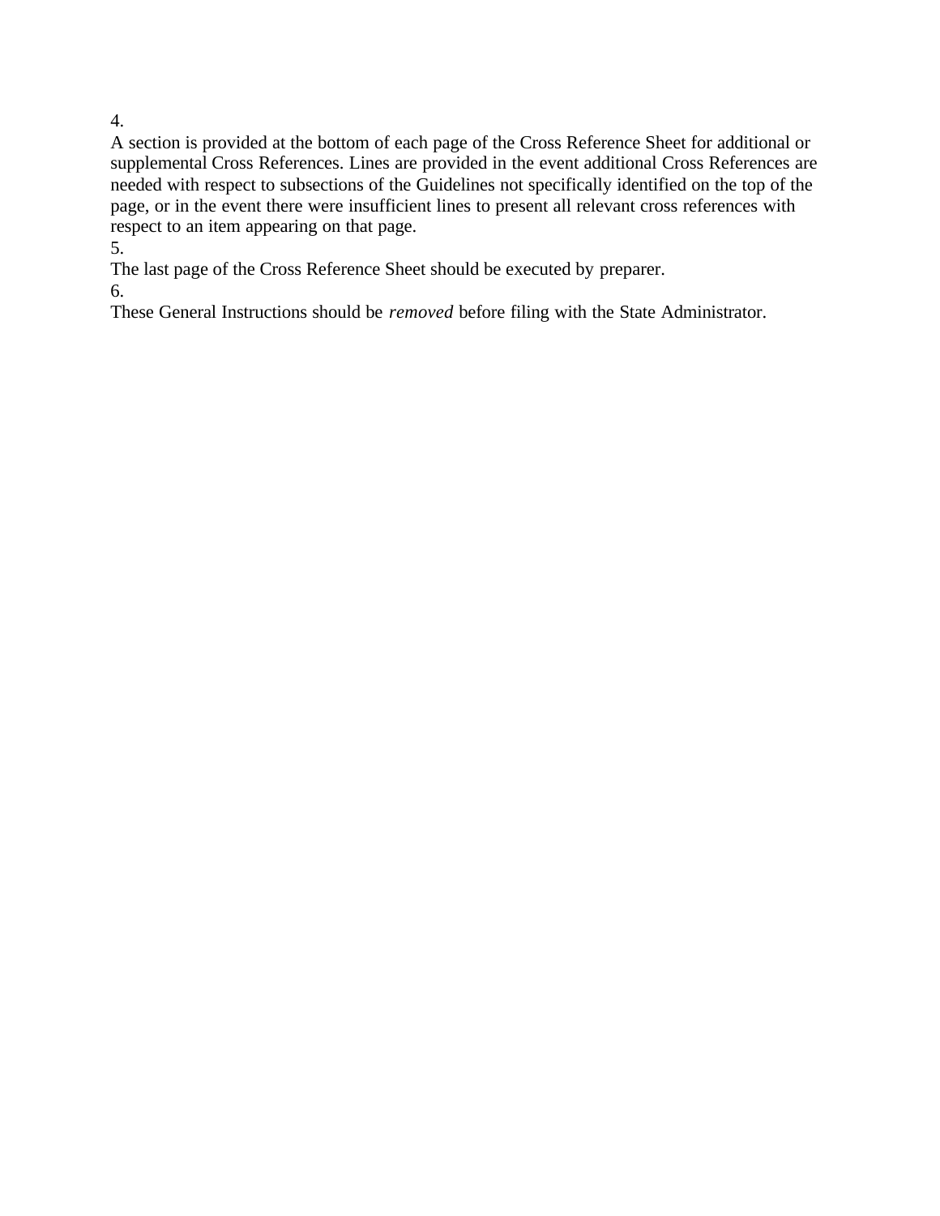4.

A section is provided at the bottom of each page of the Cross Reference Sheet for additional or supplemental Cross References. Lines are provided in the event additional Cross References are needed with respect to subsections of the Guidelines not specifically identified on the top of the page, or in the event there were insufficient lines to present all relevant cross references with respect to an item appearing on that page.

5.

The last page of the Cross Reference Sheet should be executed by preparer.

6.

These General Instructions should be *removed* before filing with the State Administrator.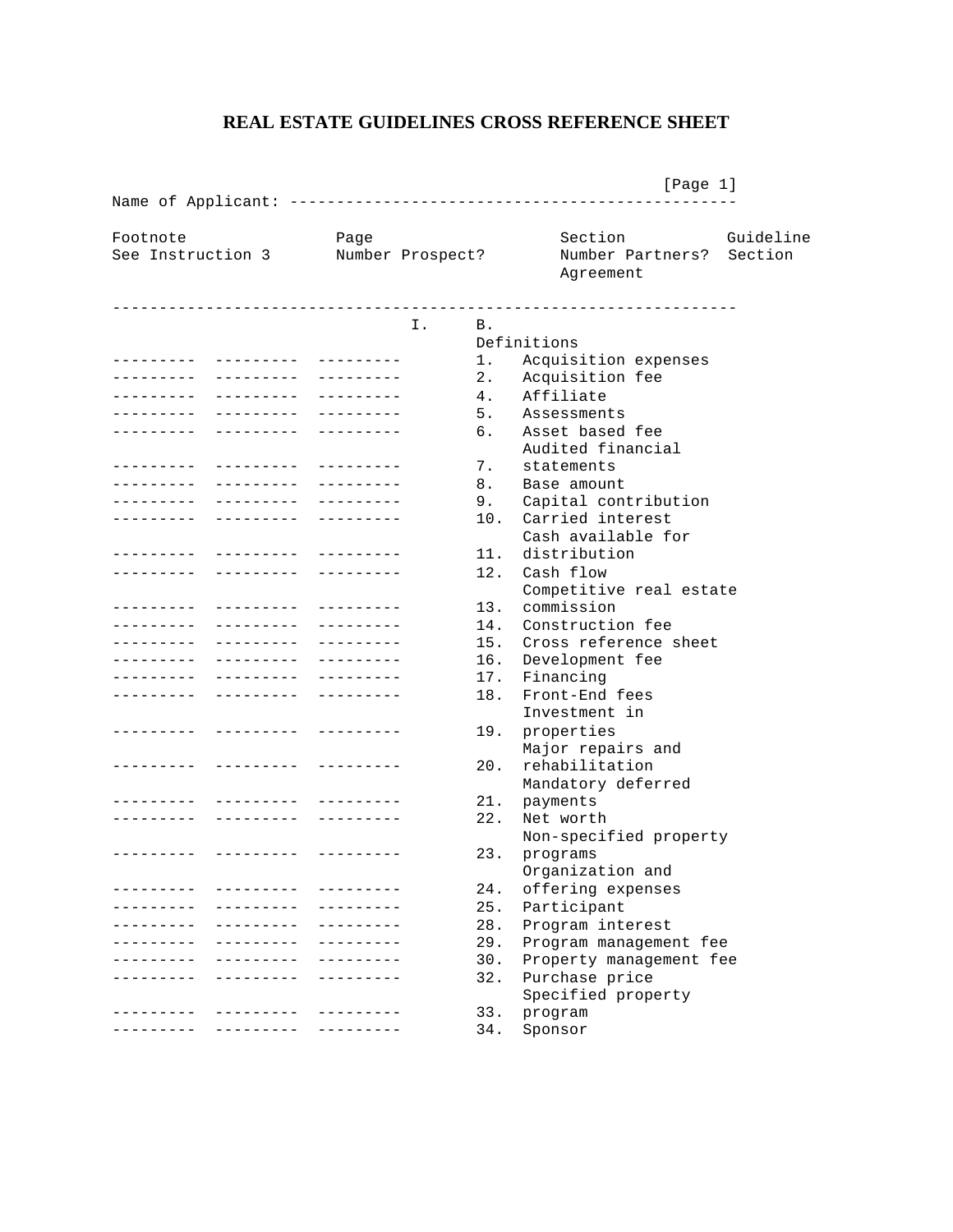# REAL ESTATE GUIDELINES CROSS REFERENCE SHEET

[Page 1]

Name of Applicant: -----------------------------------------------

| Footnote See Instruction 3 | Page Number Prospect? | Section Number Partners? Agreement | Guideline Section |
|---|---|---|---|
| | | | I. B. Definitions |
| --------- | --------- | --------- | 1. Acquisition expenses |
| --------- | --------- | --------- | 2. Acquisition fee |
| --------- | --------- | --------- | 4. Affiliate |
| --------- | --------- | --------- | 5. Assessments |
| --------- | --------- | --------- | 6. Asset based fee |
| --------- | --------- | --------- | 7. Audited financial statements |
| --------- | --------- | --------- | 8. Base amount |
| --------- | --------- | --------- | 9. Capital contribution |
| --------- | --------- | --------- | 10. Carried interest |
| --------- | --------- | --------- | 11. Cash available for distribution |
| --------- | --------- | --------- | 12. Cash flow |
| --------- | --------- | --------- | 13. Competitive real estate commission |
| --------- | --------- | --------- | 14. Construction fee |
| --------- | --------- | --------- | 15. Cross reference sheet |
| --------- | --------- | --------- | 16. Development fee |
| --------- | --------- | --------- | 17. Financing |
| --------- | --------- | --------- | 18. Front-End fees |
| --------- | --------- | --------- | 19. Investment in properties |
| --------- | --------- | --------- | 20. Major repairs and rehabilitation |
| --------- | --------- | --------- | 21. Mandatory deferred payments |
| --------- | --------- | --------- | 22. Net worth |
| --------- | --------- | --------- | 23. Non-specified property programs |
| --------- | --------- | --------- | 24. Organization and offering expenses |
| --------- | --------- | --------- | 25. Participant |
| --------- | --------- | --------- | 28. Program interest |
| --------- | --------- | --------- | 29. Program management fee |
| --------- | --------- | --------- | 30. Property management fee |
| --------- | --------- | --------- | 32. Purchase price |
| --------- | --------- | --------- | 33. Specified property program |
| --------- | --------- | --------- | 34. Sponsor |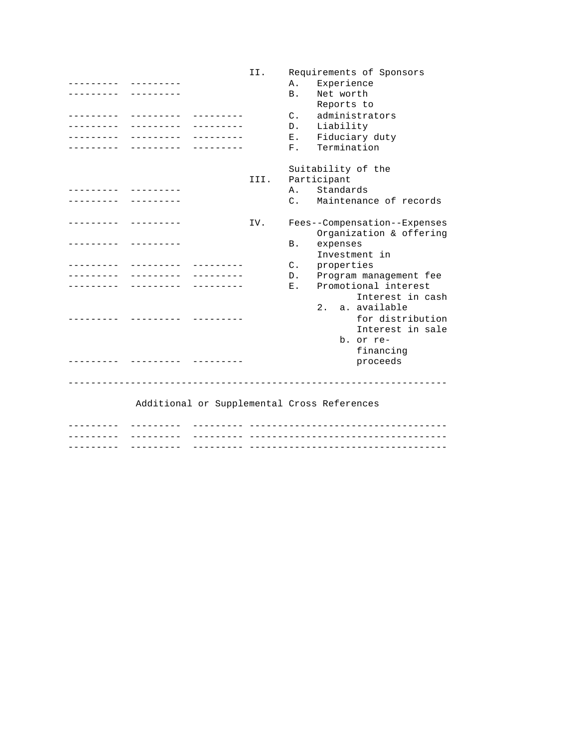| | | | | |
|---|---|---|---|---|
| | | | II. | Requirements of Sponsors |
| --------- | --------- | | | A. Experience |
| --------- | --------- | | | B. Net worth |
| --------- | --------- | --------- | | C. Reports to administrators |
| --------- | --------- | --------- | | D. Liability |
| --------- | --------- | --------- | | E. Fiduciary duty |
| --------- | --------- | --------- | | F. Termination |
| | | | III. | Suitability of the Participant |
| --------- | --------- | | | A. Standards |
| --------- | --------- | | | C. Maintenance of records |
| --------- | --------- | | IV. | Fees--Compensation--Expenses |
| --------- | --------- | | | B. Organization & offering expenses |
| --------- | --------- | --------- | | C. Investment in properties |
| --------- | --------- | --------- | | D. Program management fee |
| --------- | --------- | --------- | | E. Promotional interest |
| --------- | --------- | --------- | | 2. a. Interest in cash available for distribution |
| --------- | --------- | --------- | | b. Interest in sale or re-financing proceeds |

---

Additional or Supplemental Cross References

| | | | |
|---|---|---|---|
| --------- | --------- | --------- | ---------------------------------- |
| --------- | --------- | --------- | ---------------------------------- |
| --------- | --------- | --------- | ---------------------------------- |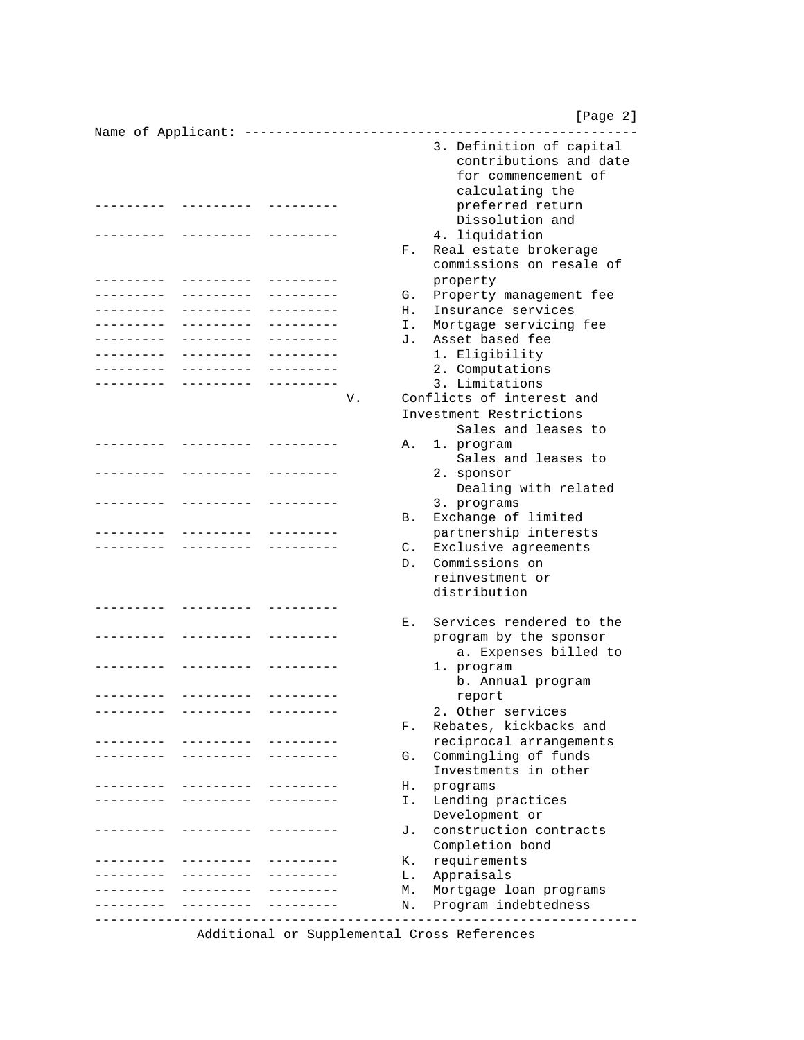Name of Applicant: --------------------------------------------------

| | | | | |
|---|---|---|---|---|
| --------- | --------- | --------- | | 3. Definition of capital contributions and date for commencement of calculating the preferred return |
| --------- | --------- | --------- | | 4. Dissolution and liquidation |
| --------- | --------- | --------- | | F. Real estate brokerage commissions on resale of property |
| --------- | --------- | --------- | | G. Property management fee |
| --------- | --------- | --------- | | H. Insurance services |
| --------- | --------- | --------- | | I. Mortgage servicing fee |
| --------- | --------- | --------- | | J. Asset based fee |
| --------- | --------- | --------- | | 1. Eligibility |
| --------- | --------- | --------- | | 2. Computations |
| --------- | --------- | --------- | | 3. Limitations |
| | | | V. | Conflicts of interest and Investment Restrictions |
| --------- | --------- | --------- | | A. 1. Sales and leases to program |
| --------- | --------- | --------- | | 2. Sales and leases to sponsor |
| --------- | --------- | --------- | | 3. Dealing with related programs |
| --------- | --------- | --------- | | B. Exchange of limited partnership interests |
| --------- | --------- | --------- | | C. Exclusive agreements |
| --------- | --------- | --------- | | D. Commissions on reinvestment or distribution |
| --------- | --------- | --------- | | E. Services rendered to the program by the sponsor |
| --------- | --------- | --------- | | 1. a. Expenses billed to program |
| --------- | --------- | --------- | | b. Annual program report |
| --------- | --------- | --------- | | 2. Other services |
| --------- | --------- | --------- | | F. Rebates, kickbacks and reciprocal arrangements |
| --------- | --------- | --------- | | G. Commingling of funds |
| --------- | --------- | --------- | | H. Investments in other programs |
| --------- | --------- | --------- | | I. Lending practices |
| --------- | --------- | --------- | | J. Development or construction contracts |
| --------- | --------- | --------- | | K. Completion bond requirements |
| --------- | --------- | --------- | | L. Appraisals |
| --------- | --------- | --------- | | M. Mortgage loan programs |
| --------- | --------- | --------- | | N. Program indebtedness |

Additional or Supplemental Cross References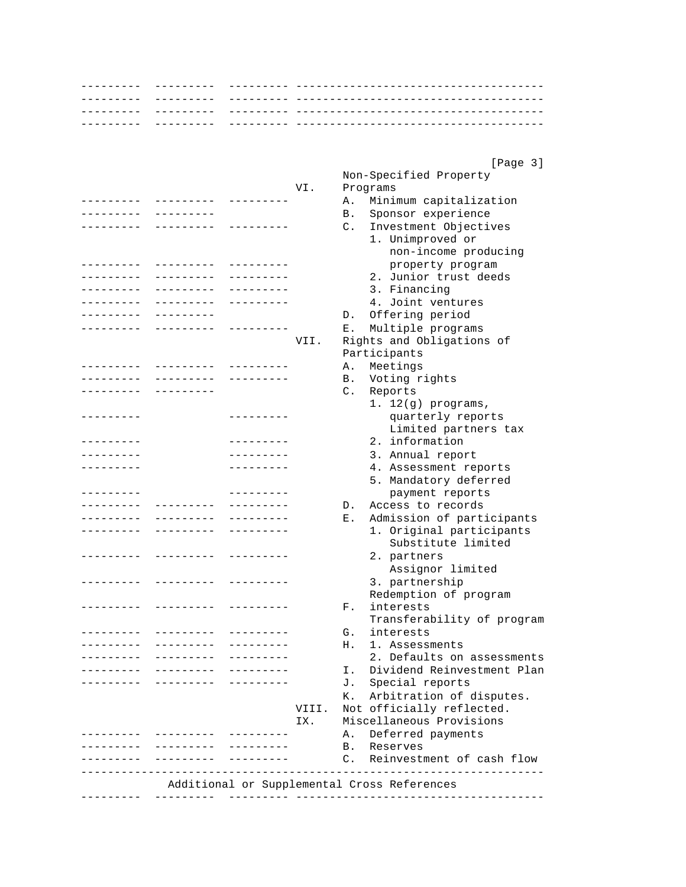| | | | |
|---|---|---|---|
| --------- | --------- | --------- | ----------------------------------- |
| --------- | --------- | --------- | ----------------------------------- |
| --------- | --------- | --------- | ----------------------------------- |
| --------- | --------- | --------- | ----------------------------------- |

[Page 3]

| | | | |
|---|---|---|---|
| | | | VI. Non-Specified Property Programs |
| --------- | --------- | --------- | A. Minimum capitalization |
| --------- | --------- | | B. Sponsor experience |
| --------- | --------- | --------- | C. Investment Objectives |
| --------- | --------- | --------- | 1. Unimproved or non-income producing property program |
| --------- | --------- | --------- | 2. Junior trust deeds |
| --------- | --------- | --------- | 3. Financing |
| --------- | --------- | --------- | 4. Joint ventures |
| --------- | --------- | | D. Offering period |
| --------- | --------- | --------- | E. Multiple programs |
| | | | VII. Rights and Obligations of Participants |
| --------- | --------- | --------- | A. Meetings |
| --------- | --------- | --------- | B. Voting rights |
| --------- | --------- | | C. Reports |
| --------- | | --------- | 1. 12(g) programs, quarterly reports |
| --------- | | --------- | 2. Limited partners tax information |
| --------- | | --------- | 3. Annual report |
| --------- | | --------- | 4. Assessment reports |
| --------- | | --------- | 5. Mandatory deferred payment reports |
| --------- | --------- | --------- | D. Access to records |
| --------- | --------- | --------- | E. Admission of participants |
| --------- | --------- | --------- | 1. Original participants |
| --------- | --------- | --------- | 2. Substitute limited partners |
| --------- | --------- | --------- | 3. Assignor limited partnership |
| --------- | --------- | --------- | F. Redemption of program interests |
| --------- | --------- | --------- | G. Transferability of program interests |
| --------- | --------- | --------- | H. 1. Assessments |
| --------- | --------- | --------- | 2. Defaults on assessments |
| --------- | --------- | --------- | I. Dividend Reinvestment Plan |
| --------- | --------- | --------- | J. Special reports |
| | | | K. Arbitration of disputes. |
| | | | VIII. Not officially reflected. |
| | | | IX. Miscellaneous Provisions |
| --------- | --------- | --------- | A. Deferred payments |
| --------- | --------- | --------- | B. Reserves |
| --------- | --------- | --------- | C. Reinvestment of cash flow |

Additional or Supplemental Cross References

| | | | |
|---|---|---|---|
| --------- | --------- | --------- | ----------------------------------- |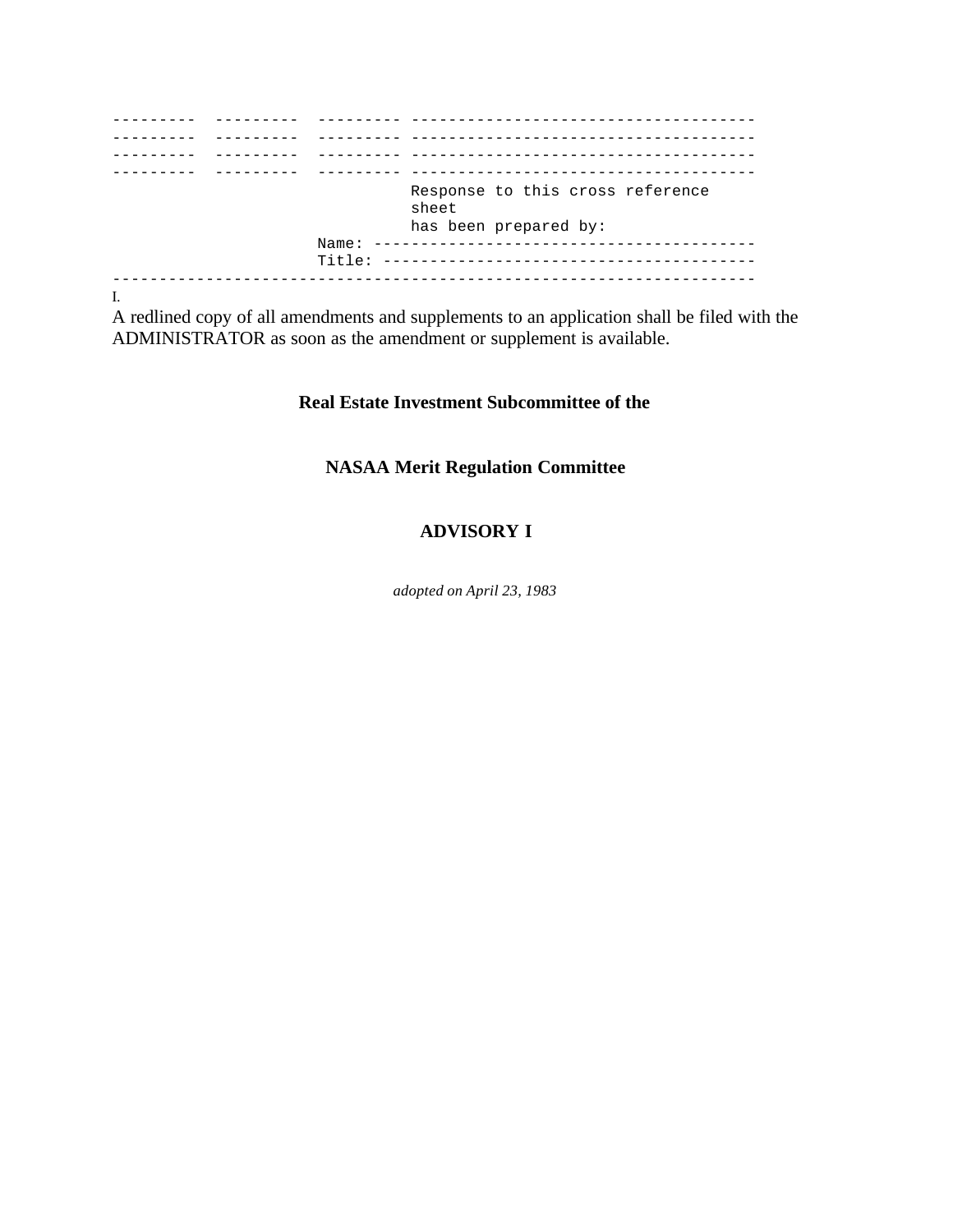```
---------  ---------  --------- ------------------------------------
---------  ---------  --------- ------------------------------------
---------  ---------  --------- ------------------------------------
---------  ---------  --------- ------------------------------------
                                Response to this cross reference
                                sheet
                                has been prepared by:
                      Name: -----------------------------------------
                      Title: ----------------------------------------
----------------------------------------------------------------------
```

I.

A redlined copy of all amendments and supplements to an application shall be filed with the ADMINISTRATOR as soon as the amendment or supplement is available.

**Real Estate Investment Subcommittee of the**

**NASAA Merit Regulation Committee**

**ADVISORY I**

*adopted on April 23, 1983*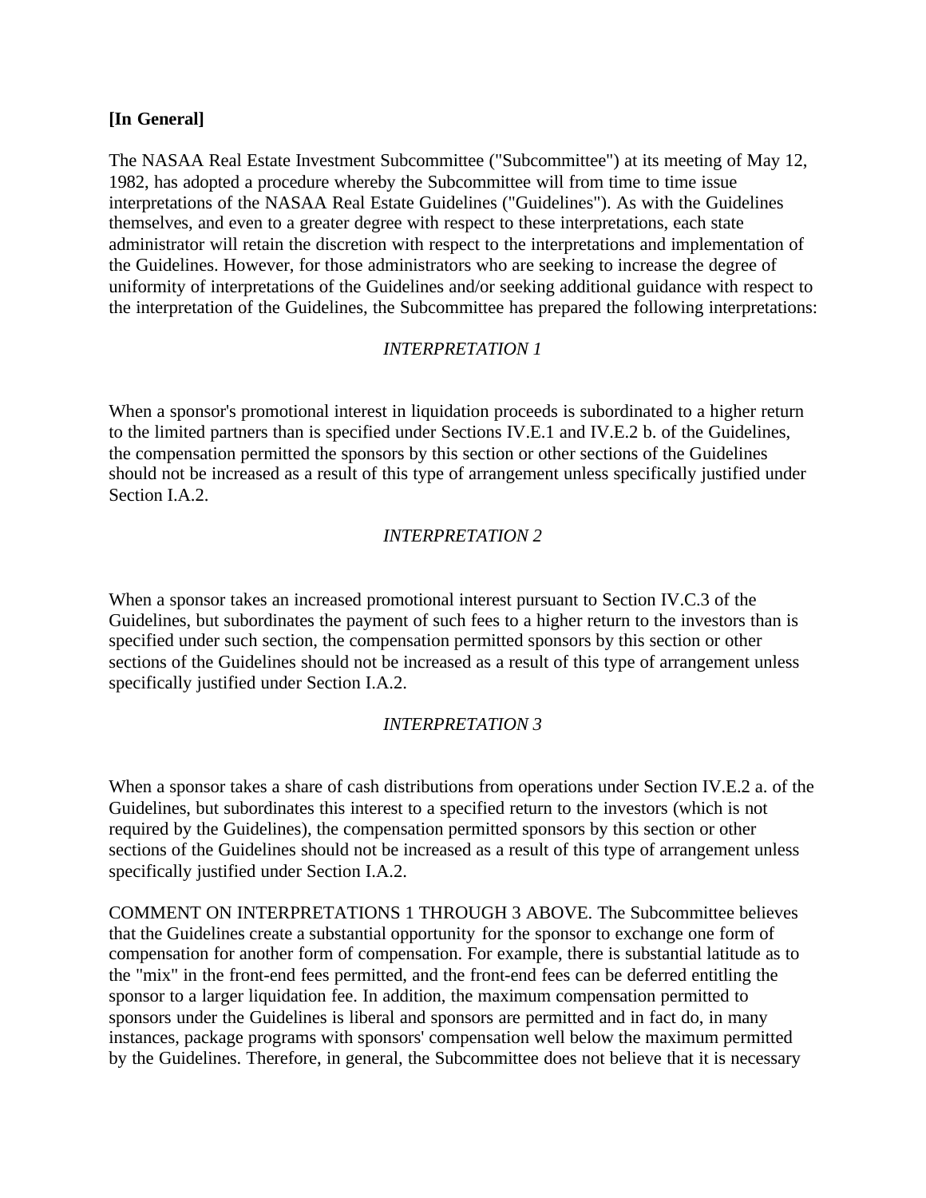**[In General]**

The NASAA Real Estate Investment Subcommittee ("Subcommittee") at its meeting of May 12, 1982, has adopted a procedure whereby the Subcommittee will from time to time issue interpretations of the NASAA Real Estate Guidelines ("Guidelines"). As with the Guidelines themselves, and even to a greater degree with respect to these interpretations, each state administrator will retain the discretion with respect to the interpretations and implementation of the Guidelines. However, for those administrators who are seeking to increase the degree of uniformity of interpretations of the Guidelines and/or seeking additional guidance with respect to the interpretation of the Guidelines, the Subcommittee has prepared the following interpretations:

*INTERPRETATION 1*

When a sponsor's promotional interest in liquidation proceeds is subordinated to a higher return to the limited partners than is specified under Sections IV.E.1 and IV.E.2 b. of the Guidelines, the compensation permitted the sponsors by this section or other sections of the Guidelines should not be increased as a result of this type of arrangement unless specifically justified under Section I.A.2.

*INTERPRETATION 2*

When a sponsor takes an increased promotional interest pursuant to Section IV.C.3 of the Guidelines, but subordinates the payment of such fees to a higher return to the investors than is specified under such section, the compensation permitted sponsors by this section or other sections of the Guidelines should not be increased as a result of this type of arrangement unless specifically justified under Section I.A.2.

*INTERPRETATION 3*

When a sponsor takes a share of cash distributions from operations under Section IV.E.2 a. of the Guidelines, but subordinates this interest to a specified return to the investors (which is not required by the Guidelines), the compensation permitted sponsors by this section or other sections of the Guidelines should not be increased as a result of this type of arrangement unless specifically justified under Section I.A.2.

COMMENT ON INTERPRETATIONS 1 THROUGH 3 ABOVE. The Subcommittee believes that the Guidelines create a substantial opportunity for the sponsor to exchange one form of compensation for another form of compensation. For example, there is substantial latitude as to the "mix" in the front-end fees permitted, and the front-end fees can be deferred entitling the sponsor to a larger liquidation fee. In addition, the maximum compensation permitted to sponsors under the Guidelines is liberal and sponsors are permitted and in fact do, in many instances, package programs with sponsors' compensation well below the maximum permitted by the Guidelines. Therefore, in general, the Subcommittee does not believe that it is necessary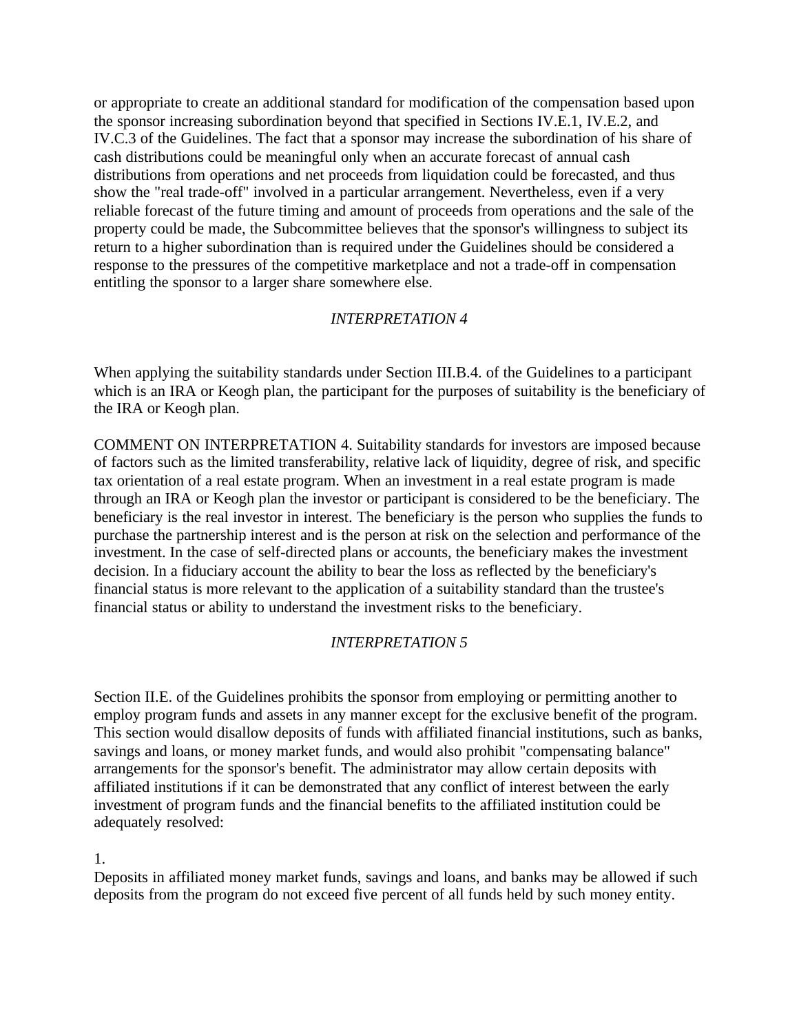or appropriate to create an additional standard for modification of the compensation based upon the sponsor increasing subordination beyond that specified in Sections IV.E.1, IV.E.2, and IV.C.3 of the Guidelines. The fact that a sponsor may increase the subordination of his share of cash distributions could be meaningful only when an accurate forecast of annual cash distributions from operations and net proceeds from liquidation could be forecasted, and thus show the "real trade-off" involved in a particular arrangement. Nevertheless, even if a very reliable forecast of the future timing and amount of proceeds from operations and the sale of the property could be made, the Subcommittee believes that the sponsor's willingness to subject its return to a higher subordination than is required under the Guidelines should be considered a response to the pressures of the competitive marketplace and not a trade-off in compensation entitling the sponsor to a larger share somewhere else.

*INTERPRETATION 4*

When applying the suitability standards under Section III.B.4. of the Guidelines to a participant which is an IRA or Keogh plan, the participant for the purposes of suitability is the beneficiary of the IRA or Keogh plan.

COMMENT ON INTERPRETATION 4. Suitability standards for investors are imposed because of factors such as the limited transferability, relative lack of liquidity, degree of risk, and specific tax orientation of a real estate program. When an investment in a real estate program is made through an IRA or Keogh plan the investor or participant is considered to be the beneficiary. The beneficiary is the real investor in interest. The beneficiary is the person who supplies the funds to purchase the partnership interest and is the person at risk on the selection and performance of the investment. In the case of self-directed plans or accounts, the beneficiary makes the investment decision. In a fiduciary account the ability to bear the loss as reflected by the beneficiary's financial status is more relevant to the application of a suitability standard than the trustee's financial status or ability to understand the investment risks to the beneficiary.

*INTERPRETATION 5*

Section II.E. of the Guidelines prohibits the sponsor from employing or permitting another to employ program funds and assets in any manner except for the exclusive benefit of the program. This section would disallow deposits of funds with affiliated financial institutions, such as banks, savings and loans, or money market funds, and would also prohibit "compensating balance" arrangements for the sponsor's benefit. The administrator may allow certain deposits with affiliated institutions if it can be demonstrated that any conflict of interest between the early investment of program funds and the financial benefits to the affiliated institution could be adequately resolved:

1. Deposits in affiliated money market funds, savings and loans, and banks may be allowed if such deposits from the program do not exceed five percent of all funds held by such money entity.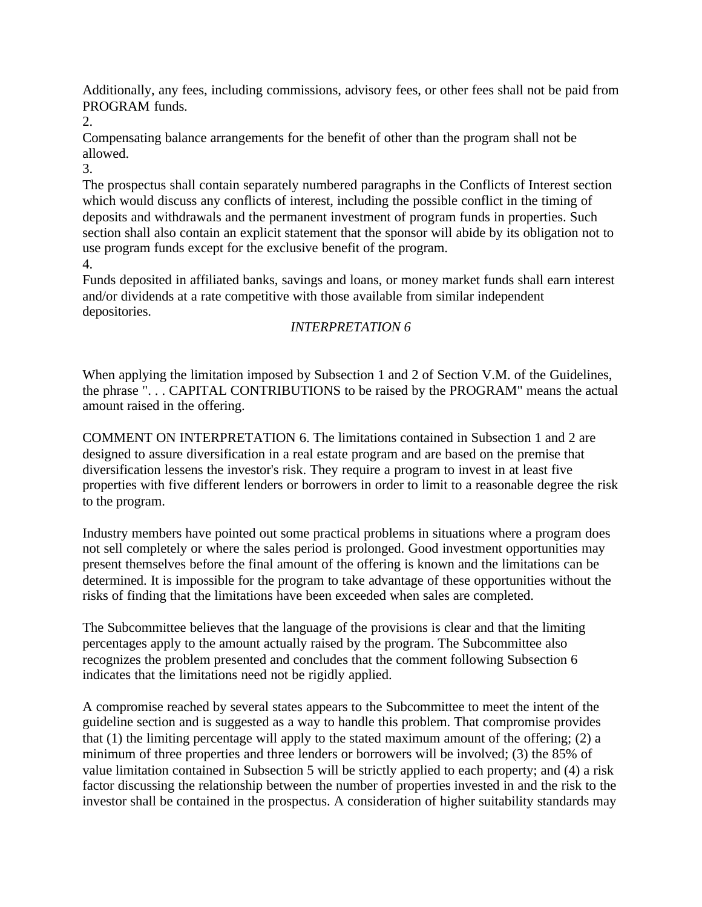Additionally, any fees, including commissions, advisory fees, or other fees shall not be paid from PROGRAM funds.

2.

Compensating balance arrangements for the benefit of other than the program shall not be allowed.

3.

The prospectus shall contain separately numbered paragraphs in the Conflicts of Interest section which would discuss any conflicts of interest, including the possible conflict in the timing of deposits and withdrawals and the permanent investment of program funds in properties. Such section shall also contain an explicit statement that the sponsor will abide by its obligation not to use program funds except for the exclusive benefit of the program.

4.

Funds deposited in affiliated banks, savings and loans, or money market funds shall earn interest and/or dividends at a rate competitive with those available from similar independent depositories.

*INTERPRETATION 6*

When applying the limitation imposed by Subsection 1 and 2 of Section V.M. of the Guidelines, the phrase ". . . CAPITAL CONTRIBUTIONS to be raised by the PROGRAM" means the actual amount raised in the offering.

COMMENT ON INTERPRETATION 6. The limitations contained in Subsection 1 and 2 are designed to assure diversification in a real estate program and are based on the premise that diversification lessens the investor's risk. They require a program to invest in at least five properties with five different lenders or borrowers in order to limit to a reasonable degree the risk to the program.

Industry members have pointed out some practical problems in situations where a program does not sell completely or where the sales period is prolonged. Good investment opportunities may present themselves before the final amount of the offering is known and the limitations can be determined. It is impossible for the program to take advantage of these opportunities without the risks of finding that the limitations have been exceeded when sales are completed.

The Subcommittee believes that the language of the provisions is clear and that the limiting percentages apply to the amount actually raised by the program. The Subcommittee also recognizes the problem presented and concludes that the comment following Subsection 6 indicates that the limitations need not be rigidly applied.

A compromise reached by several states appears to the Subcommittee to meet the intent of the guideline section and is suggested as a way to handle this problem. That compromise provides that (1) the limiting percentage will apply to the stated maximum amount of the offering; (2) a minimum of three properties and three lenders or borrowers will be involved; (3) the 85% of value limitation contained in Subsection 5 will be strictly applied to each property; and (4) a risk factor discussing the relationship between the number of properties invested in and the risk to the investor shall be contained in the prospectus. A consideration of higher suitability standards may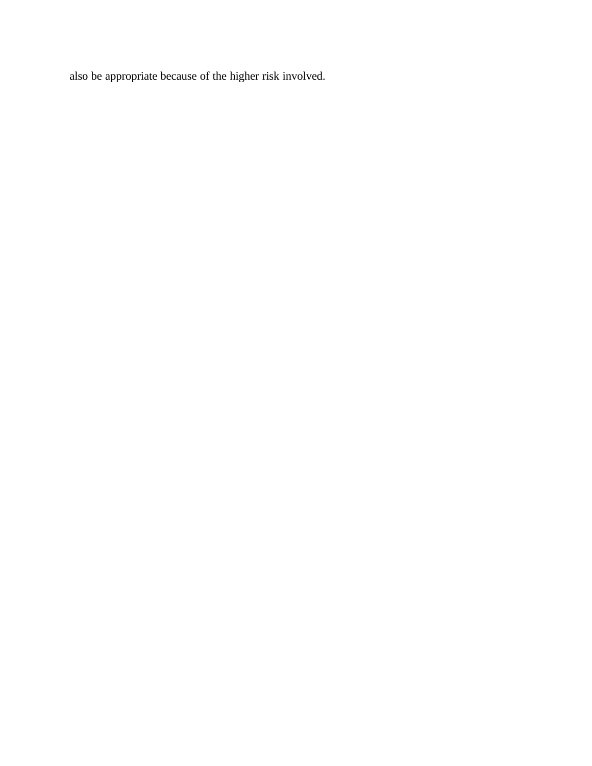also be appropriate because of the higher risk involved.